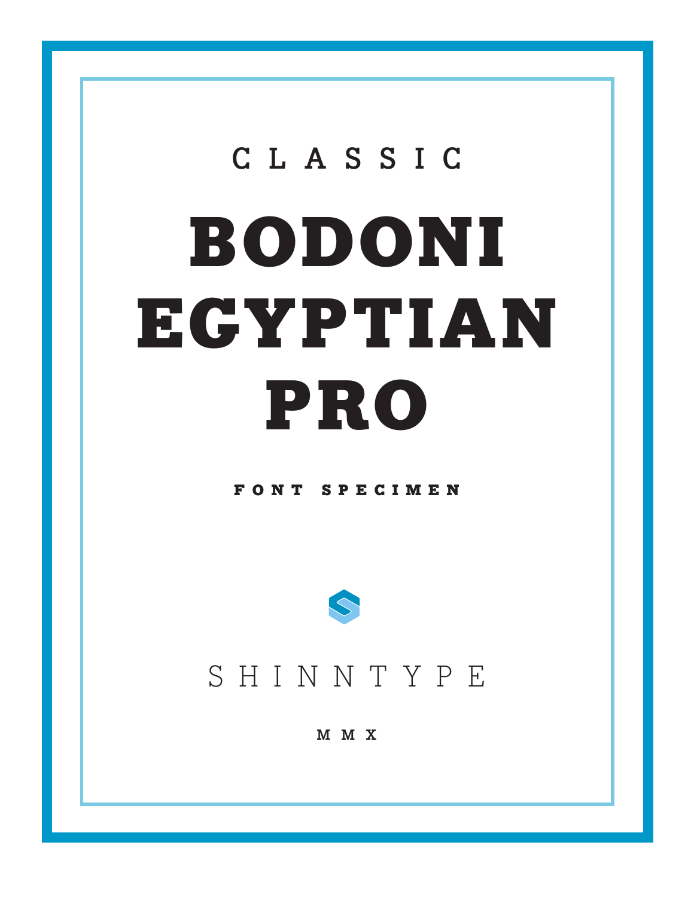CLASSIC

# BODONI EGYPTIAN PRO

FONT SPECIMEN

SHINNTYPE

MMX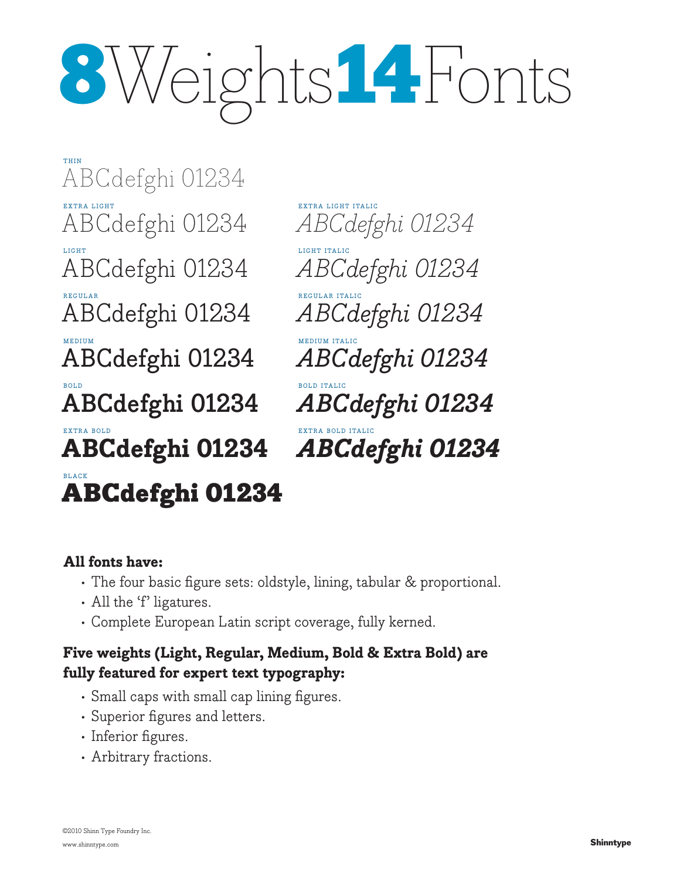# 8 Weights 14 Fonts

THIN
ABCdefghi 01234

EXTRA LIGHT
ABCdefghi 01234

LIGHT
ABCdefghi 01234

REGULAR
ABCdefghi 01234

MEDIUM
ABCdefghi 01234

BOLD
**ABCdefghi 01234**

EXTRA BOLD
**ABCdefghi 01234**

BLACK
**ABCdefghi 01234**

EXTRA LIGHT ITALIC
*ABCdefghi 01234*

LIGHT ITALIC
*ABCdefghi 01234*

REGULAR ITALIC
*ABCdefghi 01234*

MEDIUM ITALIC
*ABCdefghi 01234*

BOLD ITALIC
***ABCdefghi 01234***

EXTRA BOLD ITALIC
***ABCdefghi 01234***

**All fonts have:**

- The four basic figure sets: oldstyle, lining, tabular & proportional.
- All the 'f' ligatures.
- Complete European Latin script coverage, fully kerned.

**Five weights (Light, Regular, Medium, Bold & Extra Bold) are fully featured for expert text typography:**

- Small caps with small cap lining figures.
- Superior figures and letters.
- Inferior figures.
- Arbitrary fractions.

©2010 Shinn Type Foundry Inc.
www.shinntype.com

**Shinntype**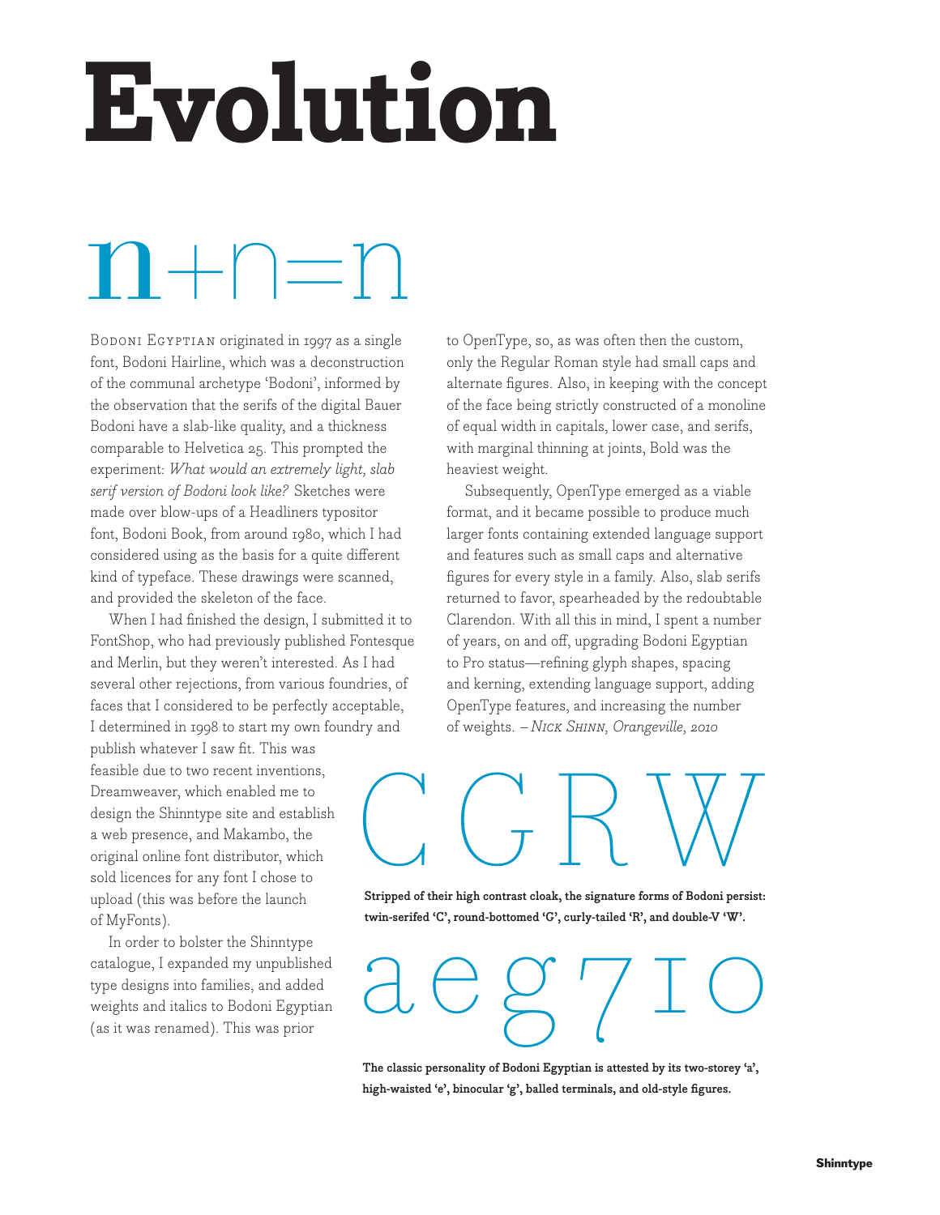# Evolution

n+n=n

Bodoni Egyptian originated in 1997 as a single font, Bodoni Hairline, which was a deconstruction of the communal archetype 'Bodoni', informed by the observation that the serifs of the digital Bauer Bodoni have a slab-like quality, and a thickness comparable to Helvetica 25. This prompted the experiment: *What would an extremely light, slab serif version of Bodoni look like?* Sketches were made over blow-ups of a Headliners typositor font, Bodoni Book, from around 1980, which I had considered using as the basis for a quite different kind of typeface. These drawings were scanned, and provided the skeleton of the face.

When I had finished the design, I submitted it to FontShop, who had previously published Fontesque and Merlin, but they weren't interested. As I had several other rejections, from various foundries, of faces that I considered to be perfectly acceptable, I determined in 1998 to start my own foundry and publish whatever I saw fit. This was feasible due to two recent inventions, Dreamweaver, which enabled me to design the Shinntype site and establish a web presence, and Makambo, the original online font distributor, which sold licences for any font I chose to upload (this was before the launch of MyFonts).

In order to bolster the Shinntype catalogue, I expanded my unpublished type designs into families, and added weights and italics to Bodoni Egyptian (as it was renamed). This was prior to OpenType, so, as was often then the custom, only the Regular Roman style had small caps and alternate figures. Also, in keeping with the concept of the face being strictly constructed of a monoline of equal width in capitals, lower case, and serifs, with marginal thinning at joints, Bold was the heaviest weight.

Subsequently, OpenType emerged as a viable format, and it became possible to produce much larger fonts containing extended language support and features such as small caps and alternative figures for every style in a family. Also, slab serifs returned to favor, spearheaded by the redoubtable Clarendon. With all this in mind, I spent a number of years, on and off, upgrading Bodoni Egyptian to Pro status—refining glyph shapes, spacing and kerning, extending language support, adding OpenType features, and increasing the number of weights. *– Nick Shinn, Orangeville, 2010*

CGRW

**Stripped of their high contrast cloak, the signature forms of Bodoni persist: twin-serifed 'C', round-bottomed 'G', curly-tailed 'R', and double-V 'W'.**

aeg7IO

**The classic personality of Bodoni Egyptian is attested by its two-storey 'a', high-waisted 'e', binocular 'g', balled terminals, and old-style figures.**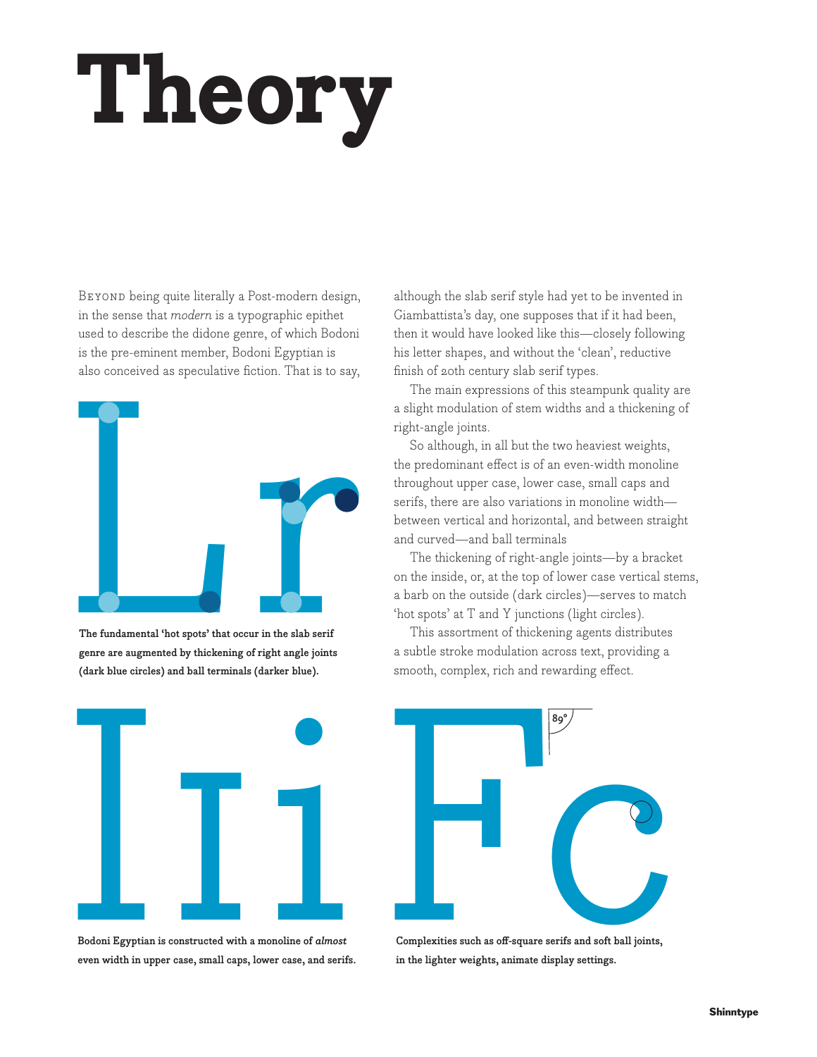# Theory

Beyond being quite literally a Post-modern design, in the sense that *modern* is a typographic epithet used to describe the didone genre, of which Bodoni is the pre-eminent member, Bodoni Egyptian is also conceived as speculative fiction. That is to say, although the slab serif style had yet to be invented in Giambattista's day, one supposes that if it had been, then it would have looked like this—closely following his letter shapes, and without the 'clean', reductive finish of 20th century slab serif types.

The main expressions of this steampunk quality are a slight modulation of stem widths and a thickening of right-angle joints.

So although, in all but the two heaviest weights, the predominant effect is of an even-width monoline throughout upper case, lower case, small caps and serifs, there are also variations in monoline width—between vertical and horizontal, and between straight and curved—and ball terminals

The thickening of right-angle joints—by a bracket on the inside, or, at the top of lower case vertical stems, a barb on the outside (dark circles)—serves to match 'hot spots' at T and Y junctions (light circles).

This assortment of thickening agents distributes a subtle stroke modulation across text, providing a smooth, complex, rich and rewarding effect.

**The fundamental 'hot spots' that occur in the slab serif genre are augmented by thickening of right angle joints (dark blue circles) and ball terminals (darker blue).**

**Bodoni Egyptian is constructed with a monoline of *almost* even width in upper case, small caps, lower case, and serifs.**

**Complexities such as off-square serifs and soft ball joints, in the lighter weights, animate display settings.**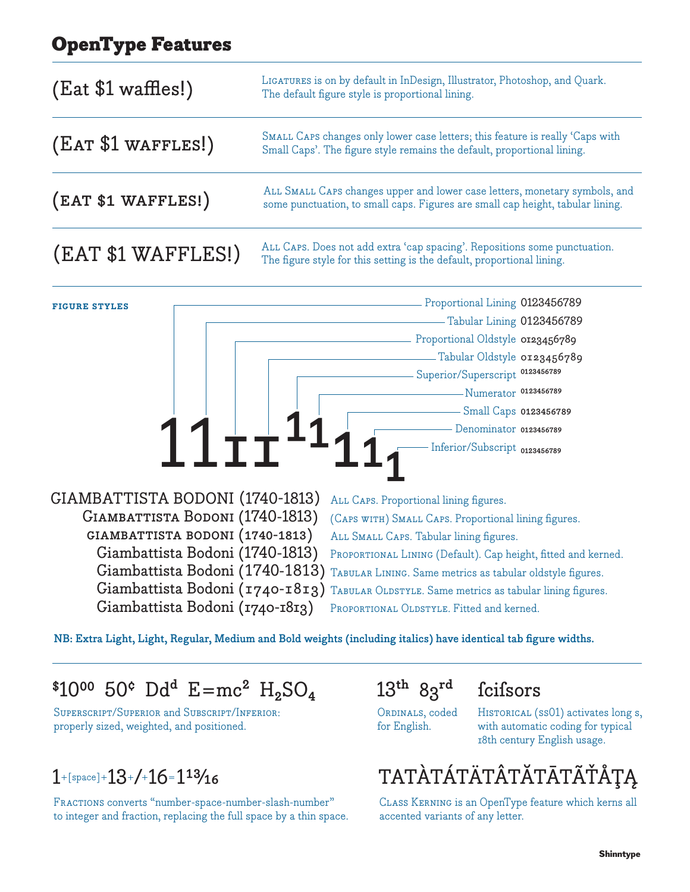# OpenType Features

| | |
|---|---|
| (Eat $1 waffles!) | Ligatures is on by default in InDesign, Illustrator, Photoshop, and Quark. The default figure style is proportional lining. |
| (Eat $1 waffles!) | Small Caps changes only lower case letters; this feature is really ‘Caps with Small Caps’. The figure style remains the default, proportional lining. |
| (eat $1 waffles!) | All Small Caps changes upper and lower case letters, monetary symbols, and some punctuation, to small caps. Figures are small cap height, tabular lining. |
| (EAT $1 WAFFLES!) | All Caps. Does not add extra ‘cap spacing’. Repositions some punctuation. The figure style for this setting is the default, proportional lining. |

**FIGURE STYLES**

- Proportional Lining 0123456789
- Tabular Lining 0123456789
- Proportional Oldstyle 0123456789
- Tabular Oldstyle 0123456789
- Superior/Superscript 0123456789
- Numerator 0123456789
- Small Caps 0123456789
- Denominator 0123456789
- Inferior/Subscript 0123456789

| | |
|---|---|
| GIAMBATTISTA BODONI (1740-1813) | All Caps. Proportional lining figures. |
| Giambattista Bodoni (1740-1813) | (Caps with) Small Caps. Proportional lining figures. |
| giambattista bodoni (1740-1813) | All Small Caps. Tabular lining figures. |
| Giambattista Bodoni (1740-1813) | Proportional Lining (Default). Cap height, fitted and kerned. |
| Giambattista Bodoni (1740-1813) | Tabular Lining. Same metrics as tabular oldstyle figures. |
| Giambattista Bodoni (1740-1813) | Tabular Oldstyle. Same metrics as tabular lining figures. |
| Giambattista Bodoni (1740-1813) | Proportional Oldstyle. Fitted and kerned. |

**NB: Extra Light, Light, Regular, Medium and Bold weights (including italics) have identical tab figure widths.**

$10⁰⁰ 50¢ Dd$^d$ E=mc$^2$ $H_2SO_4$

Superscript/Superior and Subscript/Inferior: properly sized, weighted, and positioned.

13$^{th}$ 83$^{rd}$

Ordinals, coded for English.

ſciſsors

Historical (ss01) activates long s, with automatic coding for typical 18th century English usage.

1+[space]+13+/+16=1 13⁄16

Fractions converts “number-space-number-slash-number” to integer and fraction, replacing the full space by a thin space.

TATÀTÁTÄTÂTĂTĀTÃTŤÅŢĄ

Class Kerning is an OpenType feature which kerns all accented variants of any letter.

**Shinntype**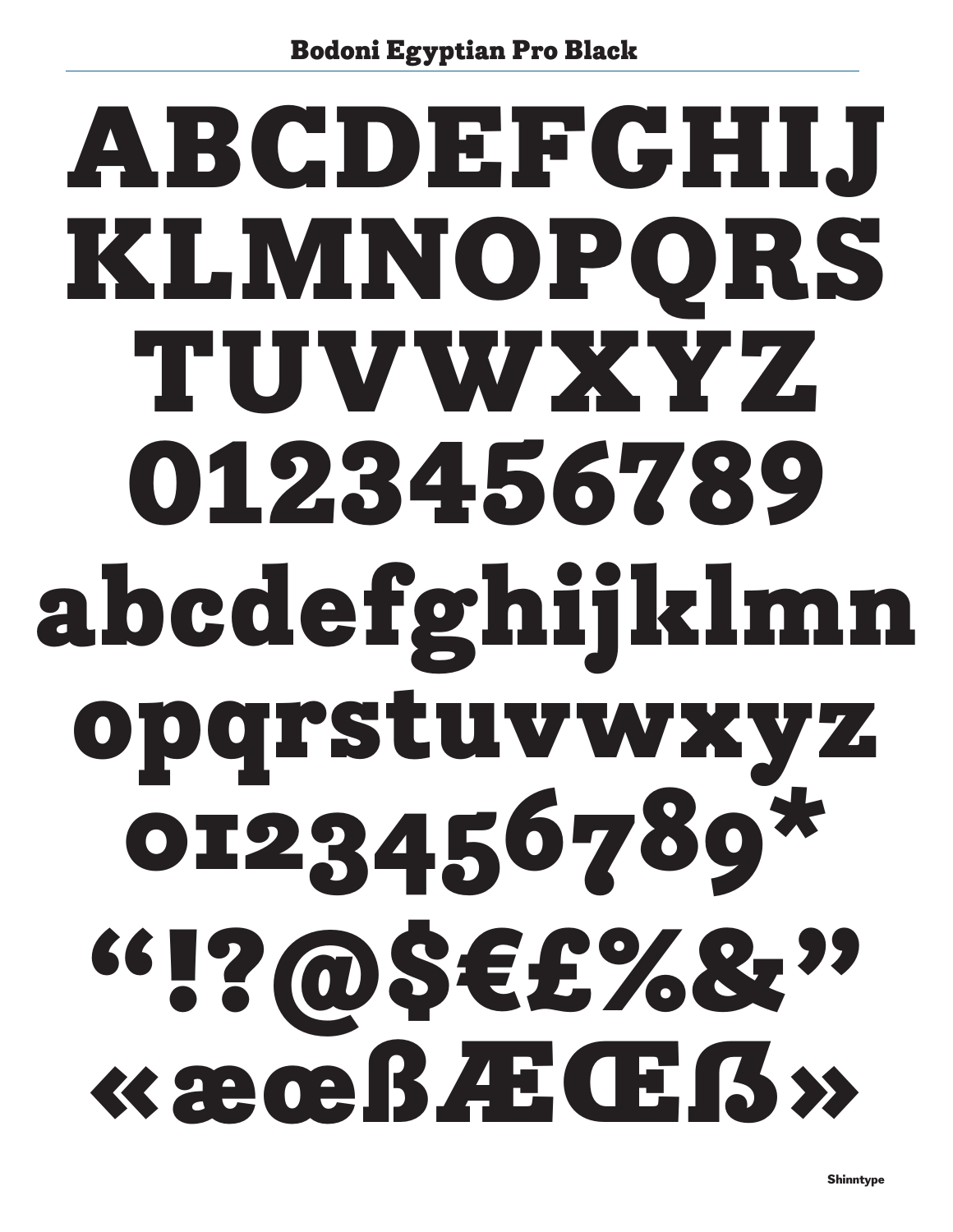## Bodoni Egyptian Pro Black

ABCDEFGHIJ
KLMNOPQRS
TUVWXYZ
0123456789
abcdefghijklmn
opqrstuvwxyz
0123456789*
“!?@$€£%&”
«æœßÆŒẞ»

Shinntype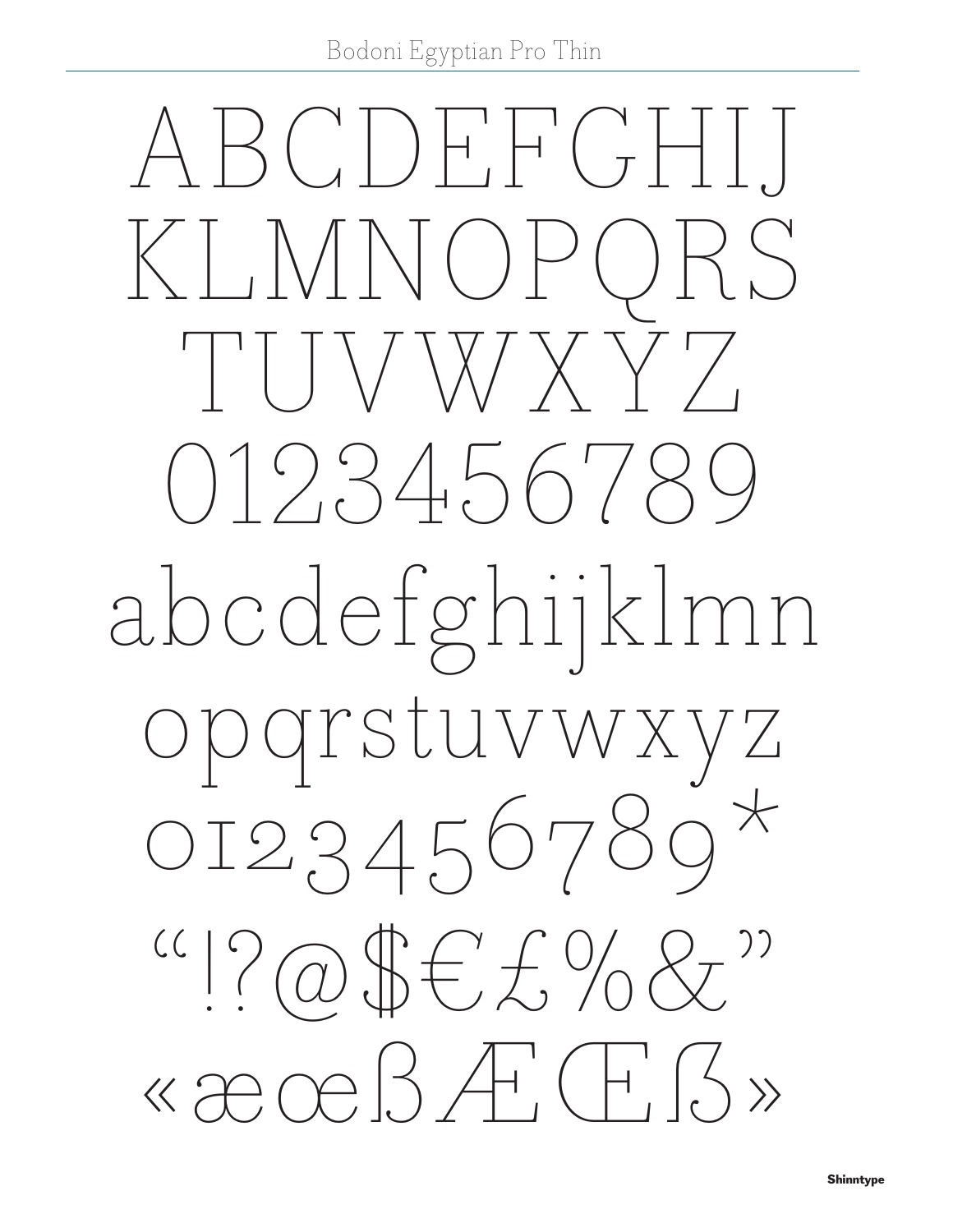Bodoni Egyptian Pro Thin

ABCDEFGHIJ
KLMNOPQRS
TUVWXYZ
0123456789
abcdefghijklmn
opqrstuvwxyz
0123456789*
“!?@$€£%&”
«æœßÆŒß»

Shinntype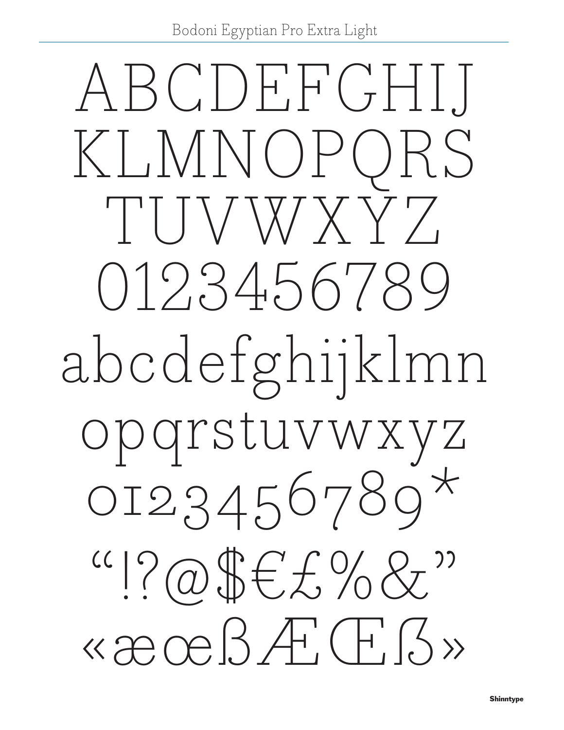Bodoni Egyptian Pro Extra Light

ABCDEFGHIJ
KLMNOPQRS
TUVWXYZ
0123456789
abcdefghijklmn
opqrstuvwxyz
0123456789*
“!?@$€£%&”
«æœßÆŒß»

Shinntype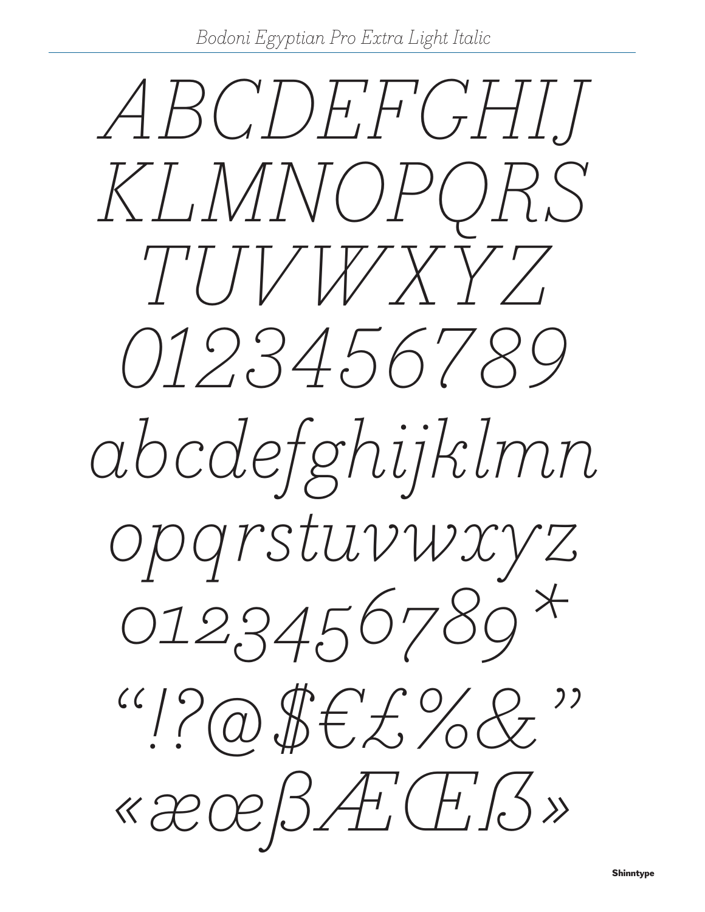*Bodoni Egyptian Pro Extra Light Italic*

*ABCDEFGHIJ*
*KLMNOPQRS*
*TUVWXYZ*
*0123456789*
*abcdefghijklmn*
*opqrstuvwxyz*
*0123456789*
*“!?@$€£%&”*
*«æœßÆŒẞ»*

**Shinntype**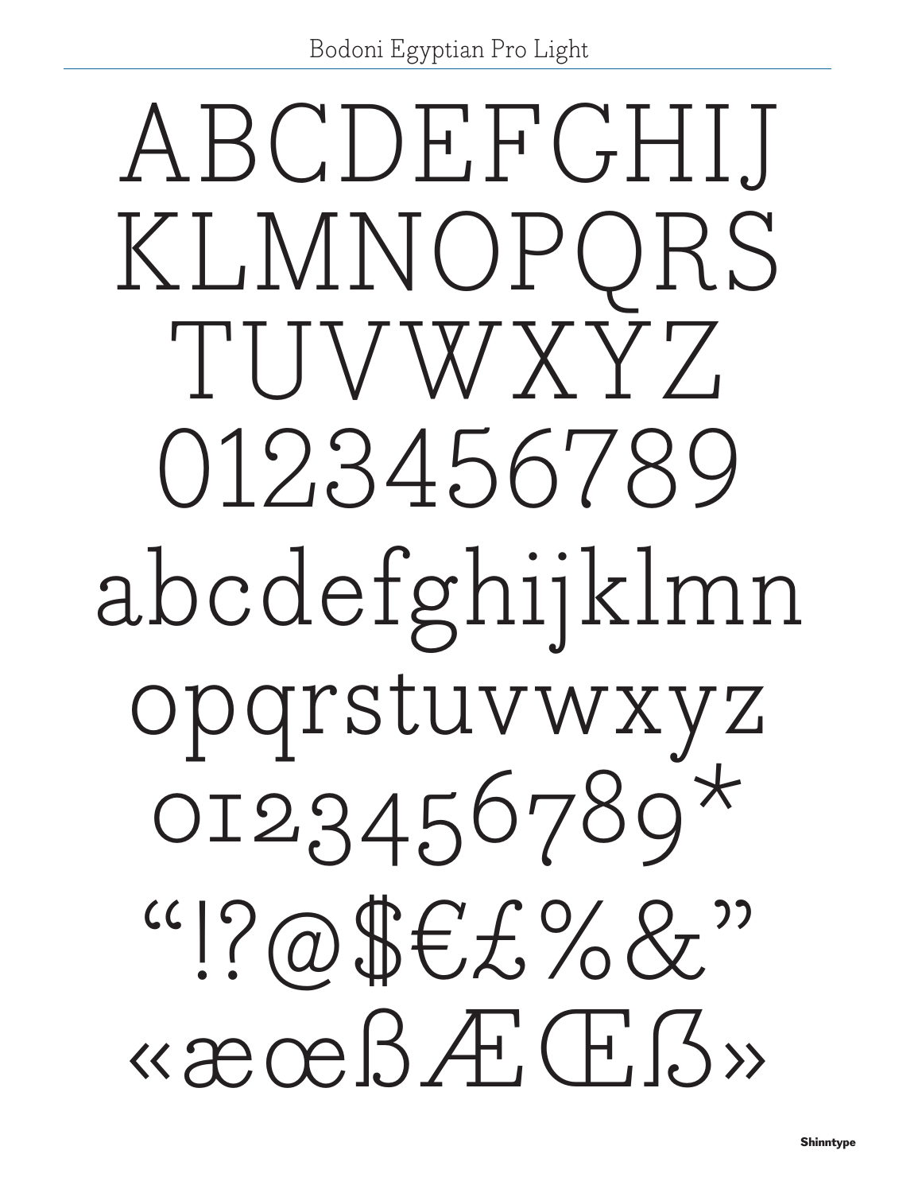Bodoni Egyptian Pro Light

ABCDEFGHIJ
KLMNOPQRS
TUVWXYZ
0123456789
abcdefghijklmn
opqrstuvwxyz
0123456789*
“!?@$€£%&”
«æœßÆŒß»

Shinntype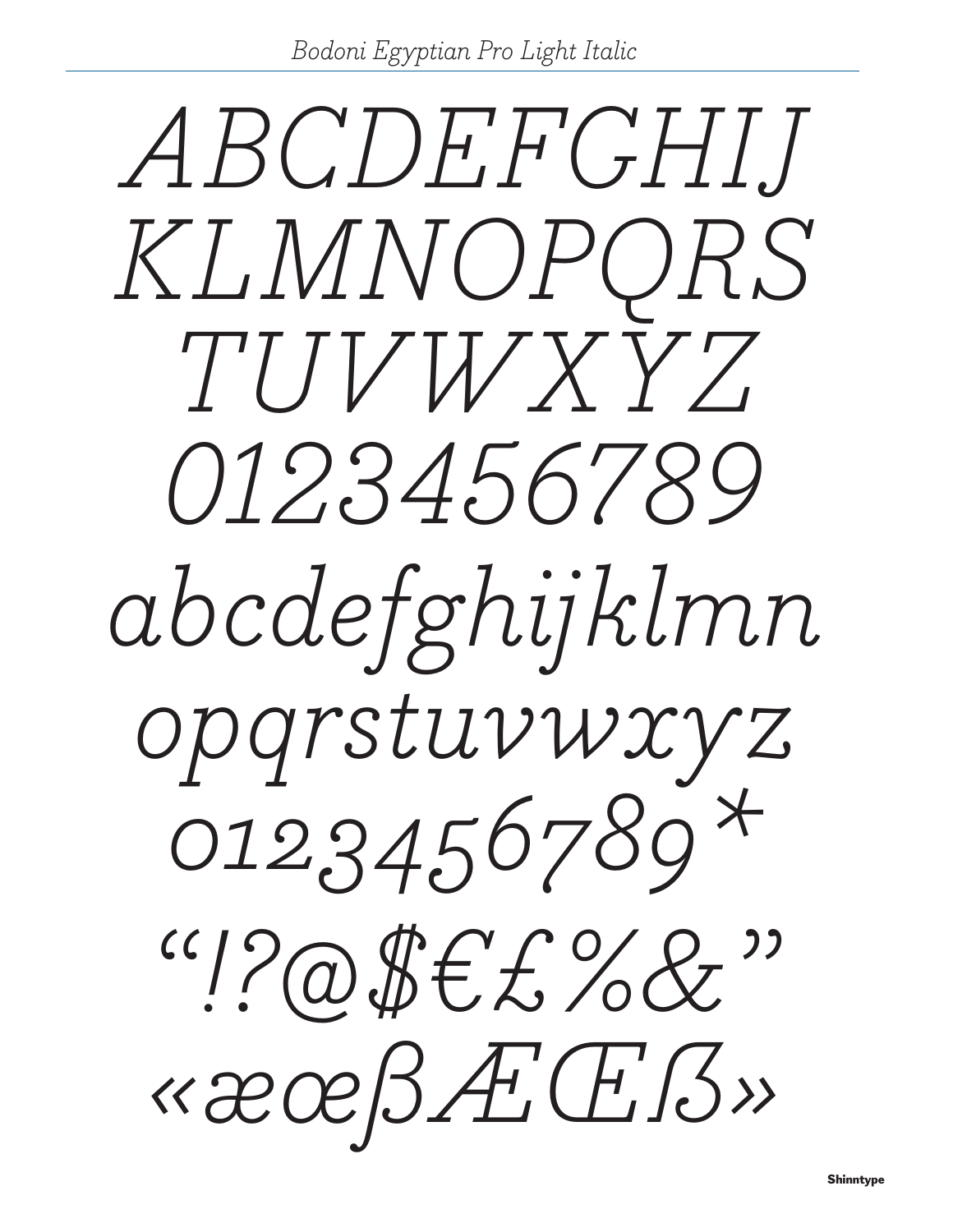*Bodoni Egyptian Pro Light Italic*

*ABCDEFGHIJ*
*KLMNOPQRS*
*TUVWXYZ*
*0123456789*
*abcdefghijklmn*
*opqrstuvwxyz*
*0123456789**
*"!?@$€£%&"*
*«æœßÆŒẞ»*

**Shinntype**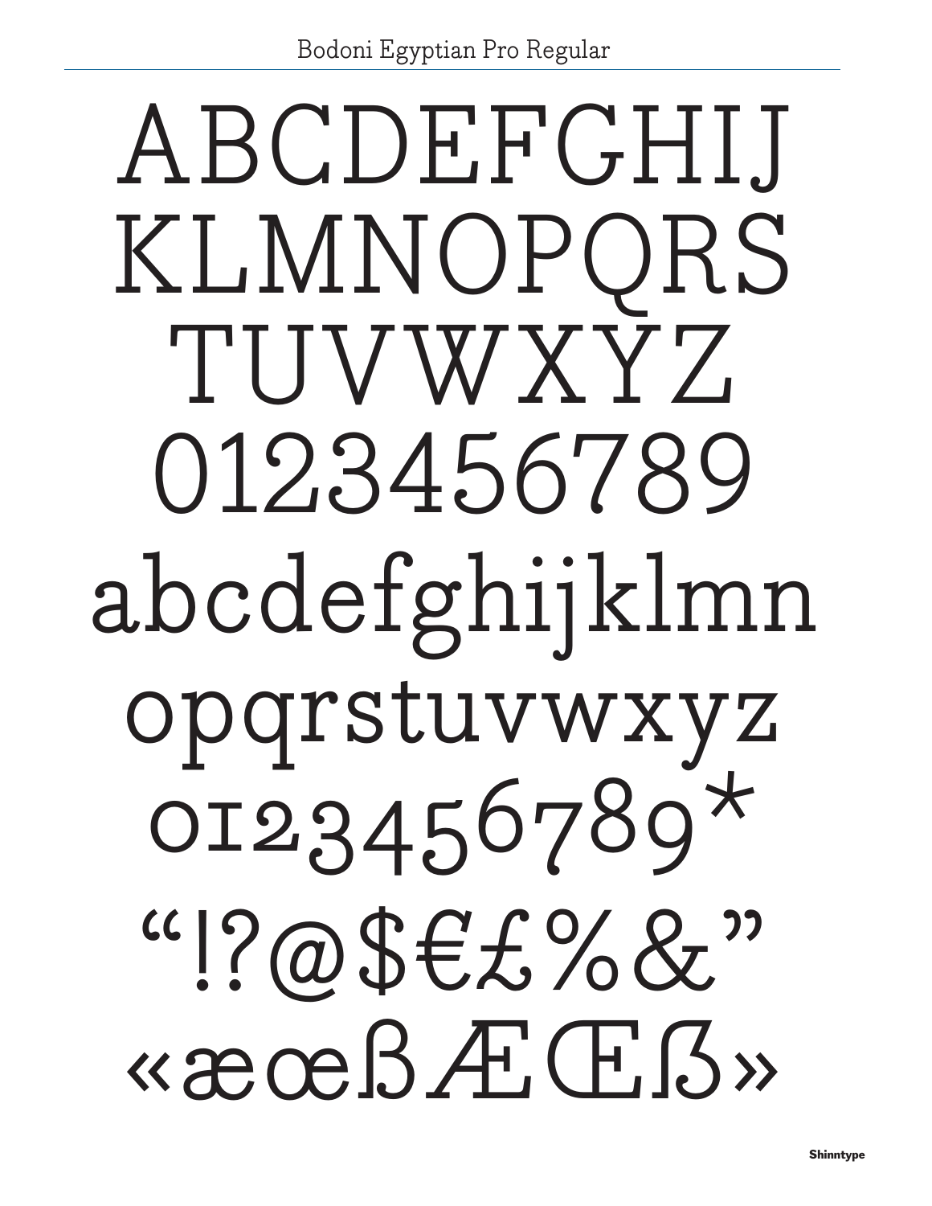# Bodoni Egyptian Pro Regular

ABCDEFGHIJ
KLMNOPQRS
TUVWXYZ
0123456789
abcdefghijklmn
opqrstuvwxyz
0123456789*
“!?@$€£%&”
«æœßÆŒẞ»

**Shinntype**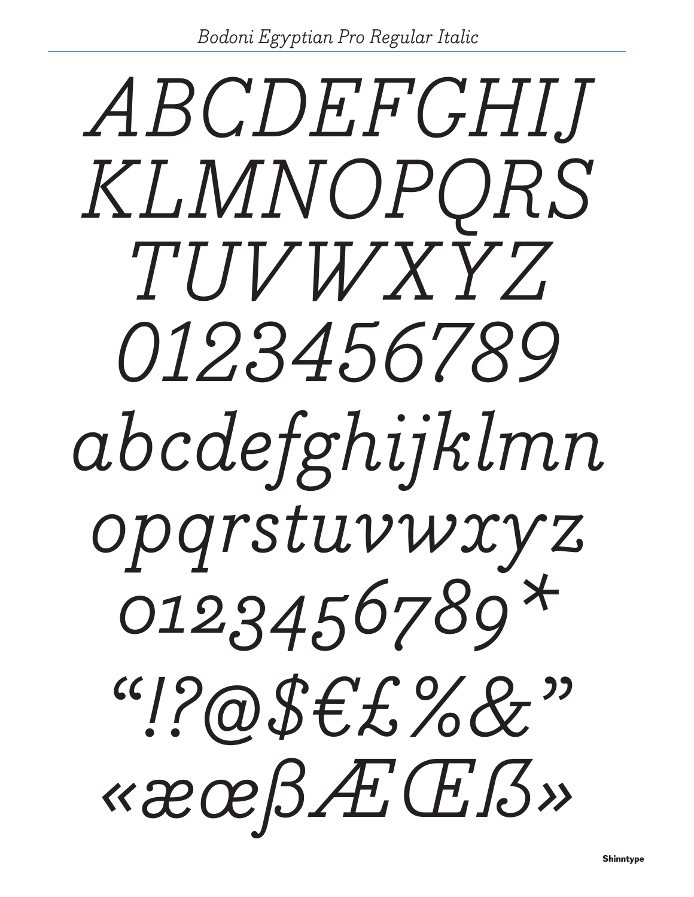*Bodoni Egyptian Pro Regular Italic*

*ABCDEFGHIJ*
*KLMNOPQRS*
*TUVWXYZ*
*0123456789*
*abcdefghijklmn*
*opqrstuvwxyz*
*0123456789**
*“!?@$€£%&”*
*«æœßÆŒẞ»*

Shinntype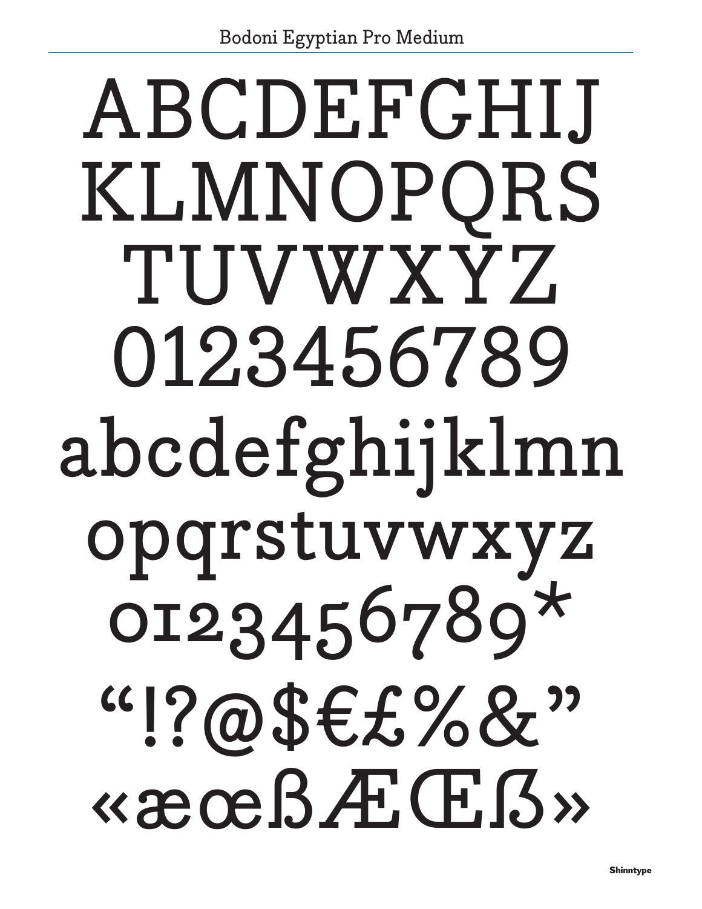Bodoni Egyptian Pro Medium

ABCDEFGHIJ
KLMNOPQRS
TUVWXYZ
0123456789
abcdefghijklmn
opqrstuvwxyz
0123456789*
“!?@$€£%&”
«æœßÆŒß»

Shinntype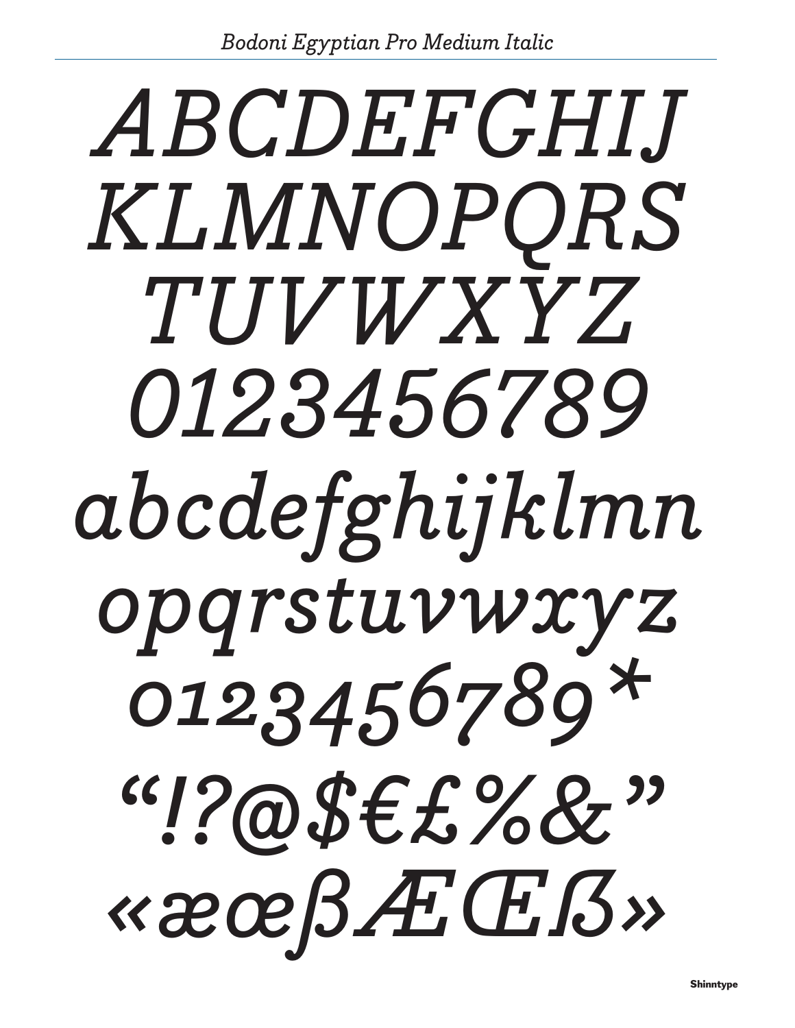*Bodoni Egyptian Pro Medium Italic*

*ABCDEFGHIJ*
*KLMNOPQRS*
*TUVWXYZ*
*0123456789*
*abcdefghijklmn*
*opqrstuvwxyz*
*0123456789*\*
*“!?@$€£%&”*
*«æœßÆŒß»*

**Shinntype**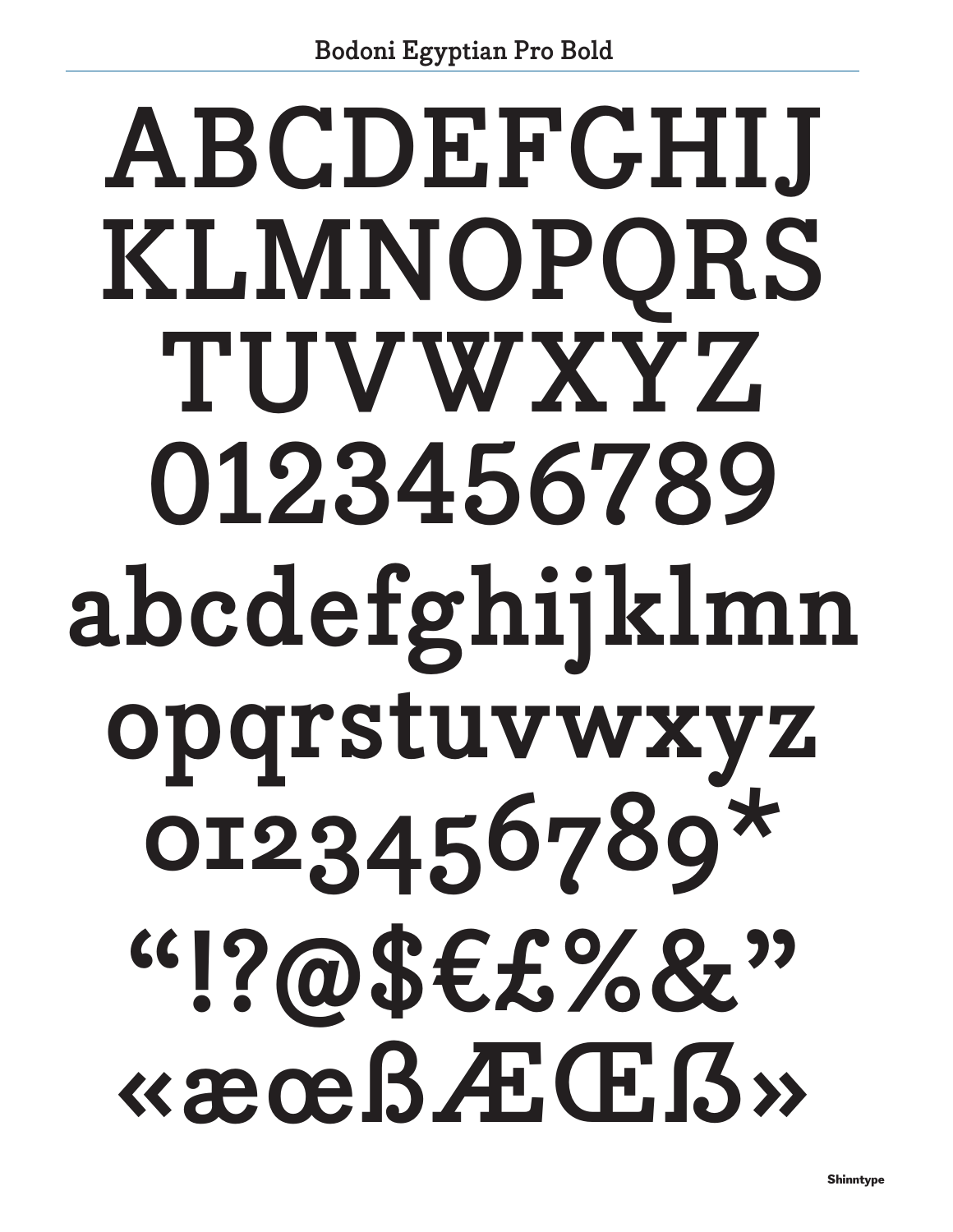# Bodoni Egyptian Pro Bold

ABCDEFGHIJ
KLMNOPQRS
TUVWXYZ
0123456789
abcdefghijklmn
opqrstuvwxyz
0123456789*
“!?@$€£%&”
«æœßÆŒß»

Shinntype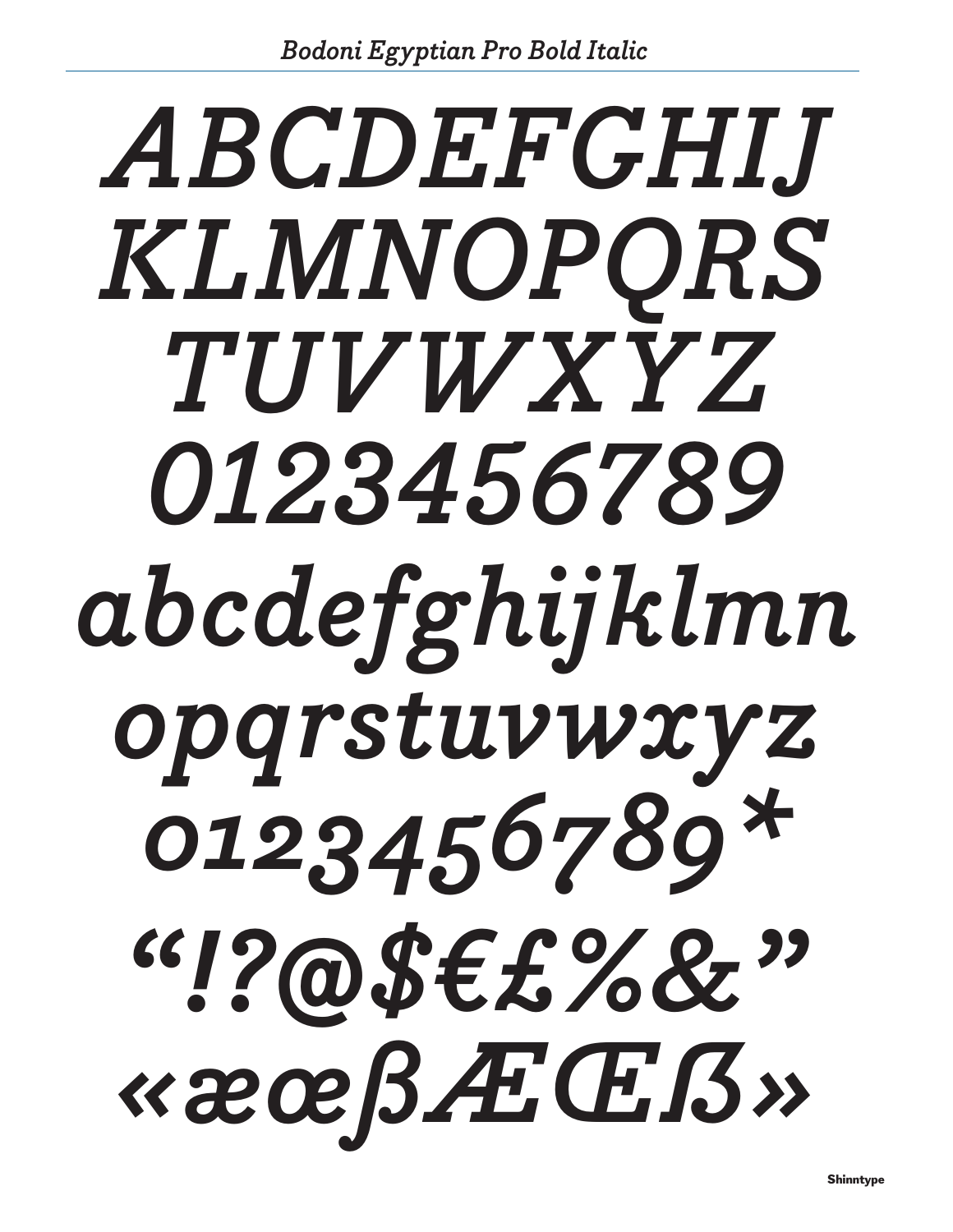*Bodoni Egyptian Pro Bold Italic*

***ABCDEFGHIJ***
***KLMNOPQRS***
***TUVWXYZ***
***0123456789***
***abcdefghijklmn***
***opqrstuvwxyz***
***0123456789****
***“!?@$€£%&”***
***«æœßÆŒẞ»***

**Shinntype**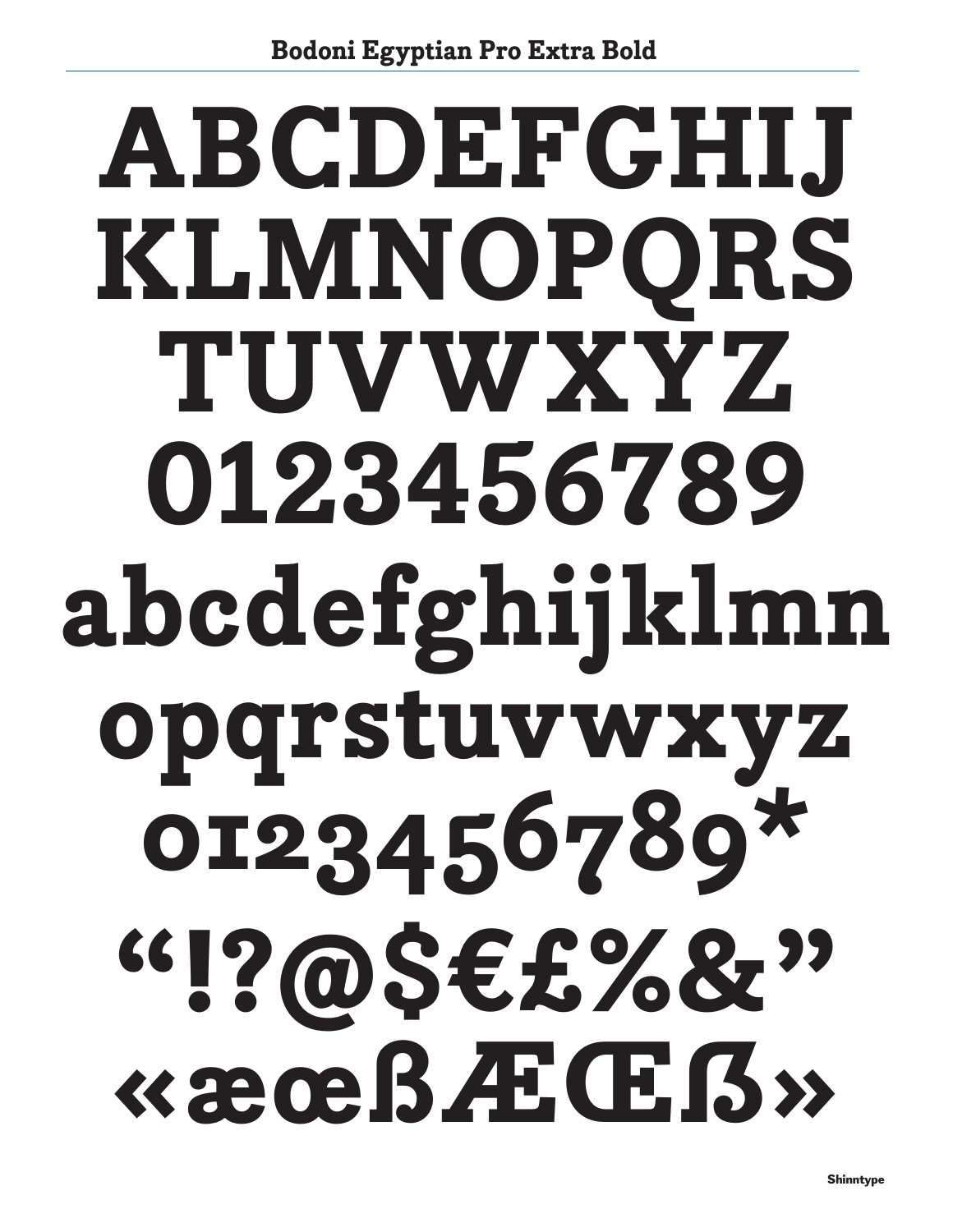## Bodoni Egyptian Pro Extra Bold

ABCDEFGHIJ
KLMNOPQRS
TUVWXYZ
0123456789
abcdefghijklmn
opqrstuvwxyz
0123456789*
“!?@$€£%&”
«æœßÆŒẞ»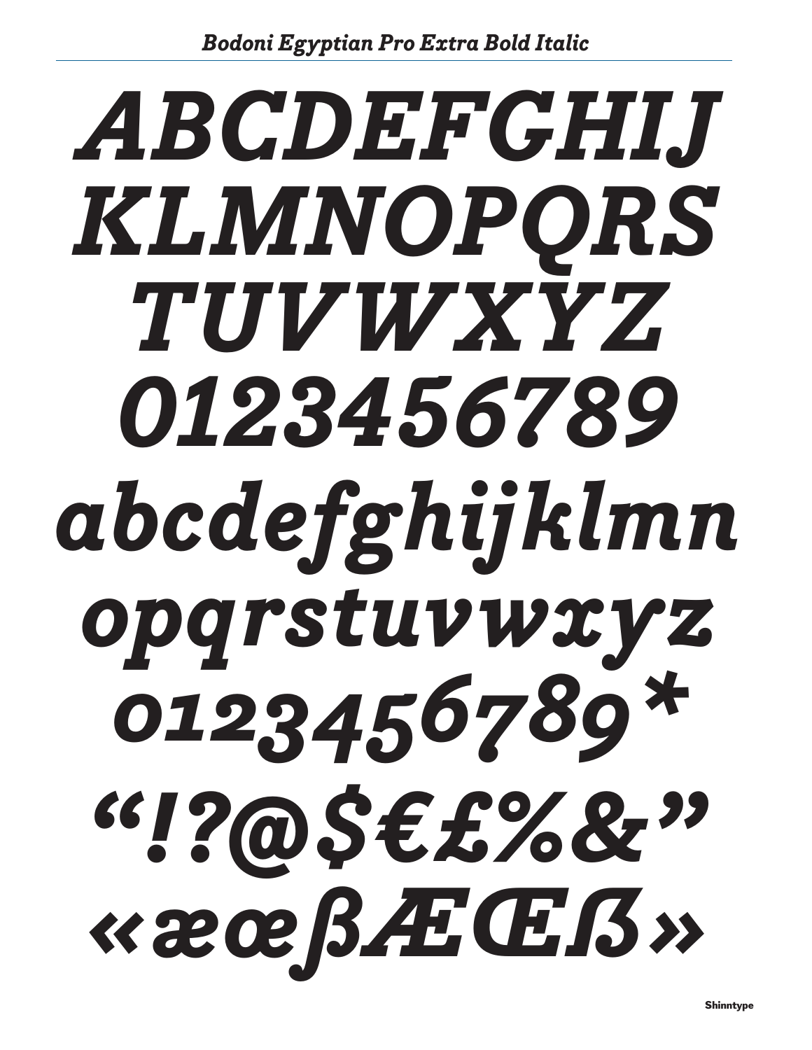## *Bodoni Egyptian Pro Extra Bold Italic*

*ABCDEFGHIJ*
*KLMNOPQRS*
*TUVWXYZ*
*0123456789*
*abcdefghijklmn*
*opqrstuvwxyz*
*0123456789**
*“!?@$€£%&”*
*«æœβÆŒß»*

Shinntype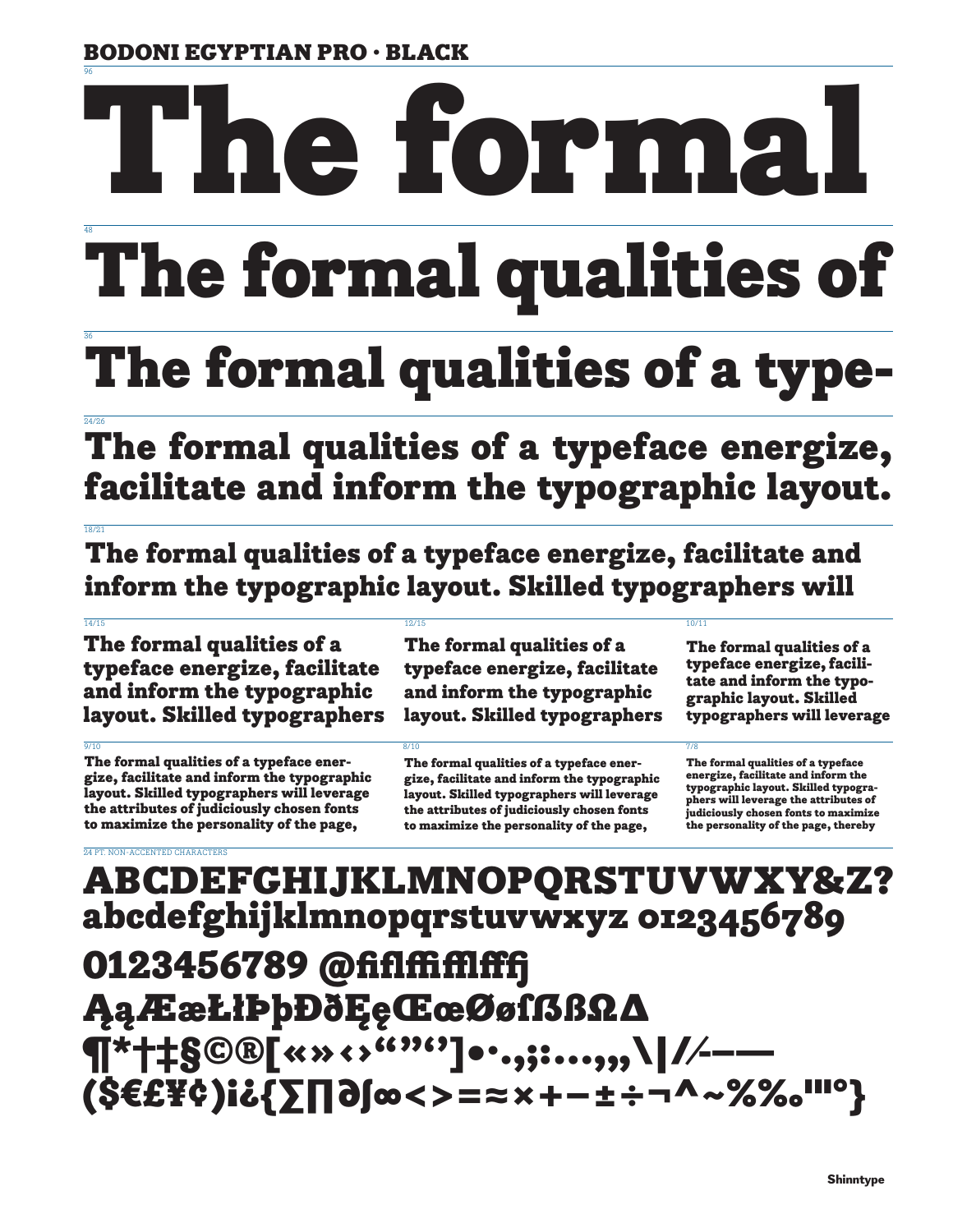# BODONI EGYPTIAN PRO · BLACK

96

The formal

48

The formal qualities of

36

The formal qualities of a type-

24/26

The formal qualities of a typeface energize, facilitate and inform the typographic layout.

18/21

The formal qualities of a typeface energize, facilitate and inform the typographic layout. Skilled typographers will

14/15

The formal qualities of a typeface energize, facilitate and inform the typographic layout. Skilled typographers

12/15

The formal qualities of a typeface energize, facilitate and inform the typographic layout. Skilled typographers

10/11

The formal qualities of a typeface energize, facilitate and inform the typographic layout. Skilled typographers will leverage

9/10

The formal qualities of a typeface energize, facilitate and inform the typographic layout. Skilled typographers will leverage the attributes of judiciously chosen fonts to maximize the personality of the page,

8/10

The formal qualities of a typeface energize, facilitate and inform the typographic layout. Skilled typographers will leverage the attributes of judiciously chosen fonts to maximize the personality of the page,

7/8

The formal qualities of a typeface energize, facilitate and inform the typographic layout. Skilled typographers will leverage the attributes of judiciously chosen fonts to maximize the personality of the page, thereby

24 PT. NON-ACCENTED CHARACTERS

ABCDEFGHIJKLMNOPQRSTUVWXY&Z?
abcdefghijklmnopqrstuvwxyz 0123456789
0123456789 @fiflffifflfffj
ĄąÆæŁłÞþÐðĘęŒœØøſßßΩΔ
¶*†‡§©®[«»‹›“”‘’]•·.,;:…‚„\|/⁄‐–—
($€£¥¢)¡¿{∑∏∂∫∞<>=≈×+−±÷¬^~%‰ª'''°}

Shinntype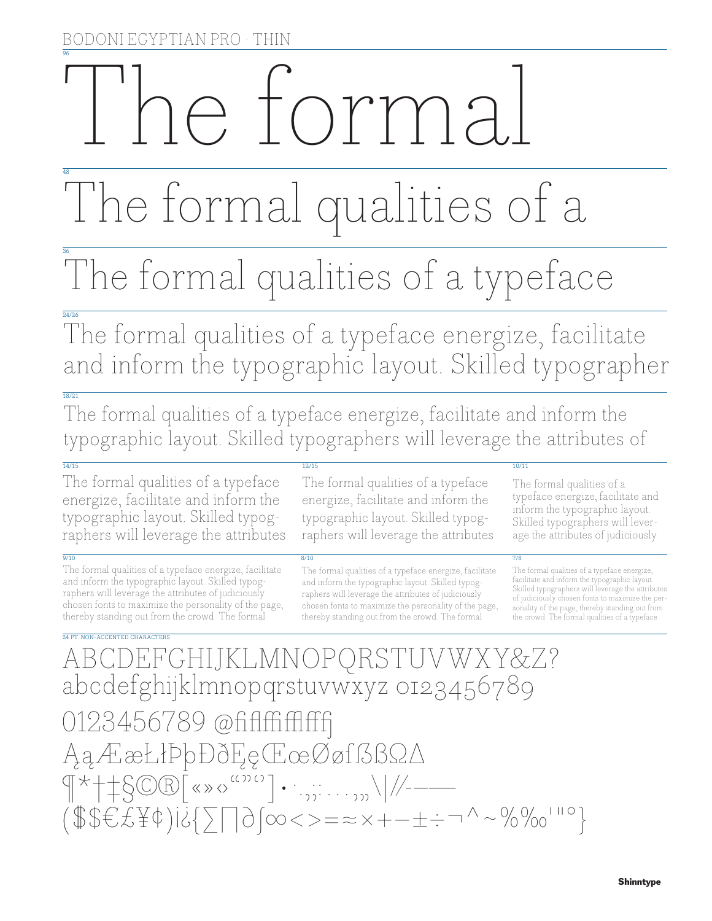BODONI EGYPTIAN PRO · THIN

96

# The formal

48

# The formal qualities of a

36

## The formal qualities of a typeface

24/26

The formal qualities of a typeface energize, facilitate and inform the typographic layout. Skilled typographer

18/21

The formal qualities of a typeface energize, facilitate and inform the typographic layout. Skilled typographers will leverage the attributes of

14/15

The formal qualities of a typeface energize, facilitate and inform the typographic layout. Skilled typographers will leverage the attributes

12/15

The formal qualities of a typeface energize, facilitate and inform the typographic layout. Skilled typographers will leverage the attributes

10/11

The formal qualities of a typeface energize, facilitate and inform the typographic layout. Skilled typographers will leverage the attributes of judiciously

9/10

The formal qualities of a typeface energize, facilitate and inform the typographic layout. Skilled typographers will leverage the attributes of judiciously chosen fonts to maximize the personality of the page, thereby standing out from the crowd. The formal

8/10

The formal qualities of a typeface energize, facilitate and inform the typographic layout. Skilled typographers will leverage the attributes of judiciously chosen fonts to maximize the personality of the page, thereby standing out from the crowd. The formal

7/8

The formal qualities of a typeface energize, facilitate and inform the typographic layout. Skilled typographers will leverage the attributes of judiciously chosen fonts to maximize the personality of the page, thereby standing out from the crowd. The formal qualities of a typeface

24 PT. NON-ACCENTED CHARACTERS

ABCDEFGHIJKLMNOPQRSTUVWXY&Z?
abcdefghijklmnopqrstuvwxyz 0123456789
0123456789 @fiflffffiffflfffj
ĄąÆæŁłÞþĐðĘęŒœØøſßßΩΔ
¶*†‡§©®[«»‹›“”‘’]•·.,;:…,„\|//-–—
($$€£¥¢)¡¿{∑∏∂∫∞<>=≈×+−±÷¬^~%‰'"°}

Shinntype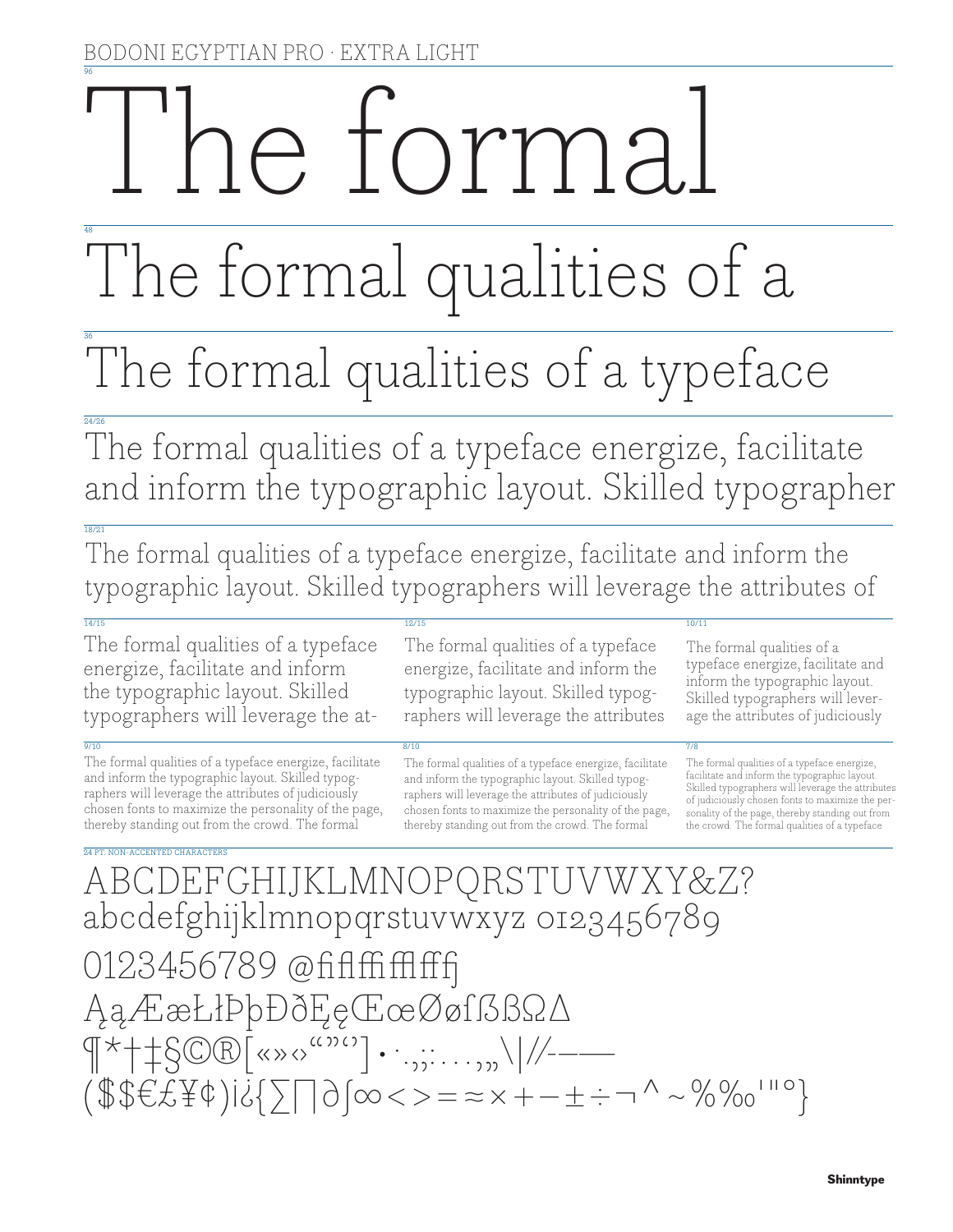BODONI EGYPTIAN PRO · EXTRA LIGHT

96

# The formal

48

# The formal qualities of a

36

## The formal qualities of a typeface

24/26

The formal qualities of a typeface energize, facilitate and inform the typographic layout. Skilled typographer

18/21

The formal qualities of a typeface energize, facilitate and inform the typographic layout. Skilled typographers will leverage the attributes of

14/15

The formal qualities of a typeface energize, facilitate and inform the typographic layout. Skilled typographers will leverage the at-

12/15

The formal qualities of a typeface energize, facilitate and inform the typographic layout. Skilled typographers will leverage the attributes

10/11

The formal qualities of a typeface energize, facilitate and inform the typographic layout. Skilled typographers will leverage the attributes of judiciously

9/10

The formal qualities of a typeface energize, facilitate and inform the typographic layout. Skilled typographers will leverage the attributes of judiciously chosen fonts to maximize the personality of the page, thereby standing out from the crowd. The formal

8/10

The formal qualities of a typeface energize, facilitate and inform the typographic layout. Skilled typographers will leverage the attributes of judiciously chosen fonts to maximize the personality of the page, thereby standing out from the crowd. The formal

7/8

The formal qualities of a typeface energize, facilitate and inform the typographic layout. Skilled typographers will leverage the attributes of judiciously chosen fonts to maximize the personality of the page, thereby standing out from the crowd. The formal qualities of a typeface

24 PT. NON-ACCENTED CHARACTERS

ABCDEFGHIJKLMNOPQRSTUVWXY&Z?
abcdefghijklmnopqrstuvwxyz 0123456789
0123456789 @ﬁﬂﬃﬄﬀ�j
ĄąÆæŁłÞþÐðĘęŒœØøſẞßΩΔ
¶*†‡§©®[«»‹›“”‘’]•·.,;:…,„\|//-–—
($$€£¥¢)¡¿{∑∏∂∫∞<>=≈×+−±÷¬^~%‰'"°}

Shinntype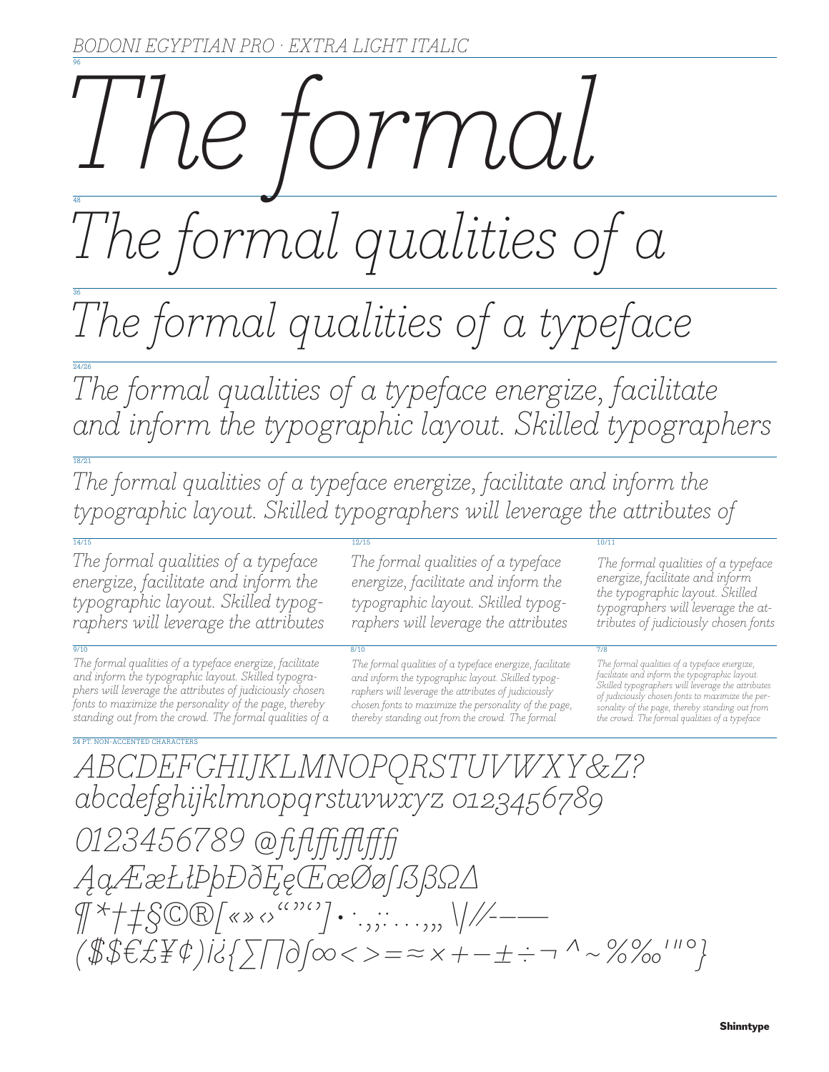BODONI EGYPTIAN PRO · EXTRA LIGHT ITALIC

96

*The formal*

48

*The formal qualities of a*

36

*The formal qualities of a typeface*

24/26

*The formal qualities of a typeface energize, facilitate and inform the typographic layout. Skilled typographers*

18/21

*The formal qualities of a typeface energize, facilitate and inform the typographic layout. Skilled typographers will leverage the attributes of*

14/15

*The formal qualities of a typeface energize, facilitate and inform the typographic layout. Skilled typographers will leverage the attributes*

12/15

*The formal qualities of a typeface energize, facilitate and inform the typographic layout. Skilled typographers will leverage the attributes*

10/11

*The formal qualities of a typeface energize, facilitate and inform the typographic layout. Skilled typographers will leverage the attributes of judiciously chosen fonts*

9/10

*The formal qualities of a typeface energize, facilitate and inform the typographic layout. Skilled typographers will leverage the attributes of judiciously chosen fonts to maximize the personality of the page, thereby standing out from the crowd. The formal qualities of a*

8/10

*The formal qualities of a typeface energize, facilitate and inform the typographic layout. Skilled typographers will leverage the attributes of judiciously chosen fonts to maximize the personality of the page, thereby standing out from the crowd. The formal*

7/8

*The formal qualities of a typeface energize, facilitate and inform the typographic layout. Skilled typographers will leverage the attributes of judiciously chosen fonts to maximize the personality of the page, thereby standing out from the crowd. The formal qualities of a typeface*

24 PT. NON-ACCENTED CHARACTERS

*ABCDEFGHIJKLMNOPQRSTUVWXY&Z?*
*abcdefghijklmnopqrstuvwxyz 0123456789*
*0123456789 @fiflffiffiffff*
*ĄąÆæŁłÞþÐðĘęŒœØøʃßβΩΔ*
*¶*†‡§©®[«»‹›“”‘’]•·.,;:…,„ \|//-–—*
*($$€£¥¢)¡¿{∑∏∂∫∞<>=≈×+−±÷¬^~%‰'"°}*

Shinntype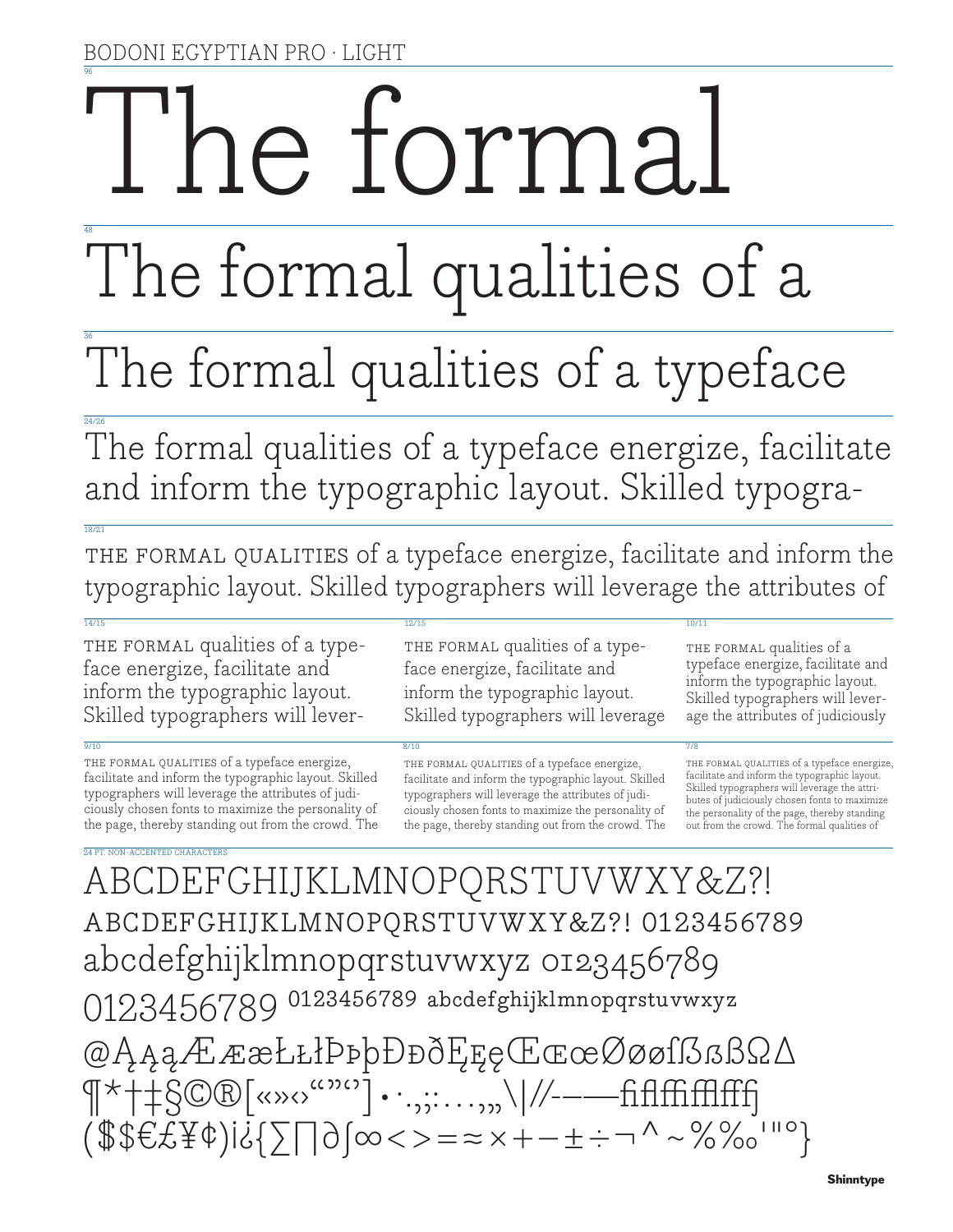BODONI EGYPTIAN PRO · LIGHT

96

# The formal

48

# The formal qualities of a

36

## The formal qualities of a typeface

24/26

The formal qualities of a typeface energize, facilitate and inform the typographic layout. Skilled typogra-

18/21

THE FORMAL QUALITIES of a typeface energize, facilitate and inform the typographic layout. Skilled typographers will leverage the attributes of

14/15

THE FORMAL qualities of a typeface energize, facilitate and inform the typographic layout. Skilled typographers will lever-

12/15

THE FORMAL qualities of a typeface energize, facilitate and inform the typographic layout. Skilled typographers will leverage

10/11

THE FORMAL qualities of a typeface energize, facilitate and inform the typographic layout. Skilled typographers will leverage the attributes of judiciously

9/10

THE FORMAL QUALITIES of a typeface energize, facilitate and inform the typographic layout. Skilled typographers will leverage the attributes of judiciously chosen fonts to maximize the personality of the page, thereby standing out from the crowd. The

8/10

THE FORMAL QUALITIES of a typeface energize, facilitate and inform the typographic layout. Skilled typographers will leverage the attributes of judiciously chosen fonts to maximize the personality of the page, thereby standing out from the crowd. The

7/8

THE FORMAL QUALITIES of a typeface energize, facilitate and inform the typographic layout. Skilled typographers will leverage the attributes of judiciously chosen fonts to maximize the personality of the page, thereby standing out from the crowd. The formal qualities of

24 PT. NON-ACCENTED CHARACTERS

ABCDEFGHIJKLMNOPQRSTUVWXY&Z?!
ABCDEFGHIJKLMNOPQRSTUVWXY&Z?! 0123456789
abcdefghijklmnopqrstuvwxyz 0123456789
0123456789 0123456789 abcdefghijklmnopqrstuvwxyz
@ĄĄąÆÆæŁŁłÞÞþÐÐðĘĘęŒŒœØØøſßßẞΩ∆
¶*†‡§©®[«»‹›“”‘’]•·.,;:…,„\|//-–—ﬁﬂﬃﬄﬀﬅ
($$€£¥¢)¡¿{∑∏∂∫∞<>=≈×+−±÷¬^~%‰'"°}

Shinntype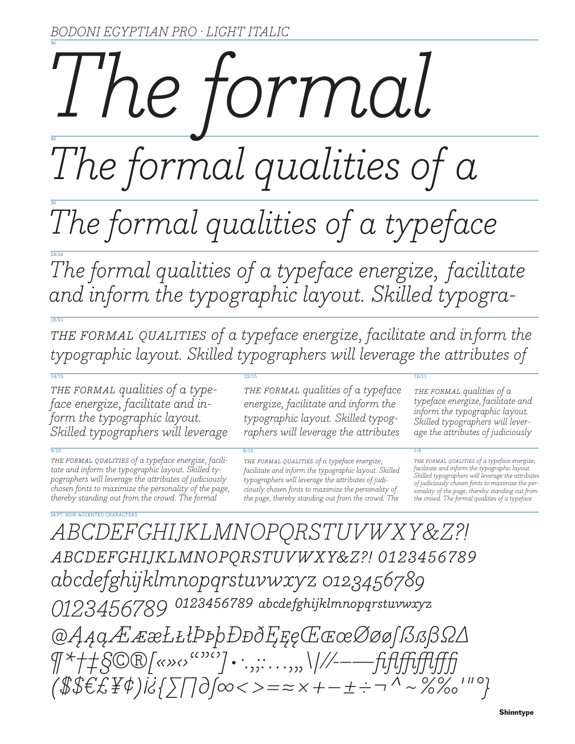BODONI EGYPTIAN PRO · LIGHT ITALIC

96

*The formal*

48

*The formal qualities of a*

36

*The formal qualities of a typeface*

24/26

*The formal qualities of a typeface energize, facilitate and inform the typographic layout. Skilled typogra-*

18/21

*THE FORMAL QUALITIES of a typeface energize, facilitate and inform the typographic layout. Skilled typographers will leverage the attributes of*

14/15

*THE FORMAL qualities of a typeface energize, facilitate and inform the typographic layout. Skilled typographers will leverage*

12/15

*THE FORMAL qualities of a typeface energize, facilitate and inform the typographic layout. Skilled typographers will leverage the attributes*

10/11

*THE FORMAL qualities of a typeface energize, facilitate and inform the typographic layout. Skilled typographers will leverage the attributes of judiciously*

9/10

*THE FORMAL QUALITIES of a typeface energize, facilitate and inform the typographic layout. Skilled typographers will leverage the attributes of judiciously chosen fonts to maximize the personality of the page, thereby standing out from the crowd. The formal*

8/10

*THE FORMAL QUALITIES of a typeface energize, facilitate and inform the typographic layout. Skilled typographers will leverage the attributes of judiciously chosen fonts to maximize the personality of the page, thereby standing out from the crowd. The*

7/8

*THE FORMAL QUALITIES of a typeface energize, facilitate and inform the typographic layout. Skilled typographers will leverage the attributes of judiciously chosen fonts to maximize the personality of the page, thereby standing out from the crowd. The formal qualities of a typeface*

24 PT. NON-ACCENTED CHARACTERS

*ABCDEFGHIJKLMNOPQRSTUVWXY&Z?!*
*ABCDEFGHIJKLMNOPQRSTUVWXY&Z?! 0123456789*
*abcdefghijklmnopqrstuvwxyz 0123456789*
*0123456789 0123456789 abcdefghijklmnopqrstuvwxyz*
*@ĄąąÆÆæŁŁłÞÞþĐĐðĘĘęŒŒœØØøſßßβΩΔ*
*¶*†‡§©®[«»‹›“”‘’]•·.,;:…‚„\|//-–—fiflffiffiflffffj*
*($$€£¥¢)¡¿{∑∏∂∫∞<>=≈×+−±÷¬^~%‰'"°}*

Shinntype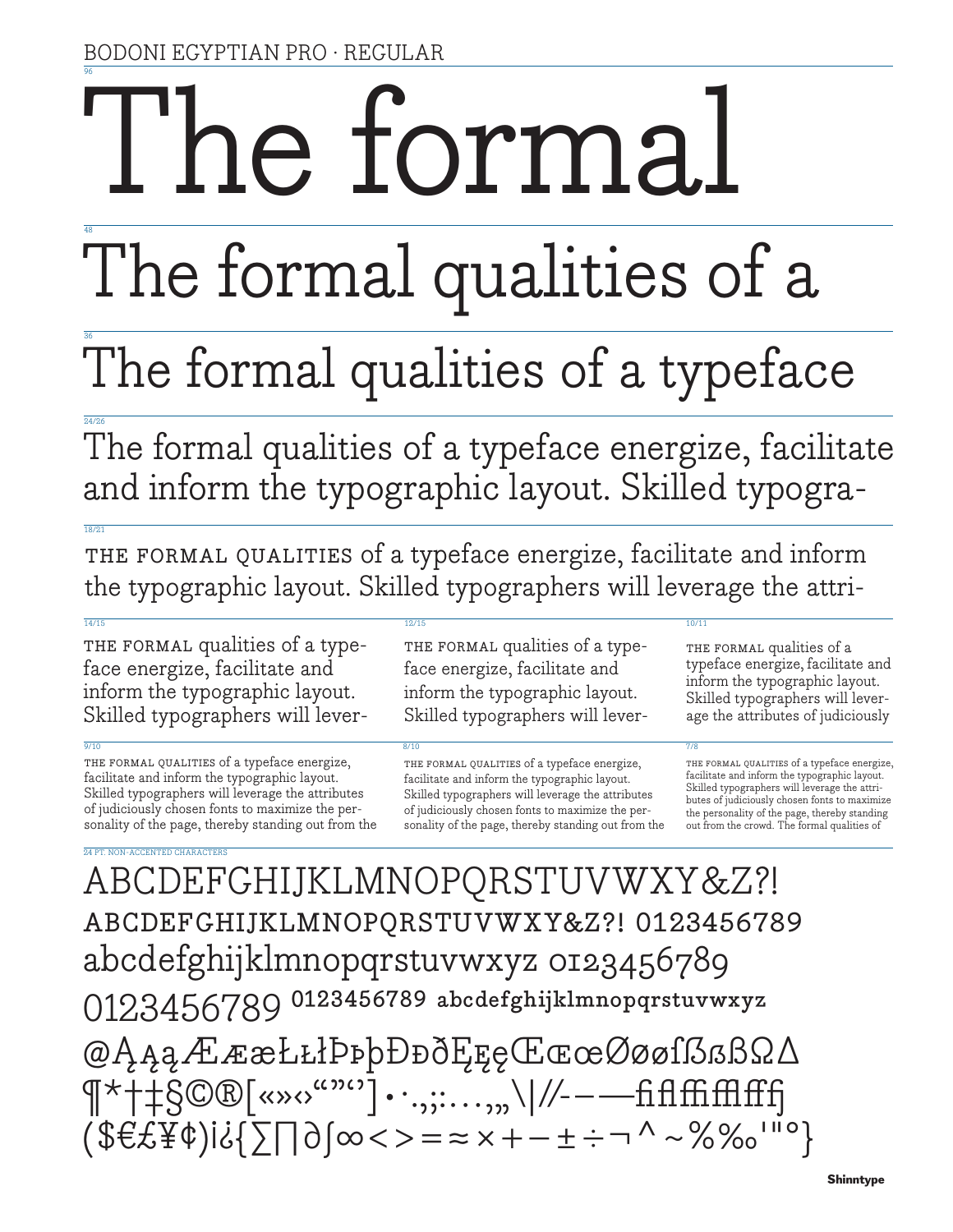BODONI EGYPTIAN PRO · REGULAR

96

# The formal

48

# The formal qualities of a

36

## The formal qualities of a typeface

24/26

The formal qualities of a typeface energize, facilitate and inform the typographic layout. Skilled typogra-

18/21

THE FORMAL QUALITIES of a typeface energize, facilitate and inform the typographic layout. Skilled typographers will leverage the attri-

14/15

THE FORMAL qualities of a typeface energize, facilitate and inform the typographic layout. Skilled typographers will lever-

12/15

THE FORMAL qualities of a typeface energize, facilitate and inform the typographic layout. Skilled typographers will lever-

10/11

THE FORMAL qualities of a typeface energize, facilitate and inform the typographic layout. Skilled typographers will leverage the attributes of judiciously

9/10

THE FORMAL QUALITIES of a typeface energize, facilitate and inform the typographic layout. Skilled typographers will leverage the attributes of judiciously chosen fonts to maximize the personality of the page, thereby standing out from the

8/10

THE FORMAL QUALITIES of a typeface energize, facilitate and inform the typographic layout. Skilled typographers will leverage the attributes of judiciously chosen fonts to maximize the personality of the page, thereby standing out from the

7/8

THE FORMAL QUALITIES of a typeface energize, facilitate and inform the typographic layout. Skilled typographers will leverage the attributes of judiciously chosen fonts to maximize the personality of the page, thereby standing out from the crowd. The formal qualities of

24 PT. NON-ACCENTED CHARACTERS

ABCDEFGHIJKLMNOPQRSTUVWXY&Z?!

ABCDEFGHIJKLMNOPQRSTUVWXY&Z?! 0123456789

abcdefghijklmnopqrstuvwxyz 0123456789

0123456789 0123456789 abcdefghijklmnopqrstuvwxyz

@ĄĄąÆÆæŁŁłÞÞþĐĐðĘĘęŒŒœØØøſẞßßΩ∆

¶*†‡§©®[«»‹›“”‘’]•·.,;:…‚„\|//-–—fifl ffi ffl ff fj

($€£¥¢)¡¿{∑∏∂∫∞<>=≈×+−±÷¬^~%‰'"°}

Shinntype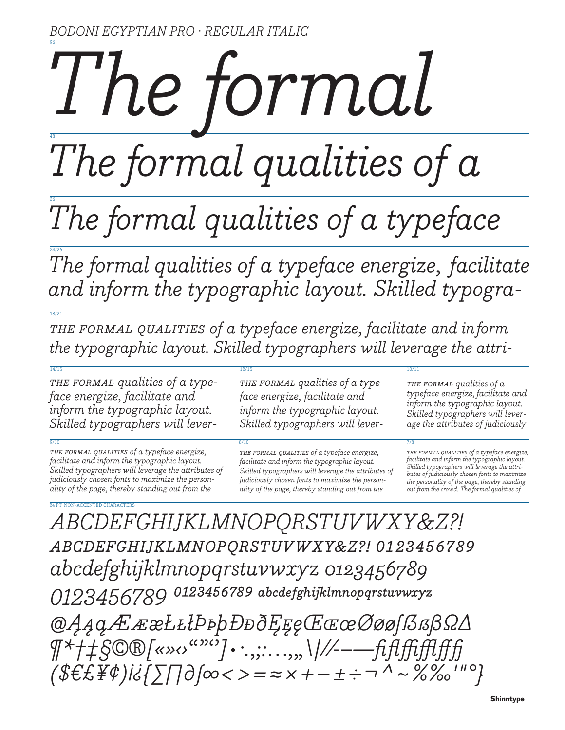*BODONI EGYPTIAN PRO · REGULAR ITALIC*

96

# *The formal*

48

## *The formal qualities of a*

36

### *The formal qualities of a typeface*

24/26

*The formal qualities of a typeface energize, facilitate and inform the typographic layout. Skilled typogra-*

18/21

*THE FORMAL QUALITIES of a typeface energize, facilitate and inform the typographic layout. Skilled typographers will leverage the attri-*

14/15

*THE FORMAL qualities of a typeface energize, facilitate and inform the typographic layout. Skilled typographers will lever-*

12/15

*THE FORMAL qualities of a typeface energize, facilitate and inform the typographic layout. Skilled typographers will lever-*

10/11

*THE FORMAL qualities of a typeface energize, facilitate and inform the typographic layout. Skilled typographers will leverage the attributes of judiciously*

9/10

*THE FORMAL QUALITIES of a typeface energize, facilitate and inform the typographic layout. Skilled typographers will leverage the attributes of judiciously chosen fonts to maximize the personality of the page, thereby standing out from the*

8/10

*THE FORMAL QUALITIES of a typeface energize, facilitate and inform the typographic layout. Skilled typographers will leverage the attributes of judiciously chosen fonts to maximize the personality of the page, thereby standing out from the*

7/8

*THE FORMAL QUALITIES of a typeface energize, facilitate and inform the typographic layout. Skilled typographers will leverage the attributes of judiciously chosen fonts to maximize the personality of the page, thereby standing out from the crowd. The formal qualities of*

24 PT. NON-ACCENTED CHARACTERS

*ABCDEFGHIJKLMNOPQRSTUVWXY&Z?!*

*ABCDEFGHIJKLMNOPQRSTUVWXY&Z?! 0123456789*

*abcdefghijklmnopqrstuvwxyz 0123456789*

*0123456789 0123456789 abcdefghijklmnopqrstuvwxyz*

*@ĄąąÆÆæŁŁłÞÞþĐĐðĘĘęŒŒœØØøſẞßβΩΔ*

*¶*†‡§©®[«»‹›“”‘’]•·.,;:…,„\|/⁄-–—fiflffifflffffj*

*($€£¥¢)¡¿{∑∏∂∫∞<>=≈×+−±÷¬^~%‰'"°}*

Shinntype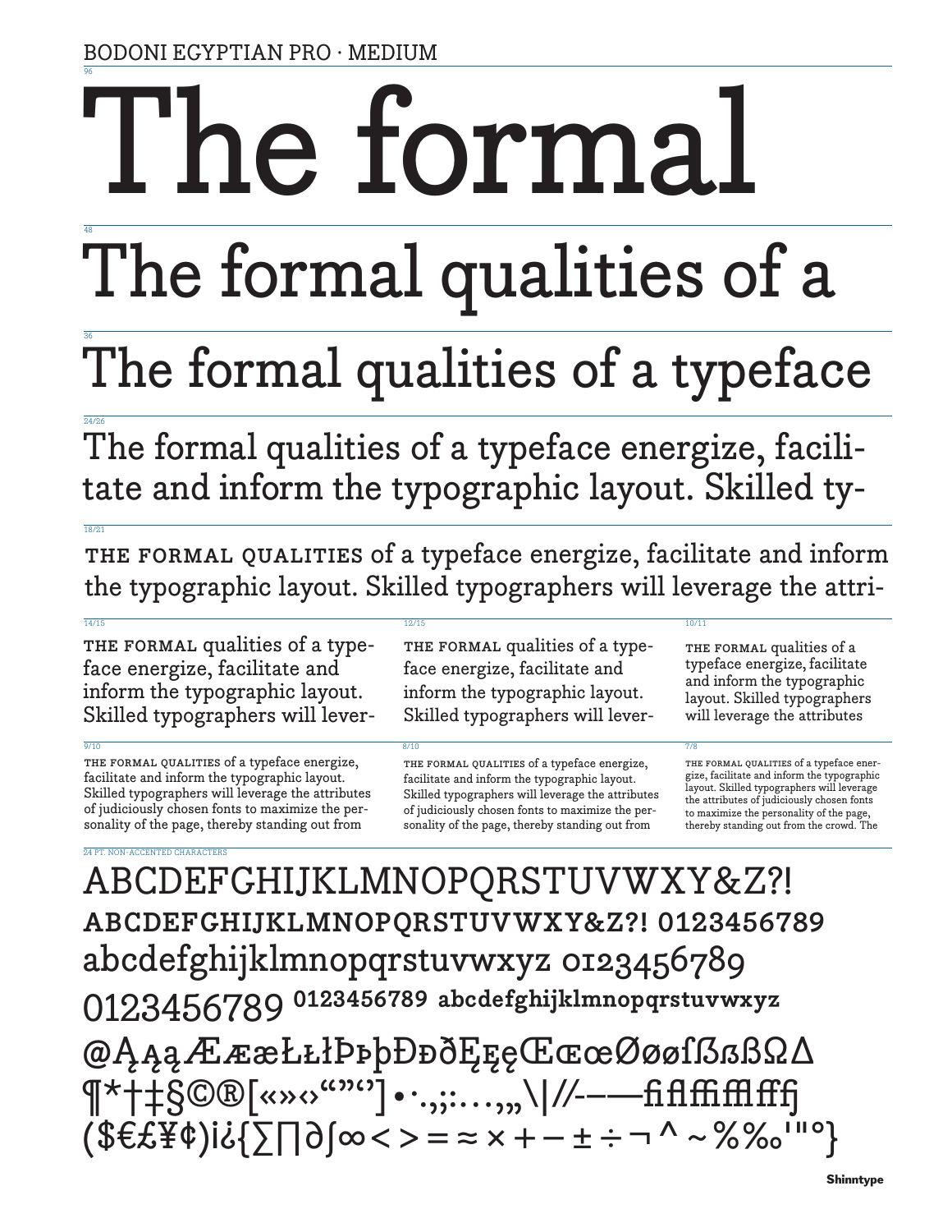BODONI EGYPTIAN PRO · MEDIUM

96

# The formal

48

## The formal qualities of a

36

### The formal qualities of a typeface

24/26

The formal qualities of a typeface energize, facilitate and inform the typographic layout. Skilled ty-

18/21

THE FORMAL QUALITIES of a typeface energize, facilitate and inform the typographic layout. Skilled typographers will leverage the attri-

14/15

THE FORMAL qualities of a typeface energize, facilitate and inform the typographic layout. Skilled typographers will lever-

12/15

THE FORMAL qualities of a typeface energize, facilitate and inform the typographic layout. Skilled typographers will lever-

10/11

THE FORMAL qualities of a typeface energize, facilitate and inform the typographic layout. Skilled typographers will leverage the attributes

9/10

THE FORMAL QUALITIES of a typeface energize, facilitate and inform the typographic layout. Skilled typographers will leverage the attributes of judiciously chosen fonts to maximize the personality of the page, thereby standing out from

8/10

THE FORMAL QUALITIES of a typeface energize, facilitate and inform the typographic layout. Skilled typographers will leverage the attributes of judiciously chosen fonts to maximize the personality of the page, thereby standing out from

7/8

THE FORMAL QUALITIES of a typeface energize, facilitate and inform the typographic layout. Skilled typographers will leverage the attributes of judiciously chosen fonts to maximize the personality of the page, thereby standing out from the crowd. The

24 PT. NON-ACCENTED CHARACTERS

ABCDEFGHIJKLMNOPQRSTUVWXY&Z?!

ABCDEFGHIJKLMNOPQRSTUVWXY&Z?! 0123456789

abcdefghijklmnopqrstuvwxyz 0123456789

0123456789 0123456789 abcdefghijklmnopqrstuvwxyz

@ĄĄąÆÆæŁŁłÞÞþÐÐðĘĘęŒŒœØøøſẞßßΩΔ

¶*†‡§©®[«»‹›“”‘’]•·.,;:…,„\|//-–—fiflffiffifffj

($€£¥¢)¡¿{∑∏∂∫∞<>=≈×+−±÷¬^~%‰'"°}

Shinntype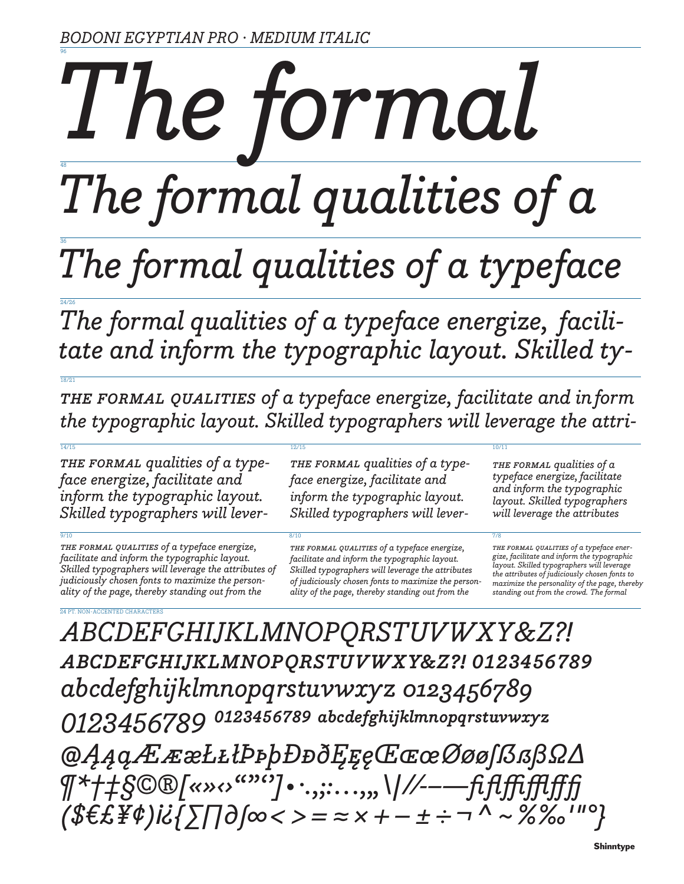BODONI EGYPTIAN PRO · MEDIUM ITALIC

96

# *The formal*

48

# *The formal qualities of a*

36

## *The formal qualities of a typeface*

24/26

*The formal qualities of a typeface energize, facilitate and inform the typographic layout. Skilled ty-*

18/21

*THE FORMAL QUALITIES of a typeface energize, facilitate and inform the typographic layout. Skilled typographers will leverage the attri-*

14/15

*THE FORMAL qualities of a typeface energize, facilitate and inform the typographic layout. Skilled typographers will lever-*

12/15

*THE FORMAL qualities of a typeface energize, facilitate and inform the typographic layout. Skilled typographers will lever-*

10/11

*THE FORMAL qualities of a typeface energize, facilitate and inform the typographic layout. Skilled typographers will leverage the attributes*

9/10

*THE FORMAL QUALITIES of a typeface energize, facilitate and inform the typographic layout. Skilled typographers will leverage the attributes of judiciously chosen fonts to maximize the personality of the page, thereby standing out from the*

8/10

*THE FORMAL QUALITIES of a typeface energize, facilitate and inform the typographic layout. Skilled typographers will leverage the attributes of judiciously chosen fonts to maximize the personality of the page, thereby standing out from the*

7/8

*THE FORMAL QUALITIES of a typeface energize, facilitate and inform the typographic layout. Skilled typographers will leverage the attributes of judiciously chosen fonts to maximize the personality of the page, thereby standing out from the crowd. The formal*

24 PT. NON-ACCENTED CHARACTERS

*ABCDEFGHIJKLMNOPQRSTUVWXY&Z?!*
*ABCDEFGHIJKLMNOPQRSTUVWXY&Z?! 0123456789*
*abcdefghijklmnopqrstuvwxyz 0123456789*
*0123456789 0123456789 abcdefghijklmnopqrstuvwxyz*
*@ĄąąÆÆæŁŁłÞÞþĐĐðĘĘęŒŒœØøſẞßβΩΔ*
*¶*†‡§©®[«»‹›“”‘’]•·.,;:…‚„\|/⁄-–—fiflffiffffffj*
*($€£¥¢)¡¿{∑∏∂∫∞<>=≈×+−±÷¬^~%‰'"°}*

Shinntype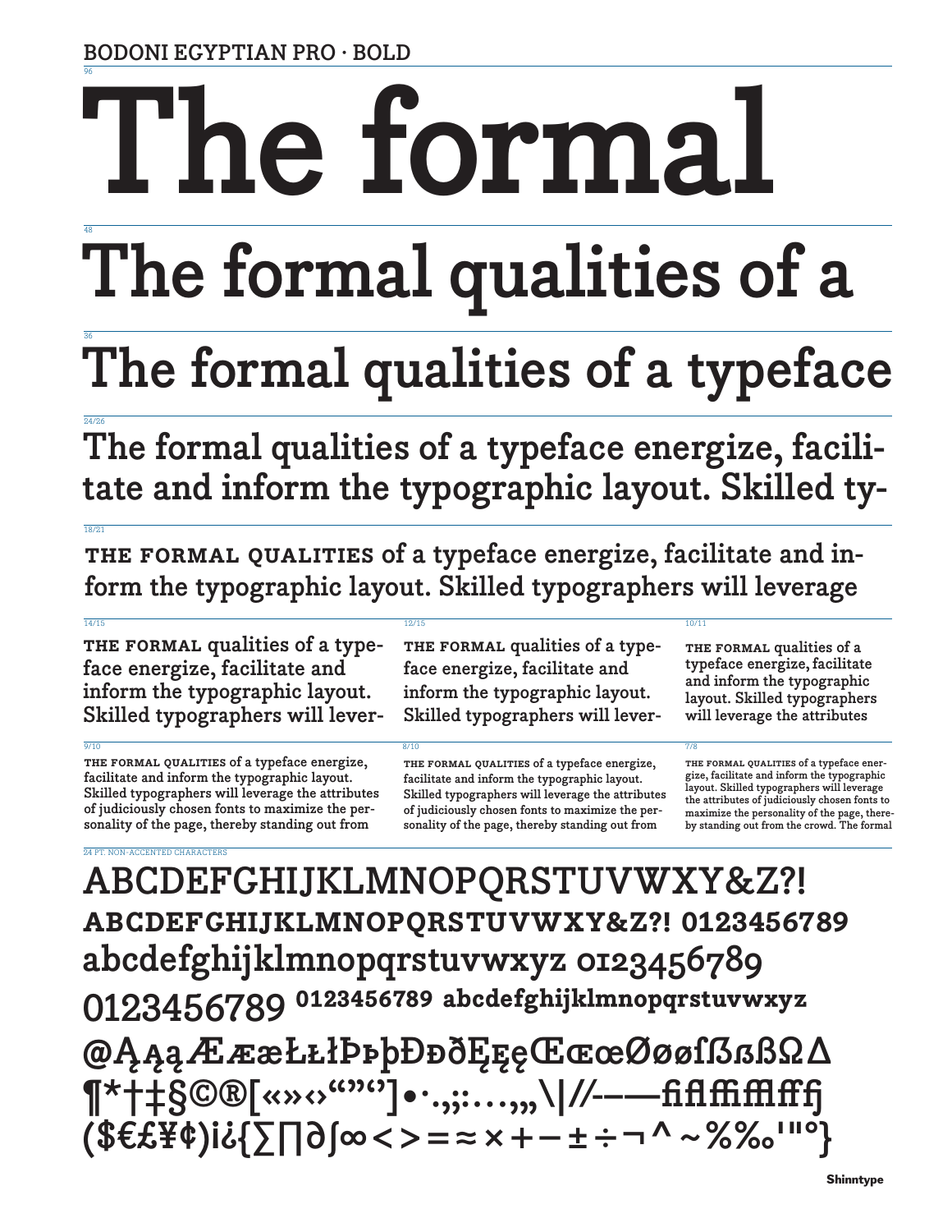BODONI EGYPTIAN PRO · BOLD

96

# The formal

48

# The formal qualities of a

36

## The formal qualities of a typeface

24/26

The formal qualities of a typeface energize, facilitate and inform the typographic layout. Skilled ty-

18/21

THE FORMAL QUALITIES of a typeface energize, facilitate and inform the typographic layout. Skilled typographers will leverage

14/15

THE FORMAL qualities of a typeface energize, facilitate and inform the typographic layout. Skilled typographers will lever-

12/15

THE FORMAL qualities of a typeface energize, facilitate and inform the typographic layout. Skilled typographers will lever-

10/11

THE FORMAL qualities of a typeface energize, facilitate and inform the typographic layout. Skilled typographers will leverage the attributes

9/10

THE FORMAL QUALITIES of a typeface energize, facilitate and inform the typographic layout. Skilled typographers will leverage the attributes of judiciously chosen fonts to maximize the personality of the page, thereby standing out from

8/10

THE FORMAL QUALITIES of a typeface energize, facilitate and inform the typographic layout. Skilled typographers will leverage the attributes of judiciously chosen fonts to maximize the personality of the page, thereby standing out from

7/8

THE FORMAL QUALITIES of a typeface energize, facilitate and inform the typographic layout. Skilled typographers will leverage the attributes of judiciously chosen fonts to maximize the personality of the page, thereby standing out from the crowd. The formal

24 PT. NON-ACCENTED CHARACTERS

ABCDEFGHIJKLMNOPQRSTUVWXY&Z?!
ABCDEFGHIJKLMNOPQRSTUVWXY&Z?! 0123456789
abcdefghijklmnopqrstuvwxyz 0123456789
0123456789 0123456789 abcdefghijklmnopqrstuvwxyz
@ĄąąÆææŁłłÞþþÐðĘęęŒœœØøøſßßßΩΔ
¶*†‡§©®[«»‹›“”‘’]•·.,;:…,„\|//-–—ﬁﬂﬃﬄﬀﬁ
($€£¥¢)¡¿{∑∏∂∫∞<>=≈×+−±÷¬^~%‰'"°}

Shinntype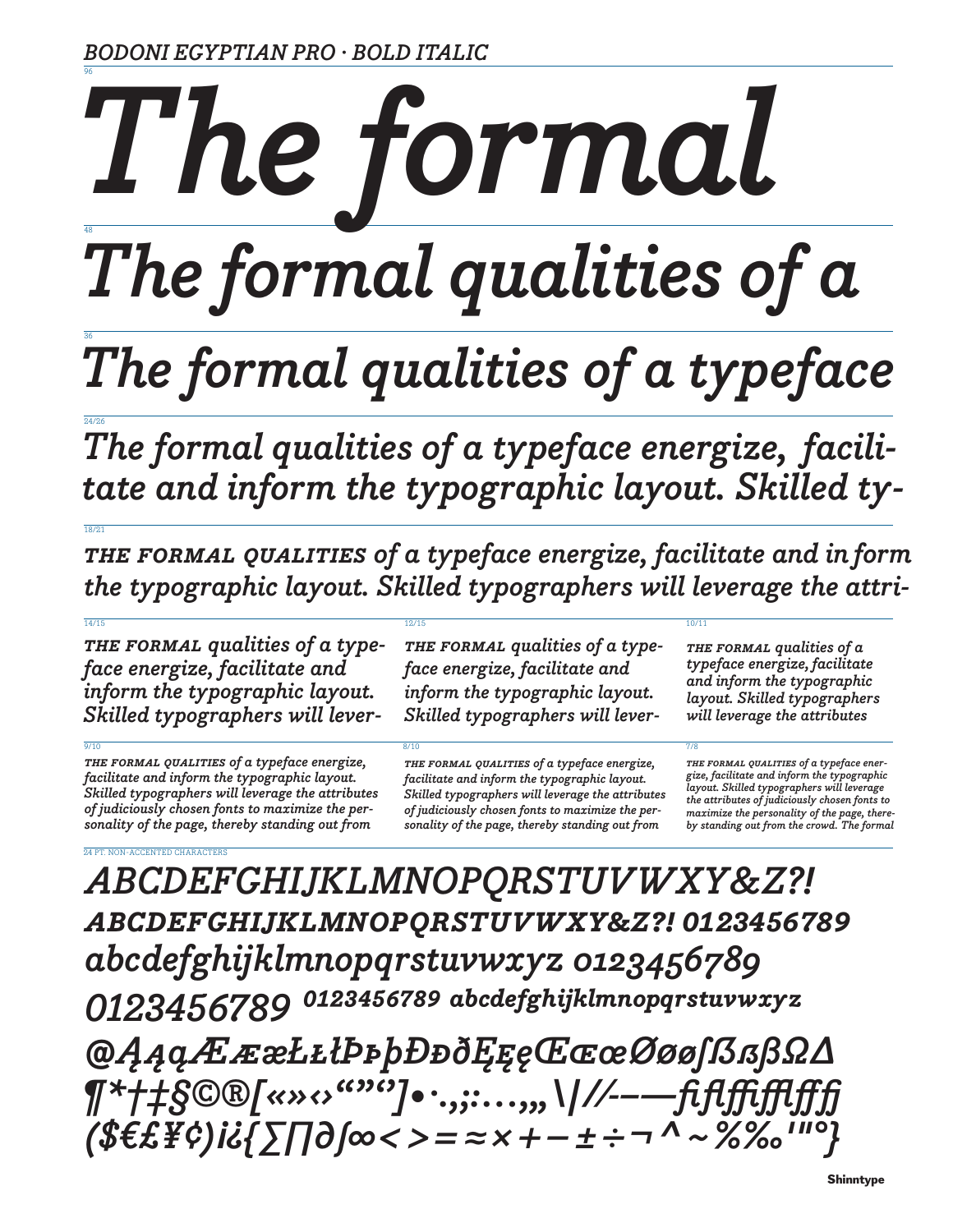BODONI EGYPTIAN PRO · BOLD ITALIC

96

# *The formal*

48

## *The formal qualities of a*

36

## *The formal qualities of a typeface*

24/26

*The formal qualities of a typeface energize, facilitate and inform the typographic layout. Skilled ty-*

18/21

*THE FORMAL QUALITIES of a typeface energize, facilitate and inform the typographic layout. Skilled typographers will leverage the attri-*

14/15

*THE FORMAL qualities of a typeface energize, facilitate and inform the typographic layout. Skilled typographers will lever-*

12/15

*THE FORMAL qualities of a typeface energize, facilitate and inform the typographic layout. Skilled typographers will lever-*

10/11

*THE FORMAL qualities of a typeface energize, facilitate and inform the typographic layout. Skilled typographers will leverage the attributes*

9/10

*THE FORMAL QUALITIES of a typeface energize, facilitate and inform the typographic layout. Skilled typographers will leverage the attributes of judiciously chosen fonts to maximize the personality of the page, thereby standing out from*

8/10

*THE FORMAL QUALITIES of a typeface energize, facilitate and inform the typographic layout. Skilled typographers will leverage the attributes of judiciously chosen fonts to maximize the personality of the page, thereby standing out from*

7/8

*THE FORMAL QUALITIES of a typeface energize, facilitate and inform the typographic layout. Skilled typographers will leverage the attributes of judiciously chosen fonts to maximize the personality of the page, thereby standing out from the crowd. The formal*

24 PT. NON-ACCENTED CHARACTERS

*ABCDEFGHIJKLMNOPQRSTUVWXY&Z?!*
*ABCDEFGHIJKLMNOPQRSTUVWXY&Z?! 0123456789*
*abcdefghijklmnopqrstuvwxyz 0123456789*
*0123456789 0123456789 abcdefghijklmnopqrstuvwxyz*
*@ĄąąÆææŁłłÞþþĐđðĘęęŒœœØøøſßßβΩΔ*
*¶*†‡§©®[«»‹›“”‘’]•·.,;:…,„\|//-–—fiflffiffifflfffj*
*($€£¥¢)¡¿{∑∏∂∫∞<>=≈×+−±÷¬^~%‰'"°}*

Shinntype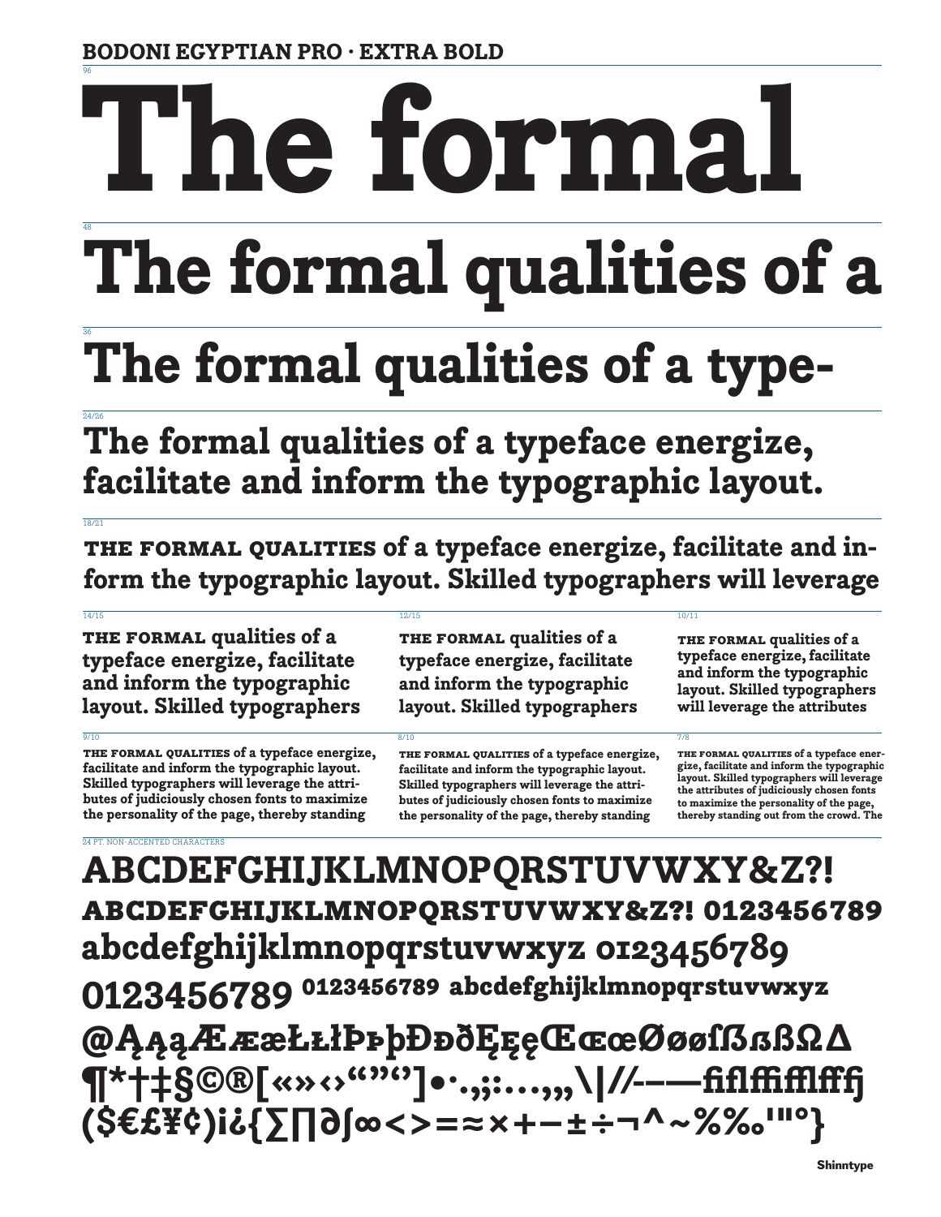# BODONI EGYPTIAN PRO · EXTRA BOLD

96

# The formal

48

# The formal qualities of a

36

## The formal qualities of a type-

24/26

## The formal qualities of a typeface energize, facilitate and inform the typographic layout.

18/21

**THE FORMAL QUALITIES of a typeface energize, facilitate and inform the typographic layout. Skilled typographers will leverage**

14/15

**THE FORMAL qualities of a typeface energize, facilitate and inform the typographic layout. Skilled typographers**

12/15

**THE FORMAL qualities of a typeface energize, facilitate and inform the typographic layout. Skilled typographers**

10/11

**THE FORMAL qualities of a typeface energize, facilitate and inform the typographic layout. Skilled typographers will leverage the attributes**

9/10

**THE FORMAL QUALITIES of a typeface energize, facilitate and inform the typographic layout. Skilled typographers will leverage the attributes of judiciously chosen fonts to maximize the personality of the page, thereby standing**

8/10

**THE FORMAL QUALITIES of a typeface energize, facilitate and inform the typographic layout. Skilled typographers will leverage the attributes of judiciously chosen fonts to maximize the personality of the page, thereby standing**

7/8

**THE FORMAL QUALITIES of a typeface energize, facilitate and inform the typographic layout. Skilled typographers will leverage the attributes of judiciously chosen fonts to maximize the personality of the page, thereby standing out from the crowd. The**

24 PT. NON-ACCENTED CHARACTERS

**ABCDEFGHIJKLMNOPQRSTUVWXY&Z?!**

**ABCDEFGHIJKLMNOPQRSTUVWXY&Z?! 0123456789**

**abcdefghijklmnopqrstuvwxyz 0123456789**

**0123456789 0123456789 abcdefghijklmnopqrstuvwxyz**

**@ĄąąÆææŁłłÞþþĐđðĘęęŒœœØøøſßßßΩΔ**

**¶*†‡§©®[«»‹›“”‘’]•·.,;:…‚„\|//-–—fiflffiffiflffj**

**($€£¥¢)i¿{∑∏∂∫∞<>=≈×+−±÷¬^~%‰'"°}**

Shinntype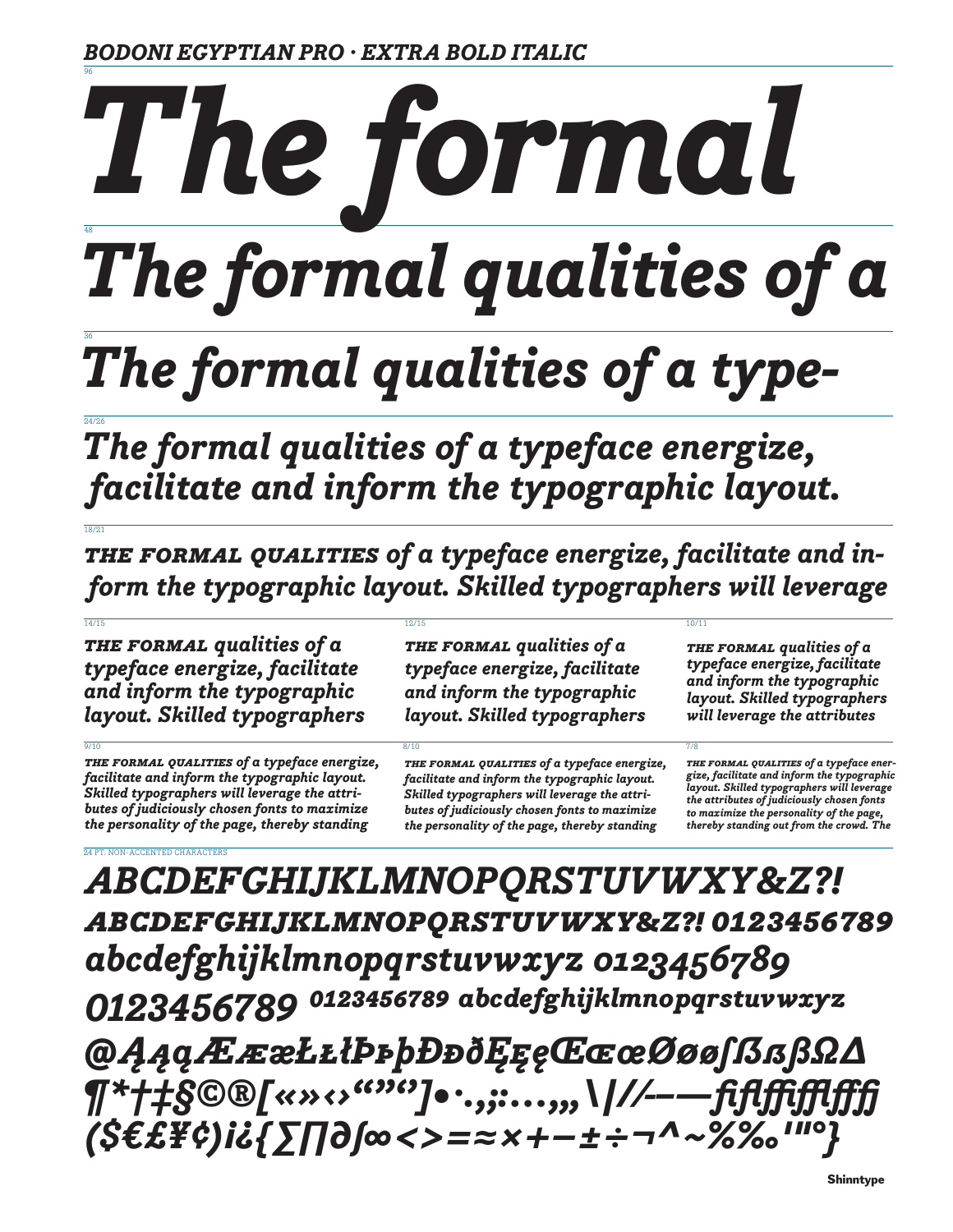*BODONI EGYPTIAN PRO · EXTRA BOLD ITALIC*

96

# *The formal*

48

## *The formal qualities of a*

36

## *The formal qualities of a type-*

24/26

### *The formal qualities of a typeface energize, facilitate and inform the typographic layout.*

18/21

***THE FORMAL QUALITIES** of a typeface energize, facilitate and inform the typographic layout. Skilled typographers will leverage*

14/15

***THE FORMAL** qualities of a typeface energize, facilitate and inform the typographic layout. Skilled typographers*

12/15

***THE FORMAL** qualities of a typeface energize, facilitate and inform the typographic layout. Skilled typographers*

10/11

***THE FORMAL** qualities of a typeface energize, facilitate and inform the typographic layout. Skilled typographers will leverage the attributes*

9/10

***THE FORMAL QUALITIES** of a typeface energize, facilitate and inform the typographic layout. Skilled typographers will leverage the attributes of judiciously chosen fonts to maximize the personality of the page, thereby standing*

8/10

***THE FORMAL QUALITIES** of a typeface energize, facilitate and inform the typographic layout. Skilled typographers will leverage the attributes of judiciously chosen fonts to maximize the personality of the page, thereby standing*

7/8

***THE FORMAL QUALITIES** of a typeface energize, facilitate and inform the typographic layout. Skilled typographers will leverage the attributes of judiciously chosen fonts to maximize the personality of the page, thereby standing out from the crowd. The*

24 PT. NON-ACCENTED CHARACTERS

*ABCDEFGHIJKLMNOPQRSTUVWXY&Z?!*

*ABCDEFGHIJKLMNOPQRSTUVWXY&Z?! 0123456789*

*abcdefghijklmnopqrstuvwxyz 0123456789*

*0123456789 0123456789 abcdefghijklmnopqrstuvwxyz*

*@ĄąqÆææŁłłÞþþÐðĘęęŒœœØøøſẞßβΩΔ*

*¶*†‡§©®[«»‹›“”‘’]•·.,;:…‚„\|//–—fiflffifflffffj*

*($€£¥¢)¡¿{∑∏∂∫∞<>=≈×+−±÷¬^~%‰'‴°}*

Shinntype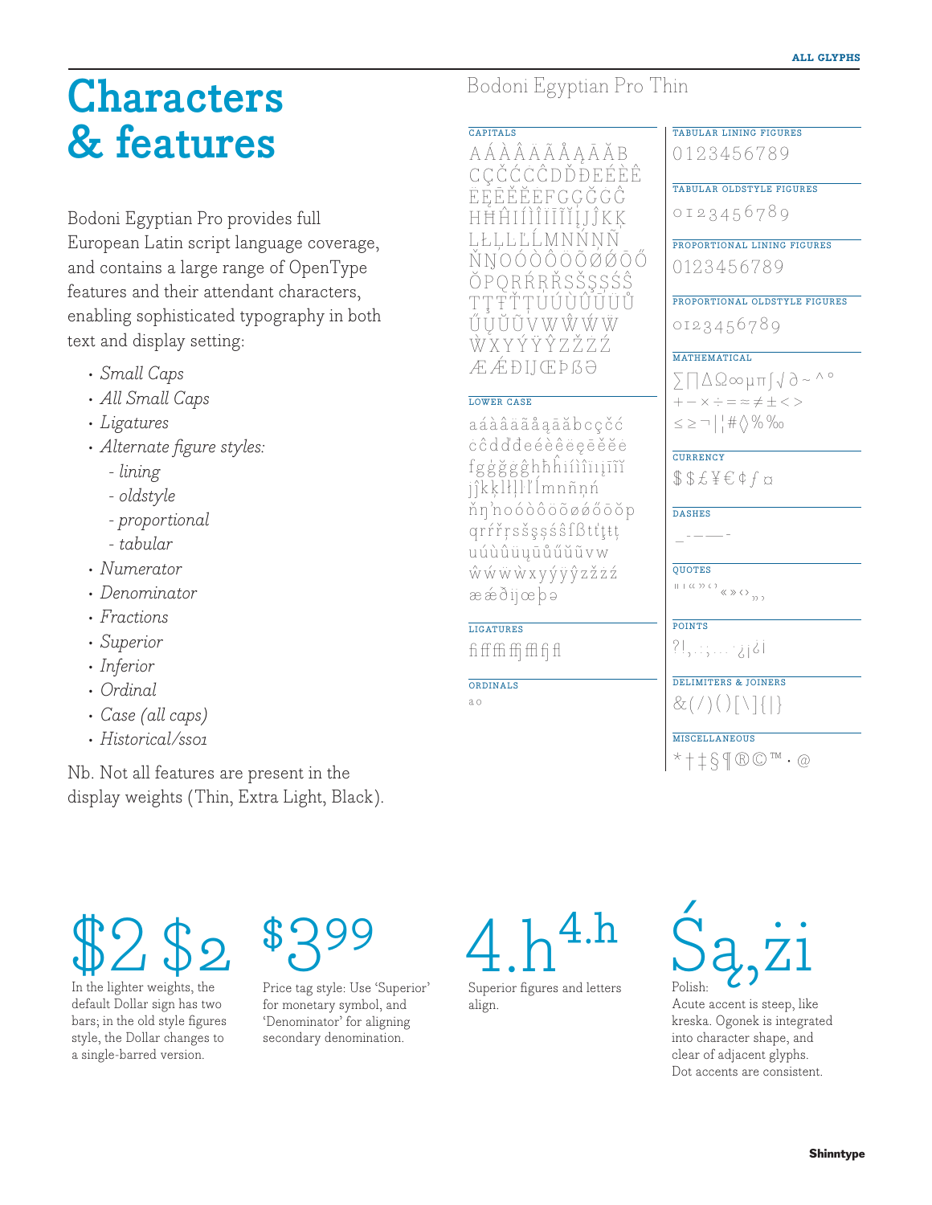# Characters & features

Bodoni Egyptian Pro provides full European Latin script language coverage, and contains a large range of OpenType features and their attendant characters, enabling sophisticated typography in both text and display setting:

- *Small Caps*
- *All Small Caps*
- *Ligatures*
- *Alternate figure styles:*
  - *lining*
  - *oldstyle*
  - *proportional*
  - *tabular*
- *Numerator*
- *Denominator*
- *Fractions*
- *Superior*
- *Inferior*
- *Ordinal*
- *Case (all caps)*
- *Historical/ss01*

Nb. Not all features are present in the display weights (Thin, Extra Light, Black).

## Bodoni Egyptian Pro Thin

**CAPITALS**

AÁÀÂÄÃÅĄĀĂB
CÇČĆĊĈDĎĐEÉÈÊ
ËĘĒĚĔĖFGĢĞĠĜ
HĦĤIÍÌÎÏĪĨĬĮJĴKĶ
LŁĻĽĹMNŃŇŅÑ
ŊOÓÒÔÖÕØǾŌŐ
ŎPQRŔŘŖSŠŞȘŚŜ
TŢŤŦȚUÚÙÛÜŪ
ŮŲŬŰVWŴẂẄ
ẀXYÝŸŶZŽŻŹ
ÆǼÐĲŒÞẞƏ

**LOWER CASE**

aáàâäãåąāăbcçčć
ĉċdďđeéèêëęēěĕė
fgģğġĝhħĥiíìîïıįīĩĭ
jĵkķlłļľŀĺmnñņń
ňŋŉoóòôöõøǿőōŏp
qrŕřŗsšşșśŝſßtťţŧț
uúùûüųūůűũŭvw
ŵẃẅẁxyýÿŷzžżź
æǽðĳœþə

**LIGATURES**

ﬁ ﬀ ﬃ ffj ffl fj ﬂ

**ORDINALS**

ª º

**TABULAR LINING FIGURES**

0123456789

**TABULAR OLDSTYLE FIGURES**

0123456789

**PROPORTIONAL LINING FIGURES**

0123456789

**PROPORTIONAL OLDSTYLE FIGURES**

0123456789

**MATHEMATICAL**

∑∏∆Ω∞µπ∫√∂~^°
+−×÷=≈≠±<>
≤≥¬|¦#◊%‰

**CURRENCY**

$ $ £ ¥ € ¢ ƒ ¤

**DASHES**

_ - – — -

**QUOTES**

" ' " " ' ' « » ‹ › „ ‚

**POINTS**

?!,.:;…·¿¡¿¡

**DELIMITERS & JOINERS**

&(/)()[\]{|}

**MISCELLANEOUS**

*†‡§¶®©™·@

$2 $2

In the lighter weights, the default Dollar sign has two bars; in the old style figures style, the Dollar changes to a single-barred version.

$3⁹⁹

Price tag style: Use 'Superior' for monetary symbol, and 'Denominator' for aligning secondary denomination.

4.h⁴·ʰ

Superior figures and letters align.

Śą,żi

Polish:
Acute accent is steep, like kreska. Ogonek is integrated into character shape, and clear of adjacent glyphs. Dot accents are consistent.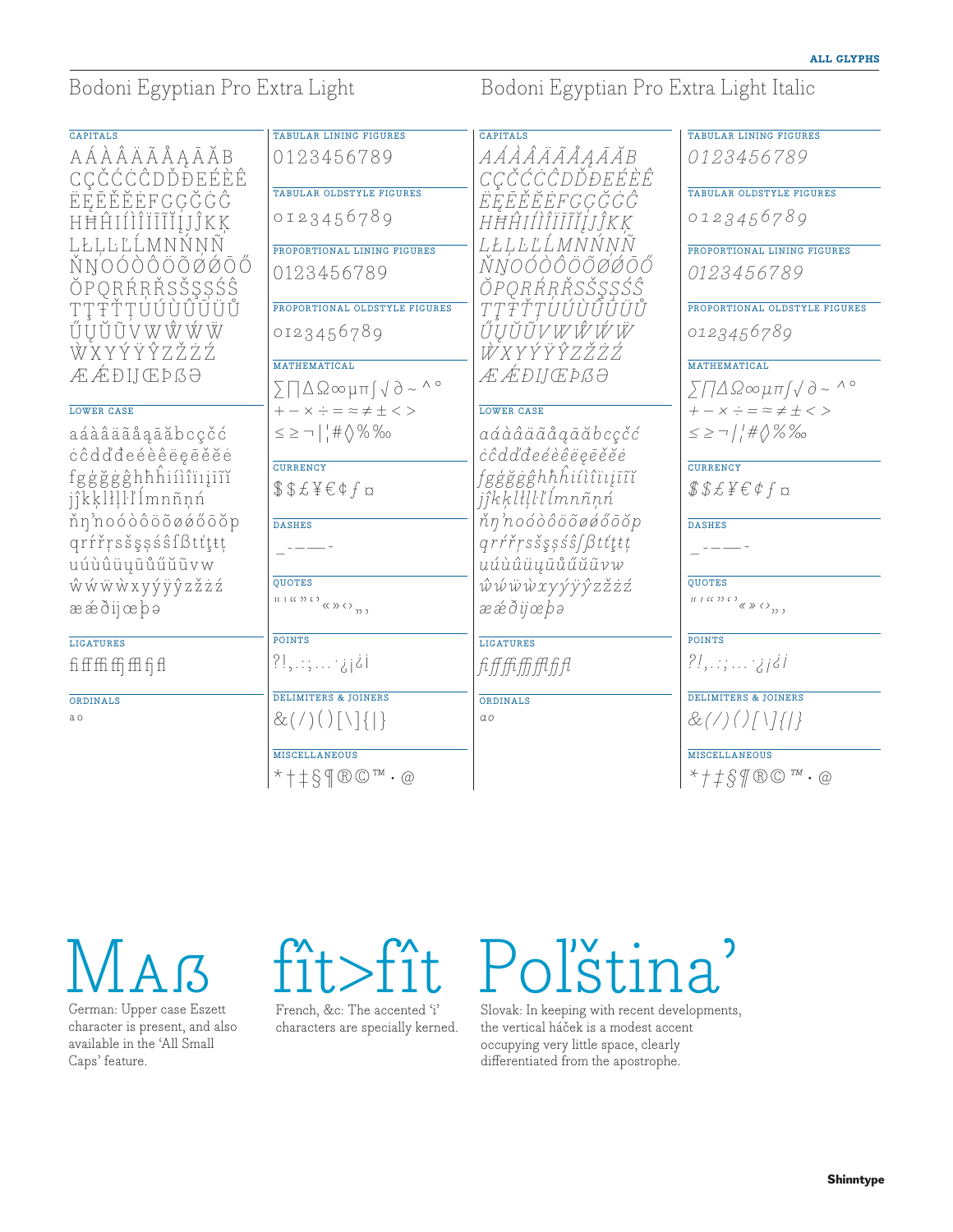## Bodoni Egyptian Pro Extra Light

**CAPITALS**

AÁÀÂÄÃÅĄĀĂB
CÇČĆĊĈDĎĐEÉÈÊ
ËĘĒĚĔĖFGĢĞĠĜ
HĦĤIÍÌÎÏĪĨĬĮJĴKĶ
LŁĻĽĹMNŃŅÑ
ŇŊOÓÒÔÖÕØǾŌŐ
ŎPQRŔŖŘSŠŞȘŚŜ
TŢŤŦȚUÚÙÛÜŮ
ŰŲŪŨVWŴẂẄ
ẀXYÝỲŶZŽŻŹ
ÆǼÐĲŒÞẞƏ

**LOWER CASE**

aáàâäãåąāăbcçčć
ċĉdďđeéèêëęēěĕė
fgģğġĝhħĥiíìîïıįīĩĭ
jĵkķlłļŀľĺmnñņń
ňŋŉoóòôöõøǿőōŏp
qrŕřŗsšşșśŝſßtťţŧț
uúùûüųūůűŭũvw
ŵẃẅẁxyýÿŷzžżź
æǽðĳœþə

**LIGATURES**

fi ff ffi ffj ffl fj fl

**ORDINALS**

ª º

**TABULAR LINING FIGURES**

0123456789

**TABULAR OLDSTYLE FIGURES**

0123456789

**PROPORTIONAL LINING FIGURES**

0123456789

**PROPORTIONAL OLDSTYLE FIGURES**

0123456789

**MATHEMATICAL**

∑∏∆Ω∞µπ∫√∂~^°
+−×÷=≈≠±<>
≤≥¬|¦#◊%‰

**CURRENCY**

$$£¥€¢ƒ¤

**DASHES**

_ - – — -

**QUOTES**

" ' " " ' ' « » ‹ › „ ‚

**POINTS**

?!,.:;…·¿¡¿¡

**DELIMITERS & JOINERS**

&(/)()[\]{|}

**MISCELLANEOUS**

*†‡§¶®©™·@

## Bodoni Egyptian Pro Extra Light Italic

**CAPITALS**

*AÁÀÂÄÃÅĄĀĂB*
*CÇČĆĊĈDĎĐEÉÈÊ*
*ËĘĒĚĔĖFGĢĞĠĜ*
*HĦĤIÍÌÎÏĪĨĬĮJĴKĶ*
*LŁĻĽĹMNŃŅÑ*
*ŇŊOÓÒÔÖÕØǾŌŐ*
*ŎPQRŔŖŘSŠŞȘŚŜ*
*TŢŤŦȚUÚÙÛÜŮ*
*ŰŲŪŨVWŴẂẄ*
*ẀXYÝỲŶZŽŻŹ*
*ÆǼÐĲŒÞẞƏ*

**LOWER CASE**

*aáàâäãåąāăbcçčć*
*ċĉdďđeéèêëęēěĕė*
*fgģğġĝhħĥiíìîïıįīĩĭ*
*jĵkķlłļŀľĺmnñņń*
*ňŋŉoóòôöõøǿőōŏp*
*qrŕřŗsšşșśŝſßtťţŧț*
*uúùûüųūůűŭũvw*
*ŵẃẅẁxyýÿŷzžżź*
*æǽðĳœþə*

**LIGATURES**

*fi ff ffi ffj ffl fj fl*

**ORDINALS**

*ª º*

**TABULAR LINING FIGURES**

*0123456789*

**TABULAR OLDSTYLE FIGURES**

*0123456789*

**PROPORTIONAL LINING FIGURES**

*0123456789*

**PROPORTIONAL OLDSTYLE FIGURES**

*0123456789*

**MATHEMATICAL**

*∑∏∆Ω∞µπ∫√∂~^°*
*+−×÷=≈≠±<>*
*≤≥¬|¦#◊%‰*

**CURRENCY**

*$$£¥€¢ƒ¤*

**DASHES**

*_ - – — -*

**QUOTES**

*" ' " " ' ' « » ‹ › „ ‚*

**POINTS**

*?!,.:;…·¿¡¿¡*

**DELIMITERS & JOINERS**

*&(/)()[\]{|}*

**MISCELLANEOUS**

*\*†‡§¶®©™·@*

---

MAẞ

German: Upper case Eszett character is present, and also available in the 'All Small Caps' feature.

fît>fît

French, &c: The accented 'i' characters are specially kerned.

Polˇština'

Slovak: In keeping with recent developments, the vertical háček is a modest accent occupying very little space, clearly differentiated from the apostrophe.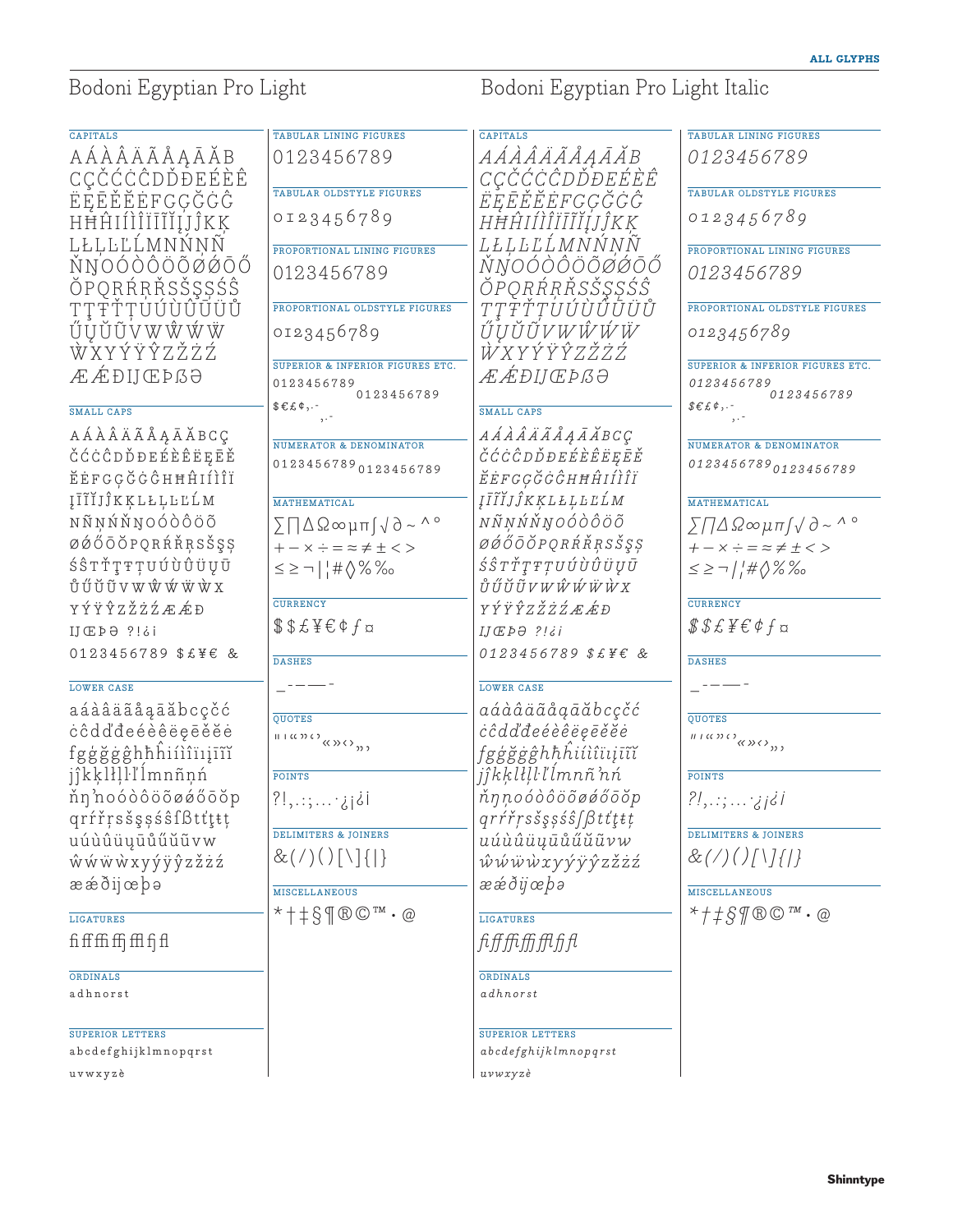# Bodoni Egyptian Pro Light

### CAPITALS

AÁÀÂÄÃÅĄĀĂB
CÇČĆĊĈDĎĐEÉÈÊ
ËĘĒĚĔĖFGĢĞĠĜ
HĦĤIÍÌÎÏĪĬĮJĴKĶ
LŁĻĽĹMNŃŇÑ
ŇŊOÓÒÔÖÕØǾŌŐ
ŎPQRŔŖŘSŠŞȘŚŜ
TȚŦŤŢUÚÙÛÜŮ
ŰŲŬŨVWẀŴẂẄ
ẀXYÝŸŶZŽŻŹ
ÆǼĐIJŒÞẞƏ

### SMALL CAPS

AÁÀÂÄÃÅĄĀĂBCÇ
ČĆĊĈDĎĐEÉÈÊËĘĒĚ
ĔĖFGĢĞĠĜHĦĤIÍÌÎÏ
ĮĪĬIJĴKĶLŁĻĽĿĹM
NÑŅŃŇŊOÓÒÔÖÕ
ØǾŐŌŎPQRŔŘŖSŠŞȘ
ŚŜTŤȚŦŢUÚÙÛÜŲŪ
ŮŰŬŨVWŴẂẄẀX
YÝŸŶZŽŻŹÆǼĐ
IJŒÞƏ ?!¿¡
0123456789 $£¥€ &

### LOWER CASE

aáàâäãåąāăbcçčć
ċĉdďđeéèêëęēěĕė
fgģğġĝhħĥiíìîïıįīĭ
jĵkķlłľļŀĺmnñņń
ňŋŉoóòôöõøǿőōŏp
qrŕřŗsšşșśŝßtťţŧ
uúùûüųūůűŭũvw
ŵẃẅẁxyýÿŷzžżź
æǽðijœþə

### LIGATURES

fi ff ffi ffj ffl fj fl

### ORDINALS

a d h n o r s t

### SUPERIOR LETTERS

a b c d e f g h i j k l m n o p q r s t
u v w x y z è

### TABULAR LINING FIGURES

0123456789

### TABULAR OLDSTYLE FIGURES

0123456789

### PROPORTIONAL LINING FIGURES

0123456789

### PROPORTIONAL OLDSTYLE FIGURES

0123456789

### SUPERIOR & INFERIOR FIGURES ETC.

0123456789 0123456789
$€£¢,.- ,.-

### NUMERATOR & DENOMINATOR

0123456789 0123456789

### MATHEMATICAL

∑∏∆Ω∞µπ∫√∂~^°
+−×÷=≈≠±<>
≤≥¬|¦#◊%‰

### CURRENCY

$$£¥€¢ƒ¤

### DASHES

_-–—-

### QUOTES

" ' « » ‹ › „ ‚ " ' « » ‹ › „ ‚

### POINTS

?!,.:;…·¿¡¿¡

### DELIMITERS & JOINERS

&(/)()[\]{|}

### MISCELLANEOUS

*†‡§¶®©™•@

# Bodoni Egyptian Pro Light Italic

### CAPITALS

*AÁÀÂÄÃÅĄĀĂB*
*CÇČĆĊĈDĎĐEÉÈÊ*
*ËĘĒĚĔĖFGĢĞĠĜ*
*HĦĤIÍÌÎÏĪĬĮJĴKĶ*
*LŁĻĽĹMNŃŇÑ*
*ŇŊOÓÒÔÖÕØǾŌŐ*
*ŎPQRŔŖŘSŠŞȘŚŜ*
*TȚŦŤŢUÚÙÛÜŮ*
*ŰŲŬŨVWẀŴẂẄ*
*ẀXYÝŸŶZŽŻŹ*
*ÆǼĐIJŒÞẞƏ*

### SMALL CAPS

*AÁÀÂÄÃÅĄĀĂBCÇ*
*ČĆĊĈDĎĐEÉÈÊËĘĒĚ*
*ĔĖFGĢĞĠĜHĦĤIÍÌÎÏ*
*ĮĪĬIJĴKĶLŁĻĽĿĹM*
*NÑŅŃŇŊOÓÒÔÖÕ*
*ØǾŐŌŎPQRŔŘŖSŠŞȘ*
*ŚŜTŤȚŦŢUÚÙÛÜŲŪ*
*ŮŰŬŨVWŴẂẄẀX*
*YÝŸŶZŽŻŹÆǼĐ*
*IJŒÞƏ ?!¿¡*
*0123456789 $£¥€ &*

### LOWER CASE

*aáàâäãåąāăbcçčć*
*ċĉdďđeéèêëęēěĕė*
*fgģğġĝhħĥiíìîïıįīĭ*
*jĵkķlłľļŀĺmnñņń*
*ňŋŉoóòôöõøǿőōŏp*
*qrŕřŗsšşșśŝßtťţŧ*
*uúùûüųūůűŭũvw*
*ŵẃẅẁxyýÿŷzžżź*
*æǽðijœþə*

### LIGATURES

*fi ff ffi ffj ffl fj fl*

### ORDINALS

*a d h n o r s t*

### SUPERIOR LETTERS

*a b c d e f g h i j k l m n o p q r s t*
*u v w x y z è*

### TABULAR LINING FIGURES

*0123456789*

### TABULAR OLDSTYLE FIGURES

*0123456789*

### PROPORTIONAL LINING FIGURES

*0123456789*

### PROPORTIONAL OLDSTYLE FIGURES

*0123456789*

### SUPERIOR & INFERIOR FIGURES ETC.

*0123456789 0123456789*
*$€£¢,.- ,.-*

### NUMERATOR & DENOMINATOR

*0123456789 0123456789*

### MATHEMATICAL

*∑∏∆Ω∞µπ∫√∂~^°*
*+−×÷=≈≠±<>*
*≤≥¬|¦#◊%‰*

### CURRENCY

*$$£¥€¢ƒ¤*

### DASHES

*_-–—-*

### QUOTES

*" ' « » ‹ › „ ‚ " ' « » ‹ › „ ‚*

### POINTS

*?!,.:;…·¿¡¿¡*

### DELIMITERS & JOINERS

*&(/)()[\]{|}*

### MISCELLANEOUS

*\*†‡§¶®©™•@*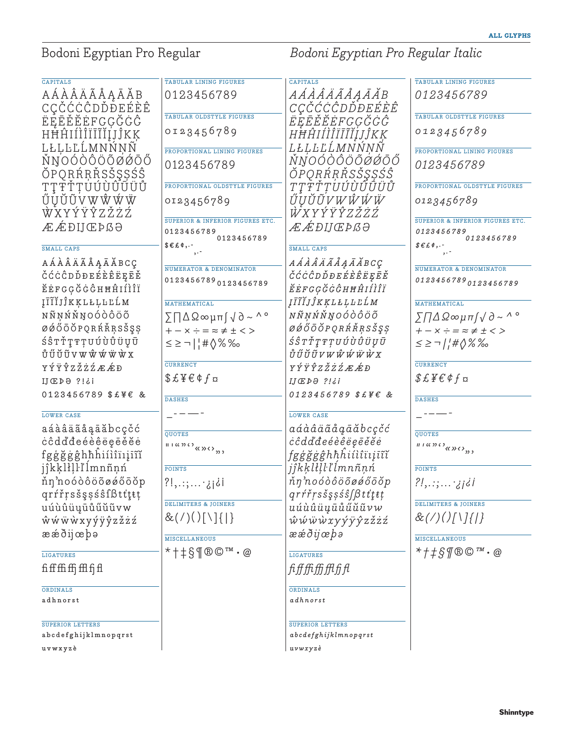# Bodoni Egyptian Pro Regular

### CAPITALS

AÁÀÂÄÃÅĄĀĂB
CÇČĆĊĈDĎĐEÉÈÊ
ËĘĒĚĔĖFGĢĞĠĜ
HĦĤIÍÌÎÏĪĨĬĮJĴKĶ
LŁĻĽĹMNŃŇÑ
ŇŊOÓÒÔÖÕØǾŌŐ
ŎPQRŔŖŘSŠŞȘŚŜ
TŢŦŤȚUÚÙÛÜŮ
ŰŲŪŨVWŴẂẄ
ẀXYÝŸŶZŽŻŹ
ÆǼÐĲŒÞßƏ

### SMALL CAPS

AÁÀÂÄÃÅĄĀĂBCÇ
ČĆĊĈDĎĐEÉÈÊËĘĒĚ
ĔĖFGĢĞĠĜHĦĤIÍÌÎÏ
ĮĪĨĬJĴKĶLŁĻĽĹM
NÑŅŃŇŊOÓÒÔÖÕ
ØǾŐŌŎPQRŔŘŖSŠŞȘ
ŚŜTŤŢŦȚUÚÙÛÜŲŪ
ŮŰŬŨVWŴẂẄẀX
YÝŸŶZŽŻŹÆǼÐ
ĲŒÞƏ ?!¿¡
0123456789 $£¥€ &

### LOWER CASE

aáàâäãåąāăbcçčć
ċĉdďđeéèêëęēěĕė
fgģğġĝhħĥiíìîïıįīĩĭ
jĵkķlłļľŀĺmnñņń
ňŋʼnoóòôöõøǿőōŏp
qrŕřŗsšşșśŝſßtťţŧț
uúùûüųūůűŭũvw
ŵẃẅẁxyýÿŷzžżź
æǽðĳœþə

### LIGATURES

ﬁﬀﬃﬀﬁ ﬄ ﬂ

### ORDINALS

a d h n o r s t

### SUPERIOR LETTERS

a b c d e f g h i j k l m n o p q r s t
u v w x y z è

### TABULAR LINING FIGURES

0123456789

### TABULAR OLDSTYLE FIGURES

0123456789

### PROPORTIONAL LINING FIGURES

0123456789

### PROPORTIONAL OLDSTYLE FIGURES

0123456789

### SUPERIOR & INFERIOR FIGURES ETC.

0123456789 0123456789
$€£¢,.- ,.-

### NUMERATOR & DENOMINATOR

0123456789 0123456789

### MATHEMATICAL

∑∏∆Ω∞µπ∫√∂~^°
+−×÷=≈≠±<>
≤≥¬|¦#◊%‰

### CURRENCY

$£¥€¢ƒ¤

### DASHES

_-–—-

### QUOTES

"'"""‚«»‹›„‚

### POINTS

?!,.:;…·¿¡¦

### DELIMITERS & JOINERS

&(/)()[\]{|}

### MISCELLANEOUS

*†‡§¶®©™•@

# Bodoni Egyptian Pro Regular Italic

### CAPITALS

*AÁÀÂÄÃÅĄĀĂB*
*CÇČĆĊĈDĎĐEÉÈÊ*
*ËĘĒĚĔĖFGĢĞĠĜ*
*HĦĤIÍÌÎÏĪĨĬĮJĴKĶ*
*LŁĻĽĹMNŃŇÑ*
*ŇŊOÓÒÔÖÕØǾŌŐ*
*ŎPQRŔŖŘSŠŞȘŚŜ*
*TŢŦŤȚUÚÙÛÜŮ*
*ŰŲŪŨVWŴẂẄ*
*ẀXYÝŸŶZŽŻŹ*
*ÆǼÐĲŒÞßƏ*

### SMALL CAPS

*AÁÀÂÄÃÅĄĀĂBCÇ*
*ČĆĊĈDĎĐEÉÈÊËĘĒĚ*
*ĔĖFGĢĞĠĜHĦĤIÍÌÎÏ*
*ĮĪĨĬJĴKĶLŁĻĽĹM*
*NÑŅŃŇŊOÓÒÔÖÕ*
*ØǾŐŌŎPQRŔŘŖSŠŞȘ*
*ŚŜTŤŢŦȚUÚÙÛÜŲŪ*
*ŮŰŬŨVWŴẂẄẀX*
*YÝŸŶZŽŻŹÆǼÐ*
*ĲŒÞƏ ?!¿¡*
*0123456789 $£¥€ &*

### LOWER CASE

*aáàâäãåąāăbcçčć*
*ċĉdďđeéèêëęēěĕė*
*fgģğġĝhħĥiíìîïıįīĩĭ*
*jĵkķlłļľŀĺmnñņń*
*ňŋʼnoóòôöõøǿőōŏp*
*qrŕřŗsšşșśŝſßtťţŧț*
*uúùûüųūůűŭũvw*
*ŵẃẅẁxyýÿŷzžżź*
*æǽðĳœþə*

### LIGATURES

*ﬁﬀﬃﬀﬁ ﬄ ﬂ*

### ORDINALS

*a d h n o r s t*

### SUPERIOR LETTERS

*a b c d e f g h i j k l m n o p q r s t*
*u v w x y z è*

### TABULAR LINING FIGURES

*0123456789*

### TABULAR OLDSTYLE FIGURES

*0123456789*

### PROPORTIONAL LINING FIGURES

*0123456789*

### PROPORTIONAL OLDSTYLE FIGURES

*0123456789*

### SUPERIOR & INFERIOR FIGURES ETC.

*0123456789 0123456789*
*$€£¢,.- ,.-*

### NUMERATOR & DENOMINATOR

*0123456789 0123456789*

### MATHEMATICAL

*∑∏∆Ω∞µπ∫√∂~^°*
*+−×÷=≈≠±<>*
*≤≥¬|¦#◊%‰*

### CURRENCY

*$£¥€¢ƒ¤*

### DASHES

*_-–—-*

### QUOTES

*"'"""‚«»‹›„‚*

### POINTS

*?!,.:;…·¿¡¦*

### DELIMITERS & JOINERS

*&(/)()[\]{|}*

### MISCELLANEOUS

*\*†‡§¶®©™•@*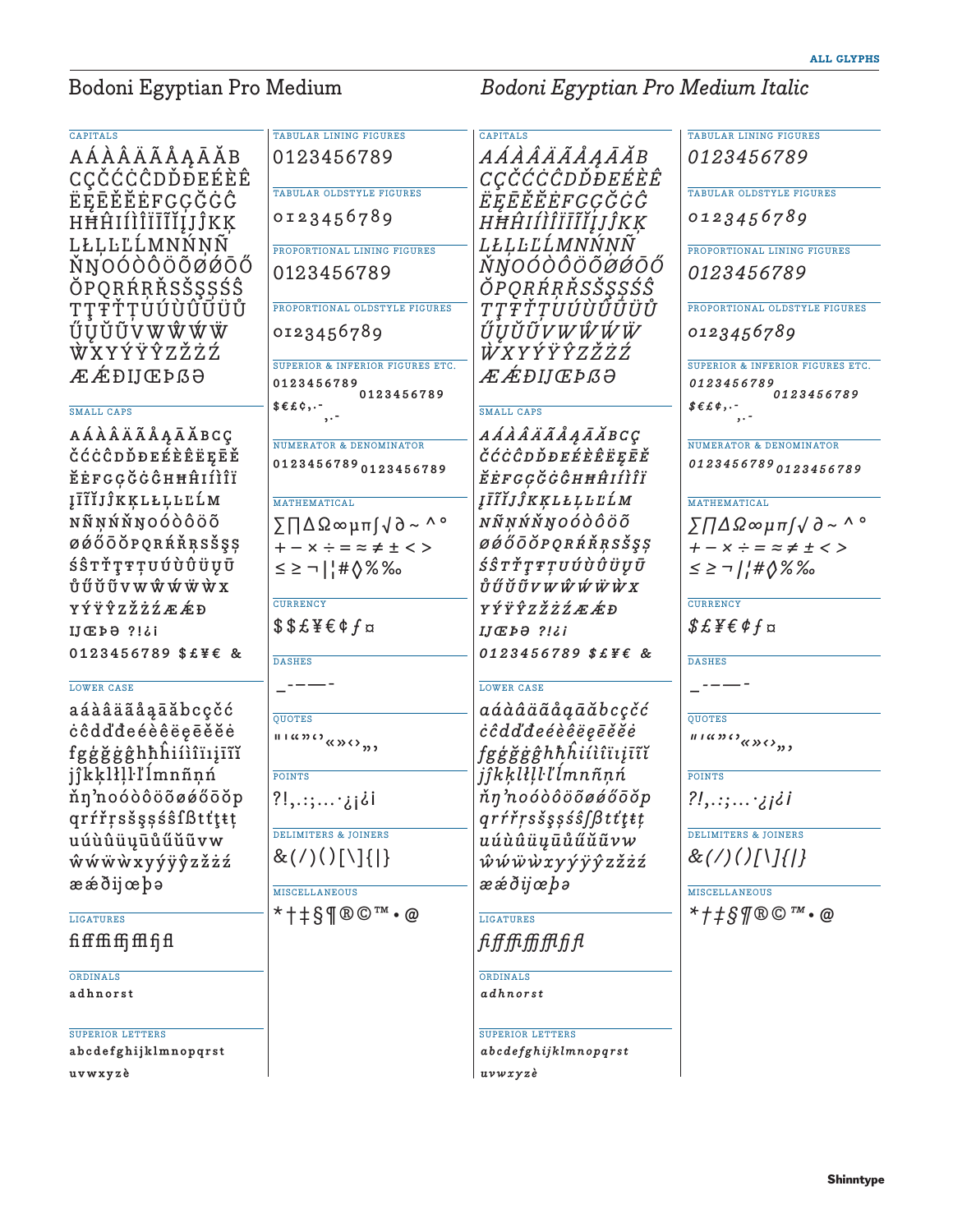# Bodoni Egyptian Pro Medium

### CAPITALS

AÁÀÂÄÃÅĄĀĂB
CÇĆČĊĈDĎĐEÉÈÊ
ËĘĒĚĔĖFGĢĞĠĜ
HĦĤIÍÌÎÏĨĬĮJĴKĶ
LŁĻĽĹMNŃŅÑ
ŇŊOÓÒÔÖÕØǾŌŐ
ŎPQRŔŖŘSŠŞȘŚŜ
TŢŦŤȚUÚÙÛÜŬŮ
ŰŲŪŨVWŴẂẄ
ẀXYÝŸŶZŽŻŹ
ÆǼÐĲŒÞßƏ

### SMALL CAPS

AÁÀÂÄÃÅĄĀĂBCÇ
ČĆĊĈDĎĐEÉÈÊËĘĒĚ
ĔĖFGĢĞĠĜHĦĤIÍÌÎÏ
ĮĪĨĬJĴKĶLŁĻĽĹM
NÑŅŃŇŊOÓÒÔÖÕ
ØǾŐŌŎPQRŔŘŖSŠŞ
ŚŜTŤŢŦȚUÚÙÛÜŲŪ
ŮŰŬŨVWŴẂẄẀX
YÝŸŶZŽŻŹÆǼÐ
ĲŒÞƏ ?!¿¡
0123456789 $£¥€ &

### LOWER CASE

aáàâäãåąāăbcçčć
ċĉdďđeéèêëęēěĕė
fgģğġĝhħĥiíìîïıįīĩĭ
jĵkķlłļŀľĺmnñņń
ňŋʼnoóòôöõøǿőōŏp
qrŕřŗsšşșśŝſßtťţŧ
uúùûüųūůűŭũvw
ŵẁẅẃxyýÿŷzžżź
æǽðĳœþə

### LIGATURES

ﬁﬀﬃﬀﬁﬀﬂﬁﬂ

### ORDINALS

adhnorst

### SUPERIOR LETTERS

abcdefghijklmnopqrst
uvwxyzè

### TABULAR LINING FIGURES

0123456789

### TABULAR OLDSTYLE FIGURES

0123456789

### PROPORTIONAL LINING FIGURES

0123456789

### PROPORTIONAL OLDSTYLE FIGURES

0123456789

### SUPERIOR & INFERIOR FIGURES ETC.

0123456789 0123456789
$€£¢,.- ,.-

### NUMERATOR & DENOMINATOR

0123456789 0123456789

### MATHEMATICAL

∑∏∆Ω∞µπ∫√∂~^°
+−×÷=≈≠±<>
≤≥¬|¦#◊%‰

### CURRENCY

$$£¥€¢ƒ¤

### DASHES

_-–—-

### QUOTES

"'«»‹›„‚

### POINTS

?!,.:;…·¿¡¿¡

### DELIMITERS & JOINERS

&(/)()[\]{|}

### MISCELLANEOUS

*†‡§¶®©™•@

# *Bodoni Egyptian Pro Medium Italic*

### CAPITALS

*AÁÀÂÄÃÅĄĀĂB
CÇČĆĊĈDĎĐEÉÈÊ
ËĘĒĚĔĖFGĢĞĠĜ
HĦĤIÍÌÎÏĨĬĮJĴKĶ
LŁĻĽĹMNŃŅÑ
ŇŊOÓÒÔÖÕØǾŌŐ
ŎPQRŔŖŘSŠŞȘŚŜ
TŢŦŤȚUÚÙÛÜŬŮ
ŰŲŪŨVWŴẂẄ
ẀXYÝŸŶZŽŻŹ
ÆǼÐĲŒÞßƏ*

### SMALL CAPS

*AÁÀÂÄÃÅĄĀĂBCÇ
ČĆĊĈDĎĐEÉÈÊËĘĒĚ
ĔĖFGĢĞĠĜHĦĤIÍÌÎÏ
ĮĪĨĬJĴKĶLŁĻĽĹM
NÑŅŃŇŊOÓÒÔÖÕ
ØǾŐŌŎPQRŔŘŖSŠŞ
ŚŜTŤŢŦȚUÚÙÛÜŲŪ
ŮŰŬŨVWŴẂẄẀX
YÝŸŶZŽŻŹÆǼÐ
ĲŒÞƏ ?!¿¡
0123456789 $£¥€ &*

### LOWER CASE

*aáàâäãåąāăbcçčć
ċĉdďđeéèêëęēěĕė
fgģğġĝhħĥiíìîïıįīĩĭ
jĵkķlłļŀľĺmnñņń
ňŋʼnoóòôöõøǿőōŏp
qrŕřŗsšşșśŝſßtťţŧ
uúùûüųūůűŭũvw
ŵẃẅẁxyýÿŷzžżź
æǽðĳœþə*

### LIGATURES

*ﬁﬀﬃﬀﬁﬀﬂﬁﬂ*

### ORDINALS

*adhnorst*

### SUPERIOR LETTERS

*abcdefghijklmnopqrst
uvwxyzè*

### TABULAR LINING FIGURES

*0123456789*

### TABULAR OLDSTYLE FIGURES

*0123456789*

### PROPORTIONAL LINING FIGURES

*0123456789*

### PROPORTIONAL OLDSTYLE FIGURES

*0123456789*

### SUPERIOR & INFERIOR FIGURES ETC.

*0123456789 0123456789
$€£¢,.- ,.-*

### NUMERATOR & DENOMINATOR

*0123456789 0123456789*

### MATHEMATICAL

*∑∏∆Ω∞µπ∫√∂~^°
+−×÷=≈≠±<>
≤≥¬|¦#◊%‰*

### CURRENCY

*$£¥€¢ƒ¤*

### DASHES

*_-–—-*

### QUOTES

*"'«»‹›„‚*

### POINTS

*?!,.:;…·¿¡¿¡*

### DELIMITERS & JOINERS

*&(/)()[\]{|}*

### MISCELLANEOUS

*\*†‡§¶®©™•@*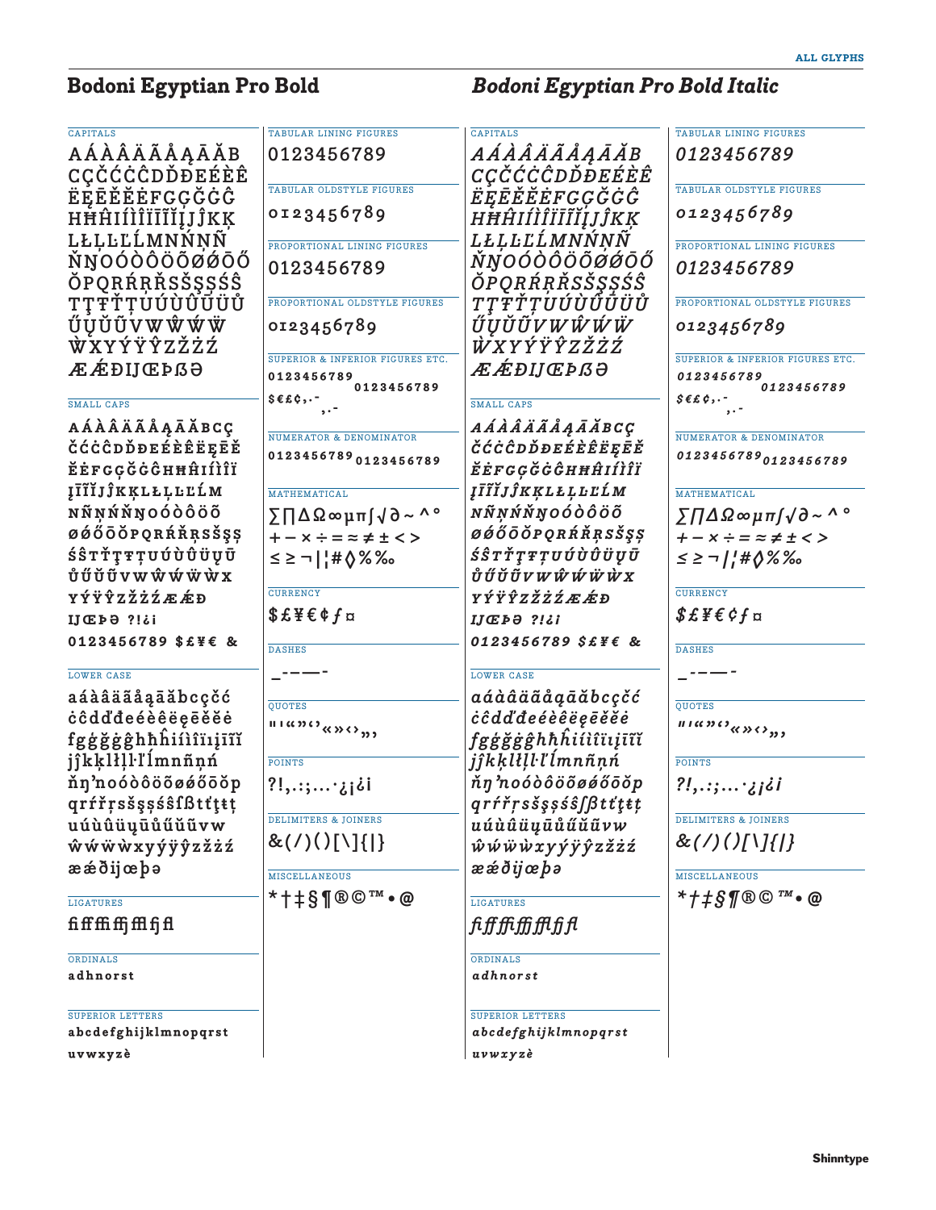## Bodoni Egyptian Pro Bold

CAPITALS

AÁÀÂÄÃÅĄĀĂB
CÇČĆĊĈDĎĐEÉÈÊ
ËĘĒĔĚĖFGĢĞĠĜ
HĦĤIÍÌÎÏĨĬĮJĴKĶ
LĿĻĽĹMNŃŇÑ
ŇŊOÓÒÔÖÕØǾŌŐ
ŎPQRŔŘŖSŠŞȘŚŜ
TŢŦŤȚUÚÙÛÜŨŮ
ŰŲŬŪVWŴẂẄ
ẀXYÝŸŶZŽŻŹ
ÆǼÐĲŒÞẞƏ

SMALL CAPS

AÁÀÂÄÃÅĄĀĂBCÇ
ČĆĊĈDĎĐEÉÈÊËĘĒĚ
ĔĖFGĢĞĠĜHĦĤIÍÌÎÏ
ĮĪĨĬJĴKĶLĿĻĽĹM
NÑŅŃŇŊOÓÒÔÖÕ
ØǾŐŌŎPQRŔŘŖSŠŞȘ
ŚŜTŤŢŦȚUÚÙÛÜŲŪ
ŮŰŬŨVWŴẂẄẀX
YÝŸŶZŽŻŹÆǼÐ
ĲŒÞƏ ?!¿¡
0123456789 $£¥€ &

LOWER CASE

aáàâäãåąāăbcçčć
ċĉdďđeéèêëęēĕěė
fgģğġĝhħĥiíìîïıįīĩĭ
jĵkķlłľļŀĺmnñņń
ňŋŉoóòôöõøǿőōŏp
qrŕřŗsšşșśŝßtťţŧț
uúùûüųūůűŭũvw
ŵẃẅẁxyýÿŷzžżź
æǽðĳœþə

LIGATURES

ﬁﬀﬃﬀﬂﬁﬂ

ORDINALS

adhnorst

SUPERIOR LETTERS

abcdefghijklmnopqrst
uvwxyzè

TABULAR LINING FIGURES

0123456789

TABULAR OLDSTYLE FIGURES

0123456789

PROPORTIONAL LINING FIGURES

0123456789

PROPORTIONAL OLDSTYLE FIGURES

0123456789

SUPERIOR & INFERIOR FIGURES ETC.

0123456789 0123456789
$€£¢,.- ,.-

NUMERATOR & DENOMINATOR

0123456789 0123456789

MATHEMATICAL

∑∏∆Ω∞µπ∫√∂~^°
+−×÷=≈≠±<>
≤≥¬|¦#◊%‰

CURRENCY

$£¥€¢ƒ¤

DASHES

_-–—-

QUOTES

"'“”‘’«»‹›„‚

POINTS

?!,.:;…·¿¡¿¡

DELIMITERS & JOINERS

&(/)()[\]{|}

MISCELLANEOUS

*†‡§¶®©™•@

## Bodoni Egyptian Pro Bold Italic

CAPITALS

*AÁÀÂÄÃÅĄĀĂB*
*CÇČĆĊĈDĎĐEÉÈÊ*
*ËĘĒĔĚĖFGĢĞĠĜ*
*HĦĤIÍÌÎÏĨĬĮJĴKĶ*
*LĿĻĽĹMNŃŇÑ*
*ŇŊOÓÒÔÖÕØǾŌŐ*
*ŎPQRŔŘŖSŠŞȘŚŜ*
*TŢŦŤȚUÚÙÛÜŨŮ*
*ŰŲŬŪVWŴẂẄ*
*ẀXYÝŸŶZŽŻŹ*
*ÆǼÐĲŒÞẞƏ*

SMALL CAPS

*AÁÀÂÄÃÅĄĀĂBCÇ*
*ČĆĊĈDĎĐEÉÈÊËĘĒĚ*
*ĔĖFGĢĞĠĜHĦĤIÍÌÎÏ*
*ĮĪĨĬJĴKĶLĿĻĽĹM*
*NÑŅŃŇŊOÓÒÔÖÕ*
*ØǾŐŌŎPQRŔŘŖSŠŞȘ*
*ŚŜTŤŢŦȚUÚÙÛÜŲŪ*
*ŮŰŬŨVWŴẂẄẀX*
*YÝŸŶZŽŻŹÆǼÐ*
*ĲŒÞƏ ?!¿¡*
*0123456789 $£¥€ &*

LOWER CASE

*aáàâäãåąāăbcçčć*
*ċĉdďđeéèêëęēĕěė*
*fgģğġĝhħĥiíìîïıįīĩĭ*
*jĵkķlłľļŀĺmnñņń*
*ňŋŉoóòôöõøǿőōŏp*
*qrŕřŗsšşșśŝßtťţŧț*
*uúùûüųūůűŭũvw*
*ŵẃẅẁxyýÿŷzžżź*
*æǽðĳœþə*

LIGATURES

*ﬁﬀﬃﬀﬂﬁﬂ*

ORDINALS

*adhnorst*

SUPERIOR LETTERS

*abcdefghijklmnopqrst*
*uvwxyzè*

TABULAR LINING FIGURES

*0123456789*

TABULAR OLDSTYLE FIGURES

*0123456789*

PROPORTIONAL LINING FIGURES

*0123456789*

PROPORTIONAL OLDSTYLE FIGURES

*0123456789*

SUPERIOR & INFERIOR FIGURES ETC.

*0123456789 0123456789*
*$€£¢,.- ,.-*

NUMERATOR & DENOMINATOR

*0123456789 0123456789*

MATHEMATICAL

*∑∏∆Ω∞µπ∫√∂~^°*
*+−×÷=≈≠±<>*
*≤≥¬|¦#◊%‰*

CURRENCY

*$£¥€¢ƒ¤*

DASHES

*_-–—-*

QUOTES

*"'“”‘’«»‹›„‚*

POINTS

*?!,.:;…·¿¡¿¡*

DELIMITERS & JOINERS

*&(/)()[\]{|}*

MISCELLANEOUS

*\*†‡§¶®©™•@*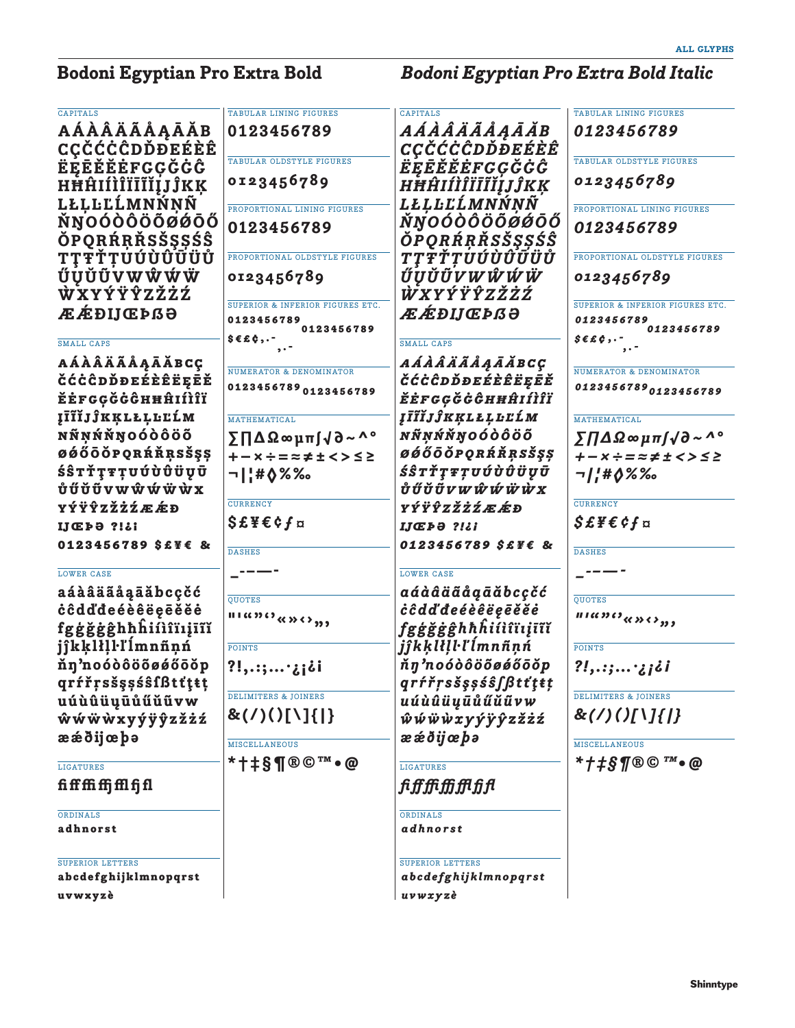ALL GLYPHS

## Bodoni Egyptian Pro Extra Bold

CAPITALS

AÁÀÂÄÃÅĄĀĂB
CÇČĆĊĈDĎĐEÉÈÊ
ËĘĒĚĔĖFGÇĞĠĜ
HĦĤIÍÌÎÏĨĪĮJĴKĶ
LŁĻĽĹMNŃŅÑ
ŇŊOÓÒÔÖÕØǾŌŐ
ŎPQRŔŖŘSŠŞȘŚŜ
TŢŦŤȚUÚÙÛÜŨŮ
ŰŲŬŪVWŴẂẄ
ẀXYÝŸŶZŽŻŹ
ÆǼÐĲŒÞẞƏ

SMALL CAPS

AÁÀÂÄÃÅĄĀĂBCÇ
ČĆĊĈDĎĐEÉÈÊËĘĒĚ
ĔĖFGÇĞĠĜHĦĤIÍÌÎÏ
ĮĪĨĬJĴKĶLŁĻĽĹM
NÑŅŃŇŊOÓÒÔÖÕ
ØǾŐÕŌPQRŔŘRSŠŞȘ
ŚŜTŤŢŦȚUÚÙÛÜŲŪ
ŮŰŬŨVWŴẂẄẀX
YÝŸŶZŽŻŹÆǼÐ
ĲŒÞƏ ?!¿¡
0123456789 $£¥€ &

LOWER CASE

aáàâäãåąāăbcçčć
ċĉdďđeéèêëęēěĕė
fgģğġĝhħĥiíìîïıįīĩĭ
jĵkķlłļľŀlĺmnñņń
ňŋʼnoóòôöõøǿőōŏp
qrŕřŗsšşșśŝſßtťţŧț
uúùûüųūůűŭũvw
ŵẃẅẁxyýÿŷzžżź
æǽðĳœþə

LIGATURES

ﬁﬀﬃﬃﬄﬁﬂ

ORDINALS

adhnorst

SUPERIOR LETTERS

abcdefghijklmnopqrst
uvwxyzè

TABULAR LINING FIGURES

0123456789

TABULAR OLDSTYLE FIGURES

0123456789

PROPORTIONAL LINING FIGURES

0123456789

PROPORTIONAL OLDSTYLE FIGURES

0123456789

SUPERIOR & INFERIOR FIGURES ETC.

0123456789 0123456789
$€£¢,.- ,.-

NUMERATOR & DENOMINATOR

0123456789 0123456789

MATHEMATICAL

∑∏∆Ω∞µπ∫√∂~^°
+−×÷=≈≠±<>≤≥
¬|¦#◊%‰

CURRENCY

$£¥€¢ƒ¤

DASHES

_-–—-

QUOTES

"'«»‹›«»‹›„‚

POINTS

?!,.:;…·¿¡¿¡

DELIMITERS & JOINERS

&(/)()[\]{|}

MISCELLANEOUS

*†‡§¶®©™•@

## Bodoni Egyptian Pro Extra Bold Italic

CAPITALS

*AÁÀÂÄÃÅĄĀĂB*
*CÇČĆĊĈDĎĐEÉÈÊ*
*ËĘĒĚĔĖFGÇĞĠĜ*
*HĦĤIÍÌÎÏĨĪĮJĴKĶ*
*LŁĻĽĹMNŃŅÑ*
*ŇŊOÓÒÔÖÕØǾŌŐ*
*ŎPQRŔŖŘSŠŞȘŚŜ*
*TŢŦŤȚUÚÙÛÜŨŮ*
*ŰŲŬŪVWŴẂẄ*
*ẀXYÝŸŶZŽŻŹ*
*ÆǼÐĲŒÞẞƏ*

SMALL CAPS

*AÁÀÂÄÃÅĄĀĂBCÇ*
*ČĆĊĈDĎĐEÉÈÊËĘĒĚ*
*ĔĖFGÇĞĠĜHĦĤIÍÌÎÏ*
*ĮĪĨĬJĴKĶLŁĻĽĹM*
*NÑŅŃŇŊOÓÒÔÖÕ*
*ØǾŐÕŌPQRŔŘRSŠŞȘ*
*ŚŜTŤŢŦȚUÚÙÛÜŲŪ*
*ŮŰŬŨVWŴẂẄẀX*
*YÝŸŶZŽŻŹÆǼÐ*
*ĲŒÞƏ ?!¿¡*
*0123456789 $£¥€ &*

LOWER CASE

*aáàâäãåąāăbcçčć*
*ċĉdďđeéèêëęēěĕė*
*fgģğġĝhħĥiíìîïıįīĩĭ*
*jĵkķlłļľŀlĺmnñņń*
*ňŋʼnoóòôöõøǿőōŏp*
*qrŕřŗsšşșśŝſßtťţŧț*
*uúùûüųūůűŭũvw*
*ŵẃẅẁxyýÿŷzžżź*
*æǽðĳœþə*

LIGATURES

*ﬁﬀﬃﬃﬄﬁﬂ*

ORDINALS

*adhnorst*

SUPERIOR LETTERS

*abcdefghijklmnopqrst*
*uvwxyzè*

TABULAR LINING FIGURES

*0123456789*

TABULAR OLDSTYLE FIGURES

*0123456789*

PROPORTIONAL LINING FIGURES

*0123456789*

PROPORTIONAL OLDSTYLE FIGURES

*0123456789*

SUPERIOR & INFERIOR FIGURES ETC.

*0123456789 0123456789*
*$€£¢,.- ,.-*

NUMERATOR & DENOMINATOR

*0123456789 0123456789*

MATHEMATICAL

*∑∏∆Ω∞µπ∫√∂~^°*
*+−×÷=≈≠±<>≤≥*
*¬|¦#◊%‰*

CURRENCY

*$£¥€¢ƒ¤*

DASHES

*_-–—-*

QUOTES

*"'«»‹›«»‹›„‚*

POINTS

*?!,.:;…·¿¡¿¡*

DELIMITERS & JOINERS

*&(/)()[\]{|}*

MISCELLANEOUS

*\*†‡§¶®©™•@*

Shinntype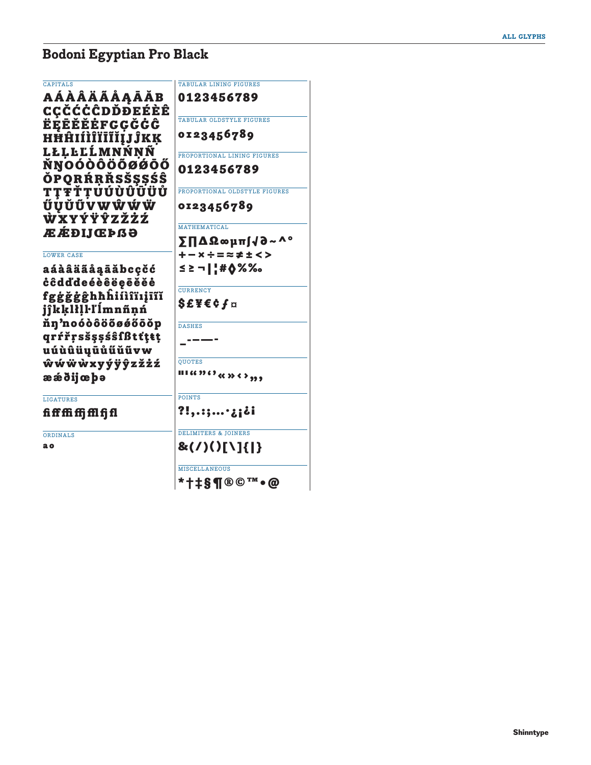# Bodoni Egyptian Pro Black

CAPITALS

AÁÀÂÄÃÅĄĀĂB
CÇČĆĊĈDĎĐEÉÈÊ
ËĘĒĚĔĖFGĢĞĠĜ
HĦĤIÍÌÎÏĨĪĬĮJĴKĶ
LŁĻĿĽĹMNŃŅÑ
ŇŊOÓÒÔÖÕØǾŌŐ
ŎPQRŔŖŘSŠŞȘŚŜ
TŢŦŤȚUÚÙÛÜŨŮ
ŰŲŬŪVWŴẂẄ
ẀXYÝŸŶZŽŻŹ
ÆǼÐIJŒÞẞƏ

LOWER CASE

aáàâäãåąāăbcçčć
ċĉdďđeéèêëęēěĕė
fgģğġĝhħĥiíìîïıįĩīĭ
jĵkķlłļŀľĺmnñņń
ňŋʼnoóòôöõøǿőōŏp
qrŕřŗsšşșśŝſßtťţŧț
uúùûüųūůűŭũvw
ŵẃẅẁxyýÿŷzžżź
æǽðijœþə

LIGATURES

ﬁﬀﬃﬀjﬄﬁjﬂ

ORDINALS

ª º

TABULAR LINING FIGURES

0123456789

TABULAR OLDSTYLE FIGURES

0123456789

PROPORTIONAL LINING FIGURES

0123456789

PROPORTIONAL OLDSTYLE FIGURES

0123456789

MATHEMATICAL

∑∏∆Ω∞µπ∫√∂~^°
+−×÷=≈≠±<>
≤≥¬|¦#◊%‰

CURRENCY

$£¥€¢ƒ¤

DASHES

_-–—-

QUOTES

"'“”‘’«»‹›„‚

POINTS

?!,.:;…·¿¡¿¡

DELIMITERS & JOINERS

&(/)()[\]{|}

MISCELLANEOUS

*†‡§¶®©™•@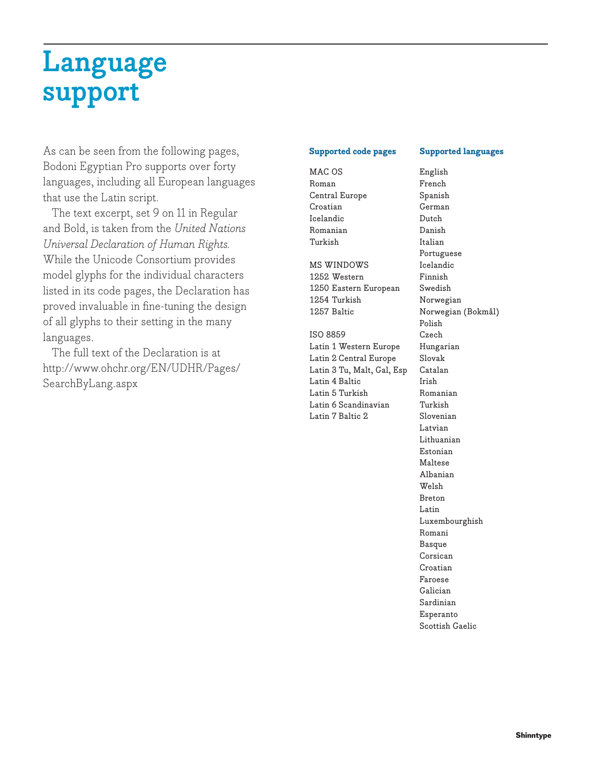# Language support

As can be seen from the following pages, Bodoni Egyptian Pro supports over forty languages, including all European languages that use the Latin script.

The text excerpt, set 9 on 11 in Regular and Bold, is taken from the *United Nations Universal Declaration of Human Rights.* While the Unicode Consortium provides model glyphs for the individual characters listed in its code pages, the Declaration has proved invaluable in fine-tuning the design of all glyphs to their setting in the many languages.

The full text of the Declaration is at http://www.ohchr.org/EN/UDHR/Pages/SearchByLang.aspx

**Supported code pages**

MAC OS
Roman
Central Europe
Croatian
Icelandic
Romanian
Turkish

MS WINDOWS
1252 Western
1250 Eastern European
1254 Turkish
1257 Baltic

ISO 8859
Latin 1 Western Europe
Latin 2 Central Europe
Latin 3 Tu, Malt, Gal, Esp
Latin 4 Baltic
Latin 5 Turkish
Latin 6 Scandinavian
Latin 7 Baltic 2

**Supported languages**

English
French
Spanish
German
Dutch
Danish
Italian
Portuguese
Icelandic
Finnish
Swedish
Norwegian
Norwegian (Bokmål)
Polish
Czech
Hungarian
Slovak
Catalan
Irish
Romanian
Turkish
Slovenian
Latvian
Lithuanian
Estonian
Maltese
Albanian
Welsh
Breton
Latin
Luxembourghish
Romani
Basque
Corsican
Croatian
Faroese
Galician
Sardinian
Esperanto
Scottish Gaelic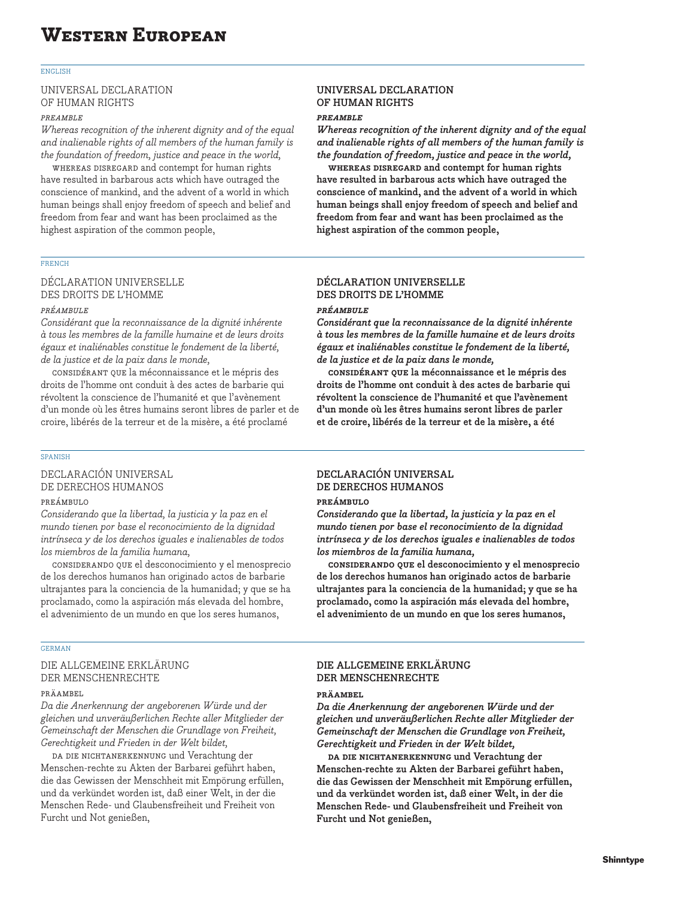# Western European

ENGLISH

UNIVERSAL DECLARATION OF HUMAN RIGHTS

*PREAMBLE*

*Whereas recognition of the inherent dignity and of the equal and inalienable rights of all members of the human family is the foundation of freedom, justice and peace in the world,*

WHEREAS DISREGARD and contempt for human rights have resulted in barbarous acts which have outraged the conscience of mankind, and the advent of a world in which human beings shall enjoy freedom of speech and belief and freedom from fear and want has been proclaimed as the highest aspiration of the common people,

**UNIVERSAL DECLARATION OF HUMAN RIGHTS**

***PREAMBLE***

***Whereas recognition of the inherent dignity and of the equal and inalienable rights of all members of the human family is the foundation of freedom, justice and peace in the world,***

**WHEREAS DISREGARD and contempt for human rights have resulted in barbarous acts which have outraged the conscience of mankind, and the advent of a world in which human beings shall enjoy freedom of speech and belief and freedom from fear and want has been proclaimed as the highest aspiration of the common people,**

FRENCH

DÉCLARATION UNIVERSELLE DES DROITS DE L'HOMME

*PRÉAMBULE*

*Considérant que la reconnaissance de la dignité inhérente à tous les membres de la famille humaine et de leurs droits égaux et inaliénables constitue le fondement de la liberté, de la justice et de la paix dans le monde,*

CONSIDÉRANT QUE la méconnaissance et le mépris des droits de l'homme ont conduit à des actes de barbarie qui révoltent la conscience de l'humanité et que l'avènement d'un monde où les êtres humains seront libres de parler et de croire, libérés de la terreur et de la misère, a été proclamé

**DÉCLARATION UNIVERSELLE DES DROITS DE L'HOMME**

***PRÉAMBULE***

***Considérant que la reconnaissance de la dignité inhérente à tous les membres de la famille humaine et de leurs droits égaux et inaliénables constitue le fondement de la liberté, de la justice et de la paix dans le monde,***

**CONSIDÉRANT QUE la méconnaissance et le mépris des droits de l'homme ont conduit à des actes de barbarie qui révoltent la conscience de l'humanité et que l'avènement d'un monde où les êtres humains seront libres de parler et de croire, libérés de la terreur et de la misère, a été**

SPANISH

DECLARACIÓN UNIVERSAL DE DERECHOS HUMANOS

PREÁMBULO

*Considerando que la libertad, la justicia y la paz en el mundo tienen por base el reconocimiento de la dignidad intrínseca y de los derechos iguales e inalienables de todos los miembros de la familia humana,*

CONSIDERANDO QUE el desconocimiento y el menosprecio de los derechos humanos han originado actos de barbarie ultrajantes para la conciencia de la humanidad; y que se ha proclamado, como la aspiración más elevada del hombre, el advenimiento de un mundo en que los seres humanos,

**DECLARACIÓN UNIVERSAL DE DERECHOS HUMANOS**

**PREÁMBULO**

***Considerando que la libertad, la justicia y la paz en el mundo tienen por base el reconocimiento de la dignidad intrínseca y de los derechos iguales e inalienables de todos los miembros de la familia humana,***

**CONSIDERANDO QUE el desconocimiento y el menosprecio de los derechos humanos han originado actos de barbarie ultrajantes para la conciencia de la humanidad; y que se ha proclamado, como la aspiración más elevada del hombre, el advenimiento de un mundo en que los seres humanos,**

GERMAN

DIE ALLGEMEINE ERKLÄRUNG DER MENSCHENRECHTE

PRÄAMBEL

*Da die Anerkennung der angeborenen Würde und der gleichen und unveräußerlichen Rechte aller Mitglieder der Gemeinschaft der Menschen die Grundlage von Freiheit, Gerechtigkeit und Frieden in der Welt bildet,*

DA DIE NICHTANERKENNUNG und Verachtung der Menschen-rechte zu Akten der Barbarei geführt haben, die das Gewissen der Menschheit mit Empörung erfüllen, und da verkündet worden ist, daß einer Welt, in der die Menschen Rede- und Glaubensfreiheit und Freiheit von Furcht und Not genießen,

**DIE ALLGEMEINE ERKLÄRUNG DER MENSCHENRECHTE**

**PRÄAMBEL**

***Da die Anerkennung der angeborenen Würde und der gleichen und unveräußerlichen Rechte aller Mitglieder der Gemeinschaft der Menschen die Grundlage von Freiheit, Gerechtigkeit und Frieden in der Welt bildet,***

**DA DIE NICHTANERKENNUNG und Verachtung der Menschen-rechte zu Akten der Barbarei geführt haben, die das Gewissen der Menschheit mit Empörung erfüllen, und da verkündet worden ist, daß einer Welt, in der die Menschen Rede- und Glaubensfreiheit und Freiheit von Furcht und Not genießen,**

**Shinntype**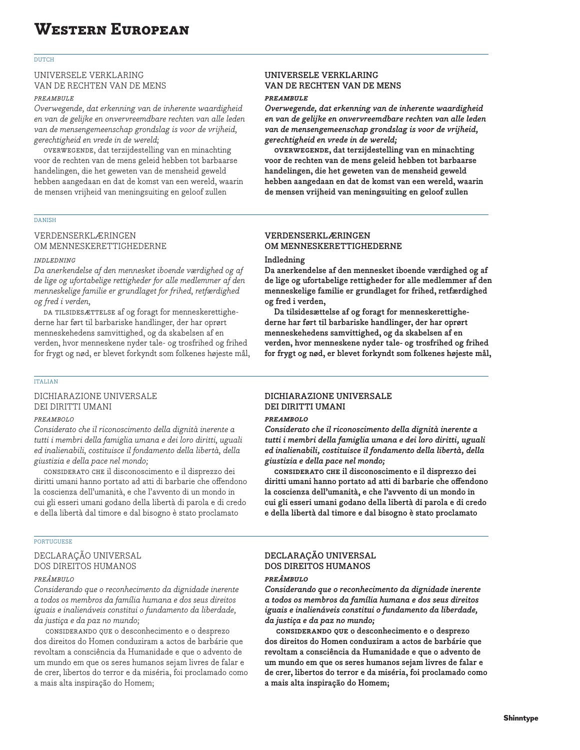# Western European

DUTCH

UNIVERSELE VERKLARING
VAN DE RECHTEN VAN DE MENS

*PREAMBULE*

*Overwegende, dat erkenning van de inherente waardigheid en van de gelijke en onvervreemdbare rechten van alle leden van de mensengemeenschap grondslag is voor de vrijheid, gerechtigheid en vrede in de wereld;*

OVERWEGENDE, dat terzijdestelling van en minachting voor de rechten van de mens geleid hebben tot barbaarse handelingen, die het geweten van de mensheid geweld hebben aangedaan en dat de komst van een wereld, waarin de mensen vrijheid van meningsuiting en geloof zullen

**UNIVERSELE VERKLARING
VAN DE RECHTEN VAN DE MENS**

***PREAMBULE***

***Overwegende, dat erkenning van de inherente waardigheid en van de gelijke en onvervreemdbare rechten van alle leden van de mensengemeenschap grondslag is voor de vrijheid, gerechtigheid en vrede in de wereld;***

**OVERWEGENDE, dat terzijdestelling van en minachting voor de rechten van de mens geleid hebben tot barbaarse handelingen, die het geweten van de mensheid geweld hebben aangedaan en dat de komst van een wereld, waarin de mensen vrijheid van meningsuiting en geloof zullen**

DANISH

VERDENSERKLÆRINGEN
OM MENNESKERETTIGHEDERNE

*INDLEDNING*

*Da anerkendelse af den mennesket iboende værdighed og af de lige og ufortabelige rettigheder for alle medlemmer af den menneskelige familie er grundlaget for frihed, retfærdighed og fred i verden,*

DA TILSIDESÆTTELSE af og foragt for menneskerettighederne har ført til barbariske handlinger, der har oprørt menneskehedens samvittighed, og da skabelsen af en verden, hvor menneskene nyder tale- og trosfrihed og frihed for frygt og nød, er blevet forkyndt som folkenes højeste mål,

**VERDENSERKLÆRINGEN
OM MENNESKERETTIGHEDERNE**

**Indledning**

**Da anerkendelse af den mennesket iboende værdighed og af de lige og ufortabelige rettigheder for alle medlemmer af den menneskelige familie er grundlaget for frihed, retfærdighed og fred i verden,**

**Da tilsidesættelse af og foragt for menneskerettighederne har ført til barbariske handlinger, der har oprørt menneskehedens samvittighed, og da skabelsen af en verden, hvor menneskene nyder tale- og trosfrihed og frihed for frygt og nød, er blevet forkyndt som folkenes højeste mål,**

ITALIAN

DICHIARAZIONE UNIVERSALE
DEI DIRITTI UMANI

*PREAMBOLO*

*Considerato che il riconoscimento della dignità inerente a tutti i membri della famiglia umana e dei loro diritti, uguali ed inalienabili, costituisce il fondamento della libertà, della giustizia e della pace nel mondo;*

CONSIDERATO CHE il disconoscimento e il disprezzo dei diritti umani hanno portato ad atti di barbarie che offendono la coscienza dell'umanità, e che l'avvento di un mondo in cui gli esseri umani godano della libertà di parola e di credo e della libertà dal timore e dal bisogno è stato proclamato

**DICHIARAZIONE UNIVERSALE
DEI DIRITTI UMANI**

***PREAMBOLO***

***Considerato che il riconoscimento della dignità inerente a tutti i membri della famiglia umana e dei loro diritti, uguali ed inalienabili, costituisce il fondamento della libertà, della giustizia e della pace nel mondo;***

**CONSIDERATO CHE il disconoscimento e il disprezzo dei diritti umani hanno portato ad atti di barbarie che offendono la coscienza dell'umanità, e che l'avvento di un mondo in cui gli esseri umani godano della libertà di parola e di credo e della libertà dal timore e dal bisogno è stato proclamato**

PORTUGUESE

DECLARAÇÃO UNIVERSAL
DOS DIREITOS HUMANOS

*PREÂMBULO*

*Considerando que o reconhecimento da dignidade inerente a todos os membros da família humana e dos seus direitos iguais e inalienáveis constitui o fundamento da liberdade, da justiça e da paz no mundo;*

CONSIDERANDO QUE o desconhecimento e o desprezo dos direitos do Homen conduziram a actos de barbárie que revoltam a consciência da Humanidade e que o advento de um mundo em que os seres humanos sejam livres de falar e de crer, libertos do terror e da miséria, foi proclamado como a mais alta inspiração do Homem;

**DECLARAÇÃO UNIVERSAL
DOS DIREITOS HUMANOS**

***PREÂMBULO***

***Considerando que o reconhecimento da dignidade inerente a todos os membros da família humana e dos seus direitos iguais e inalienáveis constitui o fundamento da liberdade, da justiça e da paz no mundo;***

**CONSIDERANDO QUE o desconhecimento e o desprezo dos direitos do Homen conduziram a actos de barbárie que revoltam a consciência da Humanidade e que o advento de um mundo em que os seres humanos sejam livres de falar e de crer, libertos do terror e da miséria, foi proclamado como a mais alta inspiração do Homem;**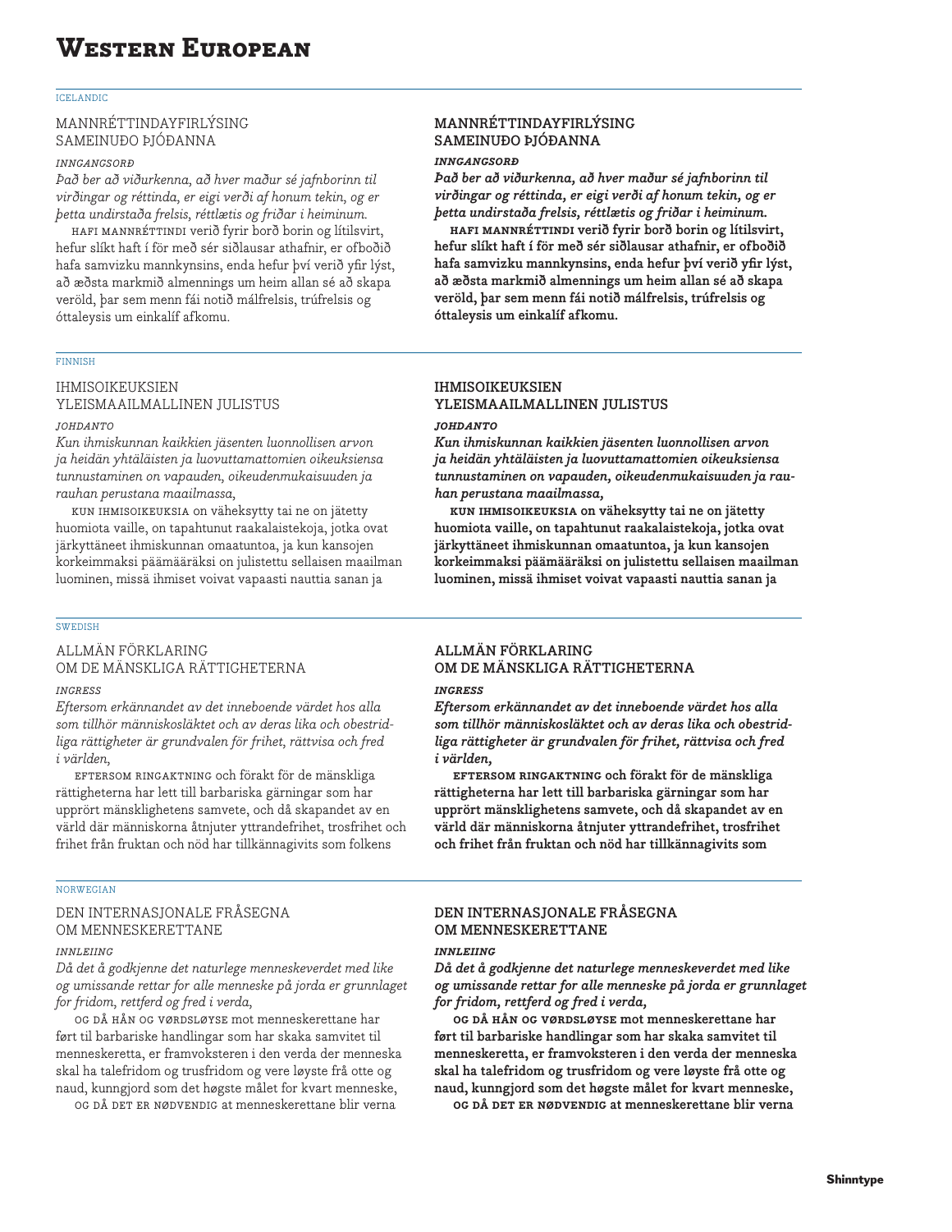# Western European

ICELANDIC

MANNRÉTTINDAYFIRLÝSING
SAMEINUÐO ÞJÓÐANNA

*INNGANGSORÐ*

*Það ber að viðurkenna, að hver maður sé jafnborinn til virðingar og réttinda, er eigi verði af honum tekin, og er þetta undirstaða frelsis, réttlætis og friðar i heiminum.*

HAFI MANNRÉTTINDI verið fyrir borð borin og lítilsvirt, hefur slíkt haft í för með sér siðlausar athafnir, er ofboðið hafa samvizku mannkynsins, enda hefur því verið yfir lýst, að æðsta markmið almennings um heim allan sé að skapa veröld, þar sem menn fái notið málfrelsis, trúfrelsis og óttaleysis um einkalíf afkomu.

**MANNRÉTTINDAYFIRLÝSING**
**SAMEINUÐO ÞJÓÐANNA**

***INNGANGSORÐ***

***Það ber að viðurkenna, að hver maður sé jafnborinn til virðingar og réttinda, er eigi verði af honum tekin, og er þetta undirstaða frelsis, réttlætis og friðar i heiminum.***

**HAFI MANNRÉTTINDI verið fyrir borð borin og lítilsvirt, hefur slíkt haft í för með sér siðlausar athafnir, er ofboðið hafa samvizku mannkynsins, enda hefur því verið yfir lýst, að æðsta markmið almennings um heim allan sé að skapa veröld, þar sem menn fái notið málfrelsis, trúfrelsis og óttaleysis um einkalíf afkomu.**

FINNISH

IHMISOIKEUKSIEN
YLEISMAAILMALLINEN JULISTUS

*JOHDANTO*

*Kun ihmiskunnan kaikkien jäsenten luonnollisen arvon ja heidän yhtäläisten ja luovuttamattomien oikeuksiensa tunnustaminen on vapauden, oikeudenmukaisuuden ja rauhan perustana maailmassa,*

KUN IHMISOIKEUKSIA on väheksytty tai ne on jätetty huomiota vaille, on tapahtunut raakalaistekoja, jotka ovat järkyttäneet ihmiskunnan omaatuntoa, ja kun kansojen korkeimmaksi päämääräksi on julistettu sellaisen maailman luominen, missä ihmiset voivat vapaasti nauttia sanan ja

**IHMISOIKEUKSIEN**
**YLEISMAAILMALLINEN JULISTUS**

***JOHDANTO***

***Kun ihmiskunnan kaikkien jäsenten luonnollisen arvon ja heidän yhtäläisten ja luovuttamattomien oikeuksiensa tunnustaminen on vapauden, oikeudenmukaisuuden ja rauhan perustana maailmassa,***

**KUN IHMISOIKEUKSIA on väheksytty tai ne on jätetty huomiota vaille, on tapahtunut raakalaistekoja, jotka ovat järkyttäneet ihmiskunnan omaatuntoa, ja kun kansojen korkeimmaksi päämääräksi on julistettu sellaisen maailman luominen, missä ihmiset voivat vapaasti nauttia sanan ja**

SWEDISH

ALLMÄN FÖRKLARING
OM DE MÄNSKLIGA RÄTTIGHETERNA

*INGRESS*

*Eftersom erkännandet av det inneboende värdet hos alla som tillhör människosläktet och av deras lika och obestridliga rättigheter är grundvalen för frihet, rättvisa och fred i världen,*

EFTERSOM RINGAKTNING och förakt för de mänskliga rättigheterna har lett till barbariska gärningar som har upprört mänsklighetens samvete, och då skapandet av en värld där människorna åtnjuter yttrandefrihet, trosfrihet och frihet från fruktan och nöd har tillkännagivits som folkens

**ALLMÄN FÖRKLARING**
**OM DE MÄNSKLIGA RÄTTIGHETERNA**

***INGRESS***

***Eftersom erkännandet av det inneboende värdet hos alla som tillhör människosläktet och av deras lika och obestridliga rättigheter är grundvalen för frihet, rättvisa och fred i världen,***

**EFTERSOM RINGAKTNING och förakt för de mänskliga rättigheterna har lett till barbariska gärningar som har upprört mänsklighetens samvete, och då skapandet av en värld där människorna åtnjuter yttrandefrihet, trosfrihet och frihet från fruktan och nöd har tillkännagivits som**

NORWEGIAN

DEN INTERNASJONALE FRÅSEGNA
OM MENNESKERETTANE

*INNLEIING*

*Då det å godkjenne det naturlege menneskeverdet med like og umissande rettar for alle menneske på jorda er grunnlaget for fridom, rettferd og fred i verda,*

OG DÅ HÅN OG VØRDSLØYSE mot menneskerettane har ført til barbariske handlingar som har skaka samvitet til menneskeretta, er framvoksteren i den verda der menneska skal ha talefridom og trusfridom og vere løyste frå otte og naud, kunngjord som det høgste målet for kvart menneske,

OG DÅ DET ER NØDVENDIG at menneskerettane blir verna

**DEN INTERNASJONALE FRÅSEGNA**
**OM MENNESKERETTANE**

***INNLEIING***

***Då det å godkjenne det naturlege menneskeverdet med like og umissande rettar for alle menneske på jorda er grunnlaget for fridom, rettferd og fred i verda,***

**OG DÅ HÅN OG VØRDSLØYSE mot menneskerettane har ført til barbariske handlingar som har skaka samvitet til menneskeretta, er framvoksteren i den verda der menneska skal ha talefridom og trusfridom og vere løyste frå otte og naud, kunngjord som det høgste målet for kvart menneske,**

**OG DÅ DET ER NØDVENDIG at menneskerettane blir verna**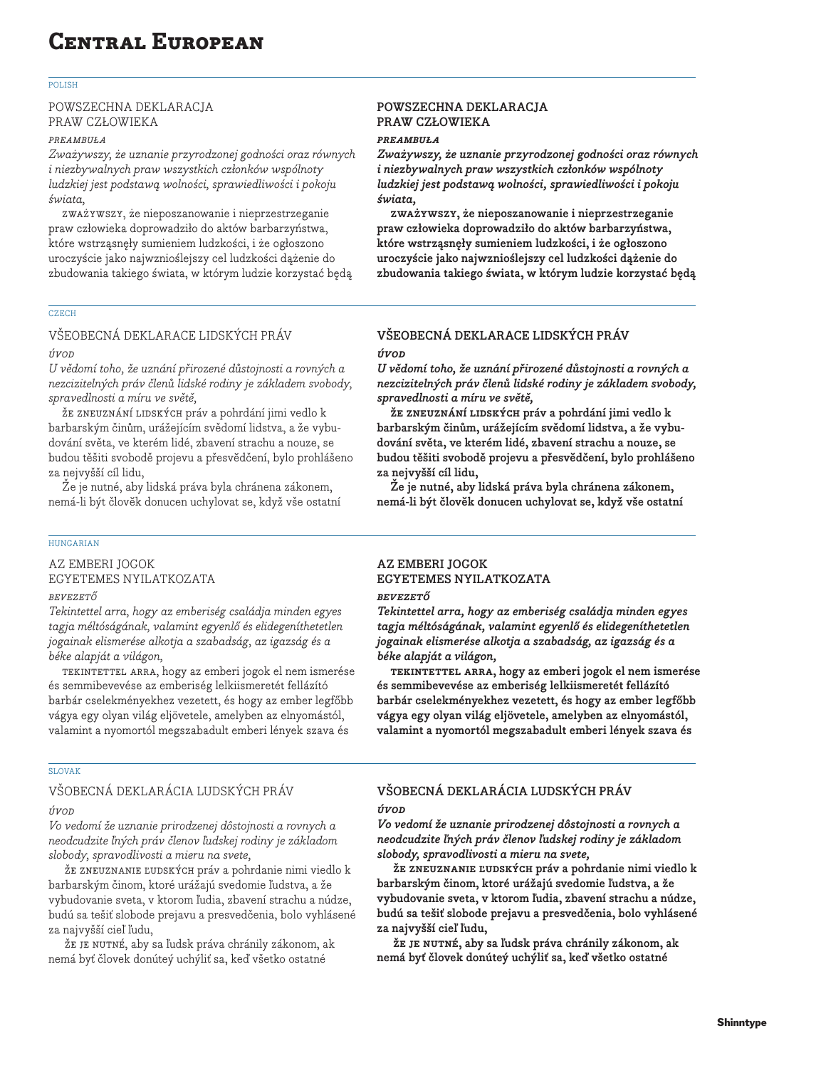# Central European

POLISH

POWSZECHNA DEKLARACJA
PRAW CZŁOWIEKA

*PREAMBUŁA*

*Zważywszy, że uznanie przyrodzonej godności oraz równych i niezbywalnych praw wszystkich członków wspólnoty ludzkiej jest podstawą wolności, sprawiedliwości i pokoju świata,*

ZWAŻYWSZY, że nieposzanowanie i nieprzestrzeganie praw człowieka doprowadziło do aktów barbarzyństwa, które wstrząsnęły sumieniem ludzkości, i że ogłoszono uroczyście jako najwznioślejszy cel ludzkości dążenie do zbudowania takiego świata, w którym ludzie korzystać będą

**POWSZECHNA DEKLARACJA
PRAW CZŁOWIEKA**

***PREAMBUŁA***

***Zważywszy, że uznanie przyrodzonej godności oraz równych i niezbywalnych praw wszystkich członków wspólnoty ludzkiej jest podstawą wolności, sprawiedliwości i pokoju świata,***

**ZWAŻYWSZY, że nieposzanowanie i nieprzestrzeganie praw człowieka doprowadziło do aktów barbarzyństwa, które wstrząsnęły sumieniem ludzkości, i że ogłoszono uroczyście jako najwznioślejszy cel ludzkości dążenie do zbudowania takiego świata, w którym ludzie korzystać będą**

CZECH

VŠEOBECNÁ DEKLARACE LIDSKÝCH PRÁV

*ÚVOD*

*U vědomí toho, že uznání přirozené důstojnosti a rovných a nezcizitelných práv členů lidské rodiny je základem svobody, spravedlnosti a míru ve světě,*

ŽE ZNEUZNÁNÍ LIDSKÝCH práv a pohrdání jimi vedlo k barbarským činům, urážejícím svědomí lidstva, a že vybudování světa, ve kterém lidé, zbavení strachu a nouze, se budou těšiti svobodě projevu a přesvědčení, bylo prohlášeno za nejvyšší cíl lidu,

Že je nutné, aby lidská práva byla chránena zákonem, nemá-li být člověk donucen uchylovat se, když vše ostatní

**VŠEOBECNÁ DEKLARACE LIDSKÝCH PRÁV**

***ÚVOD***

***U vědomí toho, že uznání přirozené důstojnosti a rovných a nezcizitelných práv členů lidské rodiny je základem svobody, spravedlnosti a míru ve světě,***

**ŽE ZNEUZNÁNÍ LIDSKÝCH práv a pohrdání jimi vedlo k barbarským činům, urážejícím svědomí lidstva, a že vybudování světa, ve kterém lidé, zbavení strachu a nouze, se budou těšiti svobodě projevu a přesvědčení, bylo prohlášeno za nejvyšší cíl lidu,**

**Že je nutné, aby lidská práva byla chránena zákonem, nemá-li být člověk donucen uchylovat se, když vše ostatní**

HUNGARIAN

AZ EMBERI JOGOK
EGYETEMES NYILATKOZATA

*BEVEZETŐ*

*Tekintettel arra, hogy az emberiség családja minden egyes tagja méltóságának, valamint egyenlő és elidegeníthetetlen jogainak elismerése alkotja a szabadság, az igazság és a béke alapját a világon,*

TEKINTETTEL ARRA, hogy az emberi jogok el nem ismerése és semmibevevése az emberiség lelkiismeretét fellázító barbár cselekményekhez vezetett, és hogy az ember legfőbb vágya egy olyan világ eljövetele, amelyben az elnyomástól, valamint a nyomortól megszabadult emberi lények szava és

**AZ EMBERI JOGOK
EGYETEMES NYILATKOZATA**

***BEVEZETŐ***

***Tekintettel arra, hogy az emberiség családja minden egyes tagja méltóságának, valamint egyenlő és elidegeníthetetlen jogainak elismerése alkotja a szabadság, az igazság és a béke alapját a világon,***

**TEKINTETTEL ARRA, hogy az emberi jogok el nem ismerése és semmibevevése az emberiség lelkiismeretét fellázító barbár cselekményekhez vezetett, és hogy az ember legfőbb vágya egy olyan világ eljövetele, amelyben az elnyomástól, valamint a nyomortól megszabadult emberi lények szava és**

SLOVAK

VŠOBECNÁ DEKLARÁCIA LUDSKÝCH PRÁV

*ÚVOD*

*Vo vedomí že uznanie prirodzenej dôstojnosti a rovnych a neodcudzite ľných práv členov ľudskej rodiny je základom slobody, spravodlivosti a mieru na svete,*

ŽE ZNEUZNANIE ĽUDSKÝCH práv a pohrdanie nimi viedlo k barbarským činom, ktoré urážajú svedomie ľudstva, a že vybudovanie sveta, v ktorom ľudia, zbavení strachu a núdze, budú sa tešiť slobode prejavu a presvedčenia, bolo vyhlásené za najvyšší cieľ ľudu,

ŽE JE NUTNÉ, aby sa ľudsk práva chránily zákonom, ak nemá byť človek donútey uchýliť sa, keď všetko ostatné

**VŠOBECNÁ DEKLARÁCIA LUDSKÝCH PRÁV**

***ÚVOD***

***Vo vedomí že uznanie prirodzenej dôstojnosti a rovnych a neodcudzite ľných práv členov ľudskej rodiny je základom slobody, spravodlivosti a mieru na svete,***

**ŽE ZNEUZNANIE ĽUDSKÝCH práv a pohrdanie nimi viedlo k barbarským činom, ktoré urážajú svedomie ľudstva, a že vybudovanie sveta, v ktorom ľudia, zbavení strachu a núdze, budú sa tešiť slobode prejavu a presvedčenia, bolo vyhlásené za najvyšší cieľ ľudu,**

**ŽE JE NUTNÉ, aby sa ľudsk práva chránily zákonom, ak nemá byť človek donútey uchýliť sa, keď všetko ostatné**

Shinntype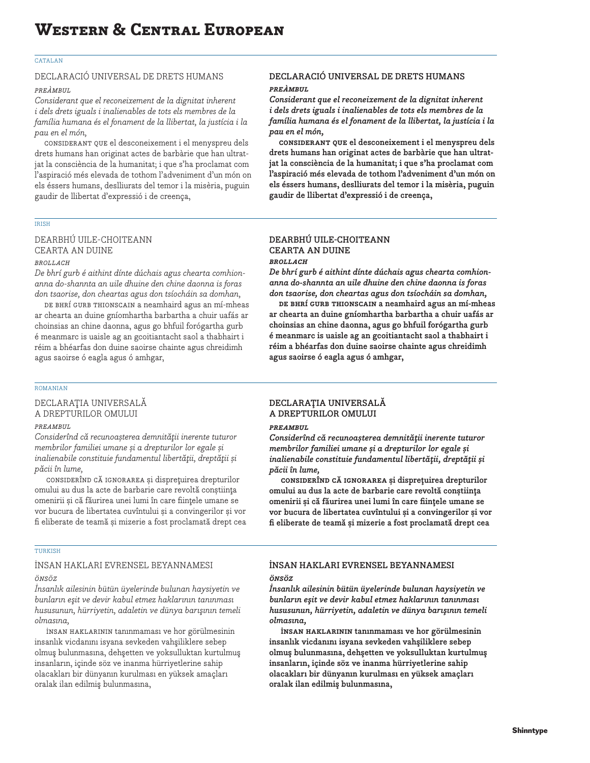# Western & Central European

CATALAN

DECLARACIÓ UNIVERSAL DE DRETS HUMANS

*PREÀMBUL*

*Considerant que el reconeixement de la dignitat inherent i dels drets iguals i inalienables de tots els membres de la família humana és el fonament de la llibertat, la justícia i la pau en el món,*

CONSIDERANT QUE el desconeixement i el menyspreu dels drets humans han originat actes de barbàrie que han ultratjat la consciència de la humanitat; i que s'ha proclamat com l'aspiració més elevada de tothom l'adveniment d'un món on els éssers humans, deslliurats del temor i la misèria, puguin gaudir de llibertat d'expressió i de creença,

**DECLARACIÓ UNIVERSAL DE DRETS HUMANS**

***PREÀMBUL***

***Considerant que el reconeixement de la dignitat inherent i dels drets iguals i inalienables de tots els membres de la família humana és el fonament de la llibertat, la justícia i la pau en el món,***

**CONSIDERANT QUE el desconeixement i el menyspreu dels drets humans han originat actes de barbàrie que han ultratjat la consciència de la humanitat; i que s'ha proclamat com l'aspiració més elevada de tothom l'adveniment d'un món on els éssers humans, deslliurats del temor i la misèria, puguin gaudir de llibertat d'expressió i de creença,**

IRISH

DEARBHÚ UILE-CHOITEANN CEARTA AN DUINE

*BROLLACH*

*De bhrí gurb é aithint dínte dúchais agus chearta comhionanna do-shannta an uile dhuine den chine daonna is foras don tsaorise, don cheartas agus don tsíocháin sa domhan,*

DE BHRÍ GURB THIONSCAIN a neamhaird agus an mí-mheas ar chearta an duine gníomhartha barbartha a chuir uafás ar choinsias an chine daonna, agus go bhfuil forógartha gurb é meanmarc is uaisle ag an gcoitiantacht saol a thabhairt i réim a bhéarfas don duine saoirse chainte agus chreidimh agus saoirse ó eagla agus ó amhgar,

**DEARBHÚ UILE-CHOITEANN CEARTA AN DUINE**

***BROLLACH***

***De bhrí gurb é aithint dínte dúchais agus chearta comhionanna do-shannta an uile dhuine den chine daonna is foras don tsaorise, don cheartas agus don tsíocháin sa domhan,***

**DE BHRÍ GURB THIONSCAIN a neamhaird agus an mí-mheas ar chearta an duine gníomhartha barbartha a chuir uafás ar choinsias an chine daonna, agus go bhfuil forógartha gurb é meanmarc is uaisle ag an gcoitiantacht saol a thabhairt i réim a bhéarfas don duine saoirse chainte agus chreidimh agus saoirse ó eagla agus ó amhgar,**

ROMANIAN

DECLARAŢIA UNIVERSALĂ A DREPTURILOR OMULUI

*PREAMBUL*

*Considerînd că recunoașterea demnităţii inerente tuturor membrilor familiei umane și a drepturilor lor egale și inalienabile constituie fundamentul libertăţii, dreptăţii și păcii în lume,*

CONSIDERÎND CĂ IGNORAREA și dispreţuirea drepturilor omului au dus la acte de barbarie care revoltă conștiinţa omenirii și că făurirea unei lumi în care fiinţele umane se vor bucura de libertatea cuvîntului și a convingerilor și vor fi eliberate de teamă și mizerie a fost proclamată drept cea

**DECLARAŢIA UNIVERSALĂ A DREPTURILOR OMULUI**

***PREAMBUL***

***Considerînd că recunoașterea demnităţii inerente tuturor membrilor familiei umane și a drepturilor lor egale și inalienabile constituie fundamentul libertăţii, dreptăţii și păcii în lume,***

**CONSIDERÎND CĂ IGNORAREA și dispreţuirea drepturilor omului au dus la acte de barbarie care revoltă conștiinţa omenirii și că făurirea unei lumi în care fiinţele umane se vor bucura de libertatea cuvîntului și a convingerilor și vor fi eliberate de teamă și mizerie a fost proclamată drept cea**

TURKISH

İNSAN HAKLARI EVRENSEL BEYANNAMESI

*ÖNSÖZ*

*İnsanlık ailesinin bütün üyelerinde bulunan haysiyetin ve bunların eşit ve devir kabul etmez haklarının tanınması hususunun, hürriyetin, adaletin ve dünya barışının temeli olmasına,*

İNSAN HAKLARININ tanınmaması ve hor görülmesinin insanlık vicdanını isyana sevkeden vahşiliklere sebep olmuş bulunmasına, dehşetten ve yoksulluktan kurtulmuş insanların, içinde söz ve inanma hürriyetlerine sahip olacakları bir dünyanın kurulması en yüksek amaçları oralak ilan edilmiş bulunmasına,

**İNSAN HAKLARI EVRENSEL BEYANNAMESI**

***ÖNSÖZ***

***İnsanlık ailesinin bütün üyelerinde bulunan haysiyetin ve bunların eşit ve devir kabul etmez haklarının tanınması hususunun, hürriyetin, adaletin ve dünya barışının temeli olmasına,***

**İNSAN HAKLARININ tanınmaması ve hor görülmesinin insanlık vicdanını isyana sevkeden vahşiliklere sebep olmuş bulunmasına, dehşetten ve yoksulluktan kurtulmuş insanların, içinde söz ve inanma hürriyetlerine sahip olacakları bir dünyanın kurulması en yüksek amaçları oralak ilan edilmiş bulunmasına,**

**Shinntype**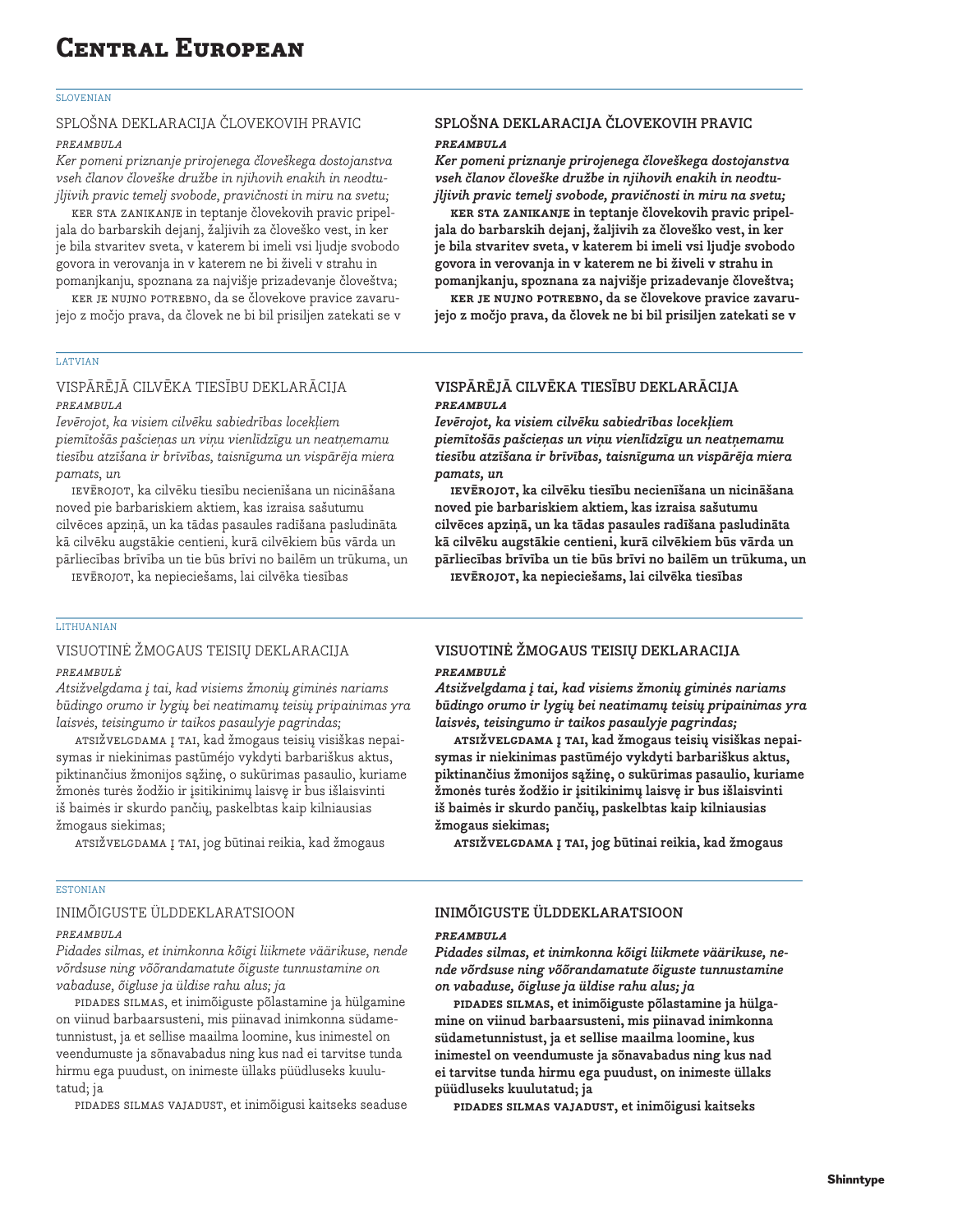# Central European

SLOVENIAN

SPLOŠNA DEKLARACIJA ČLOVEKOVIH PRAVIC

*PREAMBULA*

*Ker pomeni priznanje prirojenega človeškega dostojanstva vseh članov človeške družbe in njihovih enakih in neodtujljivih pravic temelj svobode, pravičnosti in miru na svetu;*

KER STA ZANIKANJE in teptanje človekovih pravic pripeljala do barbarskih dejanj, žaljivih za človeško vest, in ker je bila stvaritev sveta, v katerem bi imeli vsi ljudje svobodo govora in verovanja in v katerem ne bi živeli v strahu in pomanjkanju, spoznana za najvišje prizadevanje človeštva;

KER JE NUJNO POTREBNO, da se človekove pravice zavarujejo z močjo prava, da človek ne bi bil prisiljen zatekati se v

**SPLOŠNA DEKLARACIJA ČLOVEKOVIH PRAVIC**

***PREAMBULA***

***Ker pomeni priznanje prirojenega človeškega dostojanstva vseh članov človeške družbe in njihovih enakih in neodtujljivih pravic temelj svobode, pravičnosti in miru na svetu;***

**KER STA ZANIKANJE in teptanje človekovih pravic pripeljala do barbarskih dejanj, žaljivih za človeško vest, in ker je bila stvaritev sveta, v katerem bi imeli vsi ljudje svobodo govora in verovanja in v katerem ne bi živeli v strahu in pomanjkanju, spoznana za najvišje prizadevanje človeštva;**

**KER JE NUJNO POTREBNO, da se človekove pravice zavarujejo z močjo prava, da človek ne bi bil prisiljen zatekati se v**

LATVIAN

VISPĀRĒJĀ CILVĒKA TIESĪBU DEKLARĀCIJA

*PREAMBULA*

*Ievērojot, ka visiem cilvēku sabiedrības locekļiem piemītošās pašcieņas un viņu vienlīdzīgu un neatņemamu tiesību atzīšana ir brīvības, taisnīguma un vispārēja miera pamats, un*

IEVĒROJOT, ka cilvēku tiesību necienīšana un nicināšana noved pie barbariskiem aktiem, kas izraisa sašutumu cilvēces apziņā, un ka tādas pasaules radīšana pasludināta kā cilvēku augstākie centieni, kurā cilvēkiem būs vārda un pārliecības brīvība un tie būs brīvi no bailēm un trūkuma, un

IEVĒROJOT, ka nepieciešams, lai cilvēka tiesības

**VISPĀRĒJĀ CILVĒKA TIESĪBU DEKLARĀCIJA**

***PREAMBULA***

***Ievērojot, ka visiem cilvēku sabiedrības locekļiem piemītošās pašcieņas un viņu vienlīdzīgu un neatņemamu tiesību atzīšana ir brīvības, taisnīguma un vispārēja miera pamats, un***

**IEVĒROJOT, ka cilvēku tiesību necienīšana un nicināšana noved pie barbariskiem aktiem, kas izraisa sašutumu cilvēces apziņā, un ka tādas pasaules radīšana pasludināta kā cilvēku augstākie centieni, kurā cilvēkiem būs vārda un pārliecības brīvība un tie būs brīvi no bailēm un trūkuma, un**

**IEVĒROJOT, ka nepieciešams, lai cilvēka tiesības**

LITHUANIAN

VISUOTINĖ ŽMOGAUS TEISIŲ DEKLARACIJA

*PREAMBULĖ*

*Atsižvelgdama į tai, kad visiems žmonių giminės nariams būdingo orumo ir lygių bei neatimamų teisių pripainimas yra laisvės, teisingumo ir taikos pasaulyje pagrindas;*

ATSIŽVELGDAMA Į TAI, kad žmogaus teisių visiškas nepaisymas ir niekinimas pastūmėjo vykdyti barbariškus aktus, piktinančius žmonijos sąžinę, o sukūrimas pasaulio, kuriame žmonės turės žodžio ir įsitikinimų laisvę ir bus išlaisvinti iš baimės ir skurdo pančių, paskelbtas kaip kilniausias žmogaus siekimas;

ATSIŽVELGDAMA Į TAI, jog būtinai reikia, kad žmogaus

**VISUOTINĖ ŽMOGAUS TEISIŲ DEKLARACIJA**

***PREAMBULĖ***

***Atsižvelgdama į tai, kad visiems žmonių giminės nariams būdingo orumo ir lygių bei neatimamų teisių pripainimas yra laisvės, teisingumo ir taikos pasaulyje pagrindas;***

**ATSIŽVELGDAMA Į TAI, kad žmogaus teisių visiškas nepaisymas ir niekinimas pastūmėjo vykdyti barbariškus aktus, piktinančius žmonijos sąžinę, o sukūrimas pasaulio, kuriame žmonės turės žodžio ir įsitikinimų laisvę ir bus išlaisvinti iš baimės ir skurdo pančių, paskelbtas kaip kilniausias žmogaus siekimas;**

**ATSIŽVELGDAMA Į TAI, jog būtinai reikia, kad žmogaus**

ESTONIAN

INIMÕIGUSTE ÜLDDEKLARATSIOON

*PREAMBULA*

*Pidades silmas, et inimkonna kõigi liikmete väärikuse, nende võrdsuse ning võõrandamatute õiguste tunnustamine on vabaduse, õigluse ja üldise rahu alus; ja*

PIDADES SILMAS, et inimõiguste põlastamine ja hülgamine on viinud barbaarsusteni, mis piinavad inimkonna südametunnistust, ja et sellise maailma loomine, kus inimestel on veendumuste ja sõnavabadus ning kus nad ei tarvitse tunda hirmu ega puudust, on inimeste üllaks püüdluseks kuulutatud; ja

PIDADES SILMAS VAJADUST, et inimõigusi kaitseks seaduse

**INIMÕIGUSTE ÜLDDEKLARATSIOON**

***PREAMBULA***

***Pidades silmas, et inimkonna kõigi liikmete väärikuse, nende võrdsuse ning võõrandamatute õiguste tunnustamine on vabaduse, õigluse ja üldise rahu alus; ja***

**PIDADES SILMAS, et inimõiguste põlastamine ja hülgamine on viinud barbaarsusteni, mis piinavad inimkonna südametunnistust, ja et sellise maailma loomine, kus inimestel on veendumuste ja sõnavabadus ning kus nad ei tarvitse tunda hirmu ega puudust, on inimeste üllaks püüdluseks kuulutatud; ja**

**PIDADES SILMAS VAJADUST, et inimõigusi kaitseks**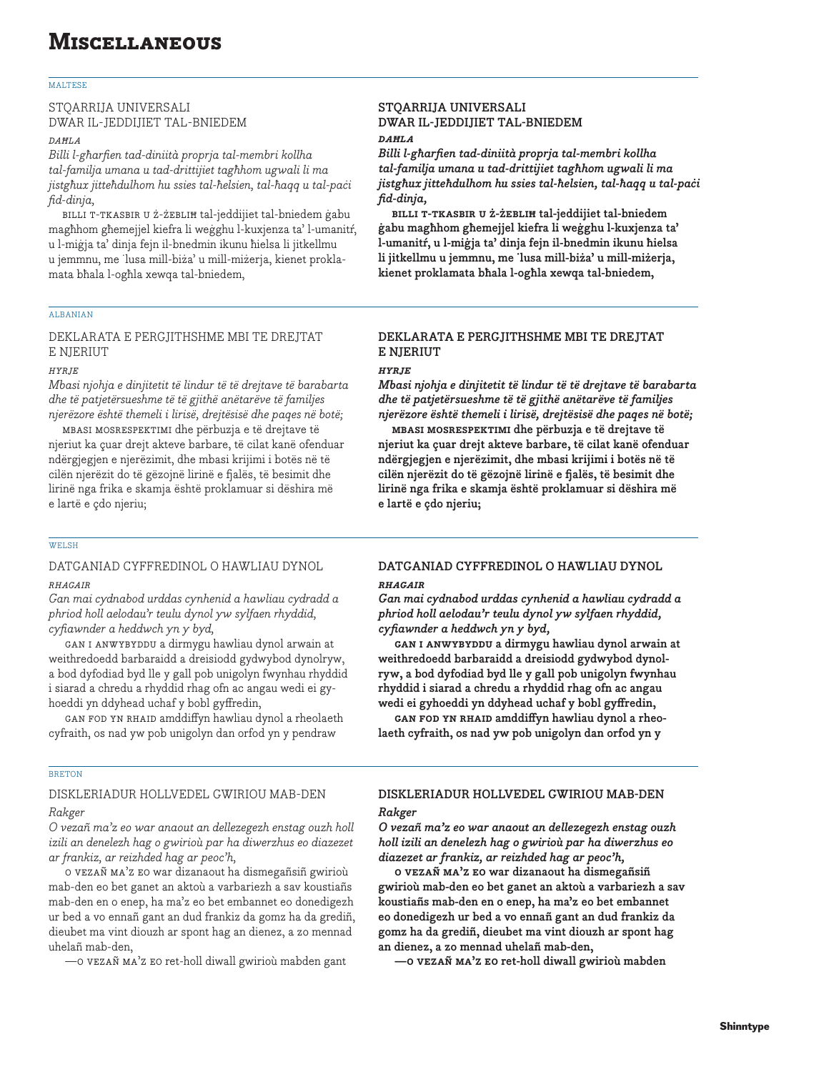# Miscellaneous

MALTESE

STQARRIJA UNIVERSALI
DWAR IL-JEDDIJIET TAL-BNIEDEM

*DAĦLA*

*Billi l-għarfien tad-diniità proprja tal-membri kollha tal-familja umana u tad-drittijiet tagħhom ugwali li ma jistgħux jitteħdulhom hu ssies tal-ħelsien, tal-ħaqq u tal-paċi fid-dinja,*

BILLI T-TKASBIR U Ż-ŻEBLIĦ tal-jeddijiet tal-bniedem ġabu magħhom għemejjel kiefra li weġġhu l-kuxjenza ta' l-umanitŕ, u l-miġja ta' dinja fejn il-bnedmin ikunu ħielsa li jitkellmu u jemmnu, me ˙lusa mill-biża' u mill-miżerja, kienet proklamata bħala l-ogħla xewqa tal-bniedem,

**STQARRIJA UNIVERSALI**
**DWAR IL-JEDDIJIET TAL-BNIEDEM**

***DAĦLA***

***Billi l-għarfien tad-diniità proprja tal-membri kollha tal-familja umana u tad-drittijiet tagħhom ugwali li ma jistgħux jitteħdulhom hu ssies tal-ħelsien, tal-ħaqq u tal-paċi fid-dinja,***

**BILLI T-TKASBIR U Ż-ŻEBLIĦ tal-jeddijiet tal-bniedem ġabu magħhom għemejjel kiefra li weġġhu l-kuxjenza ta' l-umanitŕ, u l-miġja ta' dinja fejn il-bnedmin ikunu ħielsa li jitkellmu u jemmnu, me ˙lusa mill-biża' u mill-miżerja, kienet proklamata bħala l-ogħla xewqa tal-bniedem,**

ALBANIAN

DEKLARATA E PERGJITHSHME MBI TE DREJTAT E NJERIUT

*HYRJE*

*Mbasi njohja e dinjitetit të lindur të të drejtave të barabarta dhe të patjetërsueshme të të gjithë anëtarëve të familjes njerëzore është themeli i lirisë, drejtësisë dhe paqes në botë;*

MBASI MOSRESPEKTIMI dhe përbuzja e të drejtave të njeriut ka çuar drejt akteve barbare, të cilat kanë ofenduar ndërgjegjen e njerëzimit, dhe mbasi krijimi i botës në të cilën njerëzit do të gëzojnë lirinë e fjalës, të besimit dhe lirinë nga frika e skamja është proklamuar si dëshira më e lartë e çdo njeriu;

**DEKLARATA E PERGJITHSHME MBI TE DREJTAT E NJERIUT**

***HYRJE***

***Mbasi njohja e dinjitetit të lindur të të drejtave të barabarta dhe të patjetërsueshme të të gjithë anëtarëve të familjes njerëzore është themeli i lirisë, drejtësisë dhe paqes në botë;***

**MBASI MOSRESPEKTIMI dhe përbuzja e të drejtave të njeriut ka çuar drejt akteve barbare, të cilat kanë ofenduar ndërgjegjen e njerëzimit, dhe mbasi krijimi i botës në të cilën njerëzit do të gëzojnë lirinë e fjalës, të besimit dhe lirinë nga frika e skamja është proklamuar si dëshira më e lartë e çdo njeriu;**

WELSH

DATGANIAD CYFFREDINOL O HAWLIAU DYNOL

*RHAGAIR*

*Gan mai cydnabod urddas cynhenid a hawliau cydradd a phriod holl aelodau'r teulu dynol yw sylfaen rhyddid, cyfiawnder a heddwch yn y byd,*

GAN I ANWYBYDDU a dirmygu hawliau dynol arwain at weithredoedd barbaraidd a dreisiodd gydwybod dynolryw, a bod dyfodiad byd lle y gall pob unigolyn fwynhau rhyddid i siarad a chredu a rhyddid rhag ofn ac angau wedi ei gyhoeddi yn ddyhead uchaf y bobl gyffredin,

GAN FOD YN RHAID amddiffyn hawliau dynol a rheolaeth cyfraith, os nad yw pob unigolyn dan orfod yn y pendraw

**DATGANIAD CYFFREDINOL O HAWLIAU DYNOL**

***RHAGAIR***

***Gan mai cydnabod urddas cynhenid a hawliau cydradd a phriod holl aelodau'r teulu dynol yw sylfaen rhyddid, cyfiawnder a heddwch yn y byd,***

**GAN I ANWYBYDDU a dirmygu hawliau dynol arwain at weithredoedd barbaraidd a dreisiodd gydwybod dynolryw, a bod dyfodiad byd lle y gall pob unigolyn fwynhau rhyddid i siarad a chredu a rhyddid rhag ofn ac angau wedi ei gyhoeddi yn ddyhead uchaf y bobl gyffredin,**

**GAN FOD YN RHAID amddiffyn hawliau dynol a rheolaeth cyfraith, os nad yw pob unigolyn dan orfod yn y**

BRETON

DISKLERIADUR HOLLVEDEL GWIRIOU MAB-DEN

*Rakger*

*O vezañ ma'z eo war anaout an dellezegezh enstag ouzh holl izili an denelezh hag o gwirioù par ha diwerzhus eo diazezet ar frankiz, ar reizhded hag ar peoc'h,*

O VEZAÑ MA'Z EO war dizanaout ha dismegañsiñ gwirioù mab-den eo bet ganet an aktoù a varbariezh a sav koustiañs mab-den en o enep, ha ma'z eo bet embannet eo donedigezh ur bed a vo ennañ gant an dud frankiz da gomz ha da grediñ, dieubet ma vint diouzh ar spont hag an dienez, a zo mennad uhelañ mab-den,

—O VEZAÑ MA'Z EO ret-holl diwall gwirioù mabden gant

**DISKLERIADUR HOLLVEDEL GWIRIOU MAB-DEN**

***Rakger***

***O vezañ ma'z eo war anaout an dellezegezh enstag ouzh holl izili an denelezh hag o gwirioù par ha diwerzhus eo diazezet ar frankiz, ar reizhded hag ar peoc'h,***

**O VEZAÑ MA'Z EO war dizanaout ha dismegañsiñ gwirioù mab-den eo bet ganet an aktoù a varbariezh a sav koustiañs mab-den en o enep, ha ma'z eo bet embannet eo donedigezh ur bed a vo ennañ gant an dud frankiz da gomz ha da grediñ, dieubet ma vint diouzh ar spont hag an dienez, a zo mennad uhelañ mab-den,**

**—O VEZAÑ MA'Z EO ret-holl diwall gwirioù mabden**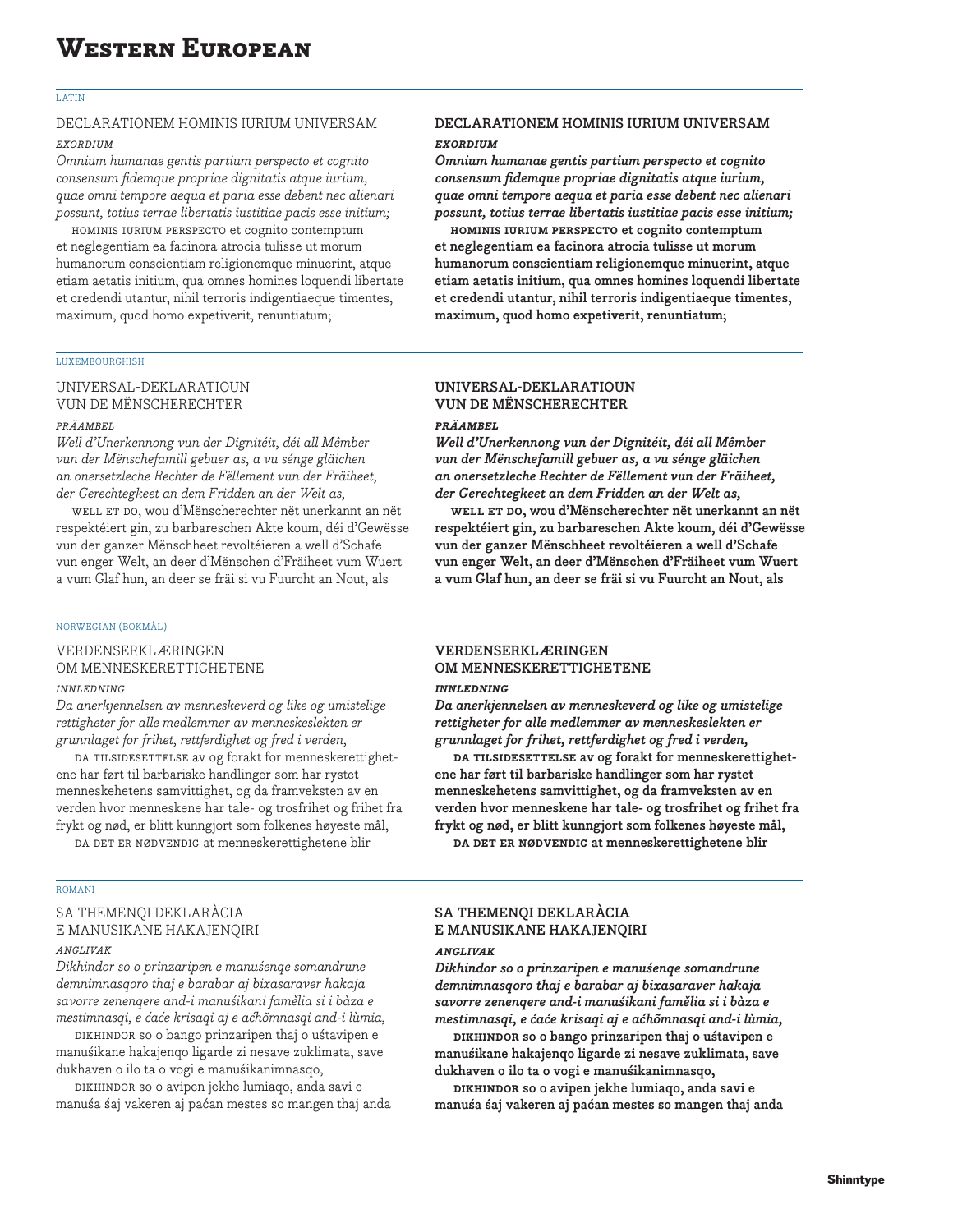// Western European

LATIN

DECLARATIONEM HOMINIS IURIUM UNIVERSAM

*EXORDIUM*

*Omnium humanae gentis partium perspecto et cognito consensum fidemque propriae dignitatis atque iurium, quae omni tempore aequa et paria esse debent nec alienari possunt, totius terrae libertatis iustitiae pacis esse initium;*

HOMINIS IURIUM PERSPECTO et cognito contemptum et neglegentiam ea facinora atrocia tulisse ut morum humanorum conscientiam religionemque minuerint, atque etiam aetatis initium, qua omnes homines loquendi libertate et credendi utantur, nihil terroris indigentiaeque timentes, maximum, quod homo expetiverit, renuntiatum;

**DECLARATIONEM HOMINIS IURIUM UNIVERSAM**

***EXORDIUM***

***Omnium humanae gentis partium perspecto et cognito consensum fidemque propriae dignitatis atque iurium, quae omni tempore aequa et paria esse debent nec alienari possunt, totius terrae libertatis iustitiae pacis esse initium;***

**HOMINIS IURIUM PERSPECTO et cognito contemptum et neglegentiam ea facinora atrocia tulisse ut morum humanorum conscientiam religionemque minuerint, atque etiam aetatis initium, qua omnes homines loquendi libertate et credendi utantur, nihil terroris indigentiaeque timentes, maximum, quod homo expetiverit, renuntiatum;**

LUXEMBOURGHISH

UNIVERSAL-DEKLARATIOUN VUN DE MËNSCHERECHTER

*PRÄAMBEL*

*Well d'Unerkennong vun der Dignitéit, déi all Mêmber vun der Mënschefamill gebuer as, a vu sénge gläichen an onersetzleche Rechter de Fëllement vun der Fräiheet, der Gerechtegkeet an dem Fridden an der Welt as,*

WELL ET DO, wou d'Mënscherechter nët unerkannt an nët respektéiert gin, zu barbareschen Akte koum, déi d'Gewësse vun der ganzer Mënschheet revoltéieren a well d'Schafe vun enger Welt, an deer d'Mënschen d'Fräiheet vum Wuert a vum Glaf hun, an deer se fräi si vu Fuurcht an Nout, als

**UNIVERSAL-DEKLARATIOUN VUN DE MËNSCHERECHTER**

***PRÄAMBEL***

***Well d'Unerkennong vun der Dignitéit, déi all Mêmber vun der Mënschefamill gebuer as, a vu sénge gläichen an onersetzleche Rechter de Fëllement vun der Fräiheet, der Gerechtegkeet an dem Fridden an der Welt as,***

**WELL ET DO, wou d'Mënscherechter nët unerkannt an nët respektéiert gin, zu barbareschen Akte koum, déi d'Gewësse vun der ganzer Mënschheet revoltéieren a well d'Schafe vun enger Welt, an deer d'Mënschen d'Fräiheet vum Wuert a vum Glaf hun, an deer se fräi si vu Fuurcht an Nout, als**

NORWEGIAN (BOKMÅL)

VERDENSERKLÆRINGEN OM MENNESKERETTIGHETENE

*INNLEDNING*

*Da anerkjennelsen av menneskeverd og like og umistelige rettigheter for alle medlemmer av menneskeslekten er grunnlaget for frihet, rettferdighet og fred i verden,*

DA TILSIDESETTELSE av og forakt for menneskerettighetene har ført til barbariske handlinger som har rystet menneskehetens samvittighet, og da framveksten av en verden hvor menneskene har tale- og trosfrihet og frihet fra frykt og nød, er blitt kunngjort som folkenes høyeste mål,

DA DET ER NØDVENDIG at menneskerettighetene blir

**VERDENSERKLÆRINGEN OM MENNESKERETTIGHETENE**

***INNLEDNING***

***Da anerkjennelsen av menneskeverd og like og umistelige rettigheter for alle medlemmer av menneskeslekten er grunnlaget for frihet, rettferdighet og fred i verden,***

**DA TILSIDESETTELSE av og forakt for menneskerettighetene har ført til barbariske handlinger som har rystet menneskehetens samvittighet, og da framveksten av en verden hvor menneskene har tale- og trosfrihet og frihet fra frykt og nød, er blitt kunngjort som folkenes høyeste mål,**

**DA DET ER NØDVENDIG at menneskerettighetene blir**

ROMANI

SA THEMENQI DEKLARÀCIA E MANUSIKANE HAKAJENQIRI

*ANGLIVAK*

*Dikhindor so o prinzaripen e manuśenqe somandrune demnimnasqoro thaj e barabar aj bixasaraver hakaja savorre zenenqere and-i manuśikani famĕlia si i bàza e mestimnasqi, e ćaće krisaqi aj e aćhŏmnasqi and-i lùmia,*

DIKHINDOR so o bango prinzaripen thaj o uśtavipen e manuśikane hakajenqo ligarde zi nesave zuklimata, save dukhaven o ilo ta o vogi e manuśikanimnasqo,

DIKHINDOR so o avipen jekhe lumiaqo, anda savi e manuśa śaj vakeren aj paćan mestes so mangen thaj anda

**SA THEMENQI DEKLARÀCIA E MANUSIKANE HAKAJENQIRI**

***ANGLIVAK***

***Dikhindor so o prinzaripen e manuśenqe somandrune demnimnasqoro thaj e barabar aj bixasaraver hakaja savorre zenenqere and-i manuśikani famĕlia si i bàza e mestimnasqi, e ćaće krisaqi aj e aćhŏmnasqi and-i lùmia,***

**DIKHINDOR so o bango prinzaripen thaj o uśtavipen e manuśikane hakajenqo ligarde zi nesave zuklimata, save dukhaven o ilo ta o vogi e manuśikanimnasqo,**

**DIKHINDOR so o avipen jekhe lumiaqo, anda savi e manuśa śaj vakeren aj paćan mestes so mangen thaj anda**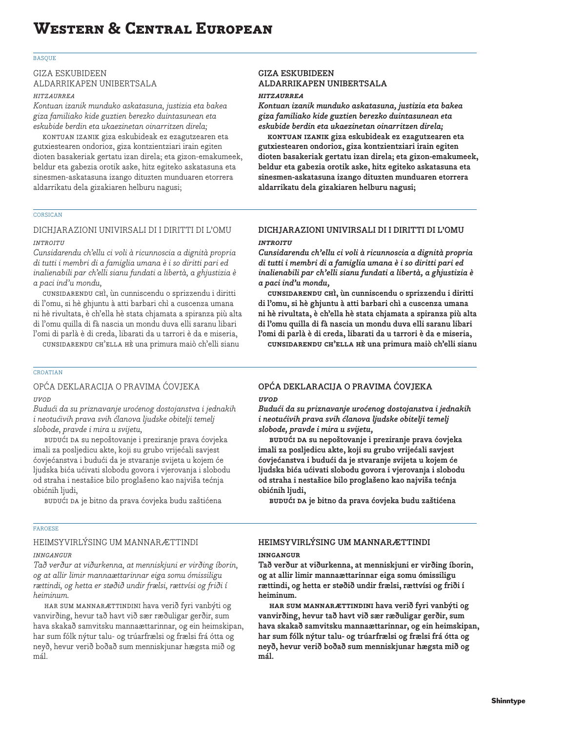# Western & Central European

BASQUE

GIZA ESKUBIDEEN ALDARRIKAPEN UNIBERTSALA

*HITZAURREA*

*Kontuan izanik munduko askatasuna, justizia eta bakea giza familiako kide guztien berezko duintasunean eta eskubide berdin eta ukaezinetan oinarritzen direla;*

KONTUAN IZANIK giza eskubideak ez ezagutzearen eta gutxiestearen ondorioz, giza kontzientziari irain egiten dioten basakeriak gertatu izan direla; eta gizon-emakumeek, beldur eta gabezia orotik aske, hitz egiteko askatasuna eta sinesmen-askatasuna izango dituzten munduaren etorrera aldarrikatu dela gizakiaren helburu nagusi;

**GIZA ESKUBIDEEN ALDARRIKAPEN UNIBERTSALA**

***HITZAURREA***

***Kontuan izanik munduko askatasuna, justizia eta bakea giza familiako kide guztien berezko duintasunean eta eskubide berdin eta ukaezinetan oinarritzen direla;***

**KONTUAN IZANIK giza eskubideak ez ezagutzearen eta gutxiestearen ondorioz, giza kontzientziari irain egiten dioten basakeriak gertatu izan direla; eta gizon-emakumeek, beldur eta gabezia orotik aske, hitz egiteko askatasuna eta sinesmen-askatasuna izango dituzten munduaren etorrera aldarrikatu dela gizakiaren helburu nagusi;**

CORSICAN

DICHJARAZIONI UNIVIRSALI DI I DIRITTI DI L'OMU

*INTROITU*

*Cunsidarendu ch'ellu ci voli à ricunnoscia a dignità propria di tutti i membri di a famiglia umana è i so diritti pari ed inalienabili par ch'elli sianu fundati a libertà, a ghjustizia è a paci ind'u mondu,*

CUNSIDARENDU CHÌ, ùn cunniscendu o sprizzendu i diritti di l'omu, si hè ghjuntu à atti barbari chì a cuscenza umana ni hè rivultata, è ch'ella hè stata chjamata a spiranza più alta di l'omu quilla di fà nascia un mondu duva elli saranu libari l'omi di parlà è di creda, libarati da u tarrori è da e miseria,

CUNSIDARENDU CH'ELLA HÈ una primura maiò ch'elli sianu

**DICHJARAZIONI UNIVIRSALI DI I DIRITTI DI L'OMU**

***INTROITU***

***Cunsidarendu ch'ellu ci voli à ricunnoscia a dignità propria di tutti i membri di a famiglia umana è i so diritti pari ed inalienabili par ch'elli sianu fundati a libertà, a ghjustizia è a paci ind'u mondu,***

**CUNSIDARENDU CHÌ, ùn cunniscendu o sprizzendu i diritti di l'omu, si hè ghjuntu à atti barbari chì a cuscenza umana ni hè rivultata, è ch'ella hè stata chjamata a spiranza più alta di l'omu quilla di fà nascia un mondu duva elli saranu libari l'omi di parlà è di creda, libarati da u tarrori è da e miseria,**

**CUNSIDARENDU CH'ELLA HÈ una primura maiò ch'elli sianu**

CROATIAN

OPĆA DEKLARACIJA O PRAVIMA ĆOVJEKA

*UVOD*

*Budući da su priznavanje urođenog dostojanstva i jednakih i neotuđivih prava svih članova ljudske obitelji temelj slobode, pravde i mira u svijetu,*

BUDUĆI DA su nepoštovanje i preziranje prava čovjeka imali za posljedicu akte, koji su grubo vrijeđali savjest čovječanstva i budući da je stvaranje svijeta u kojem će ljudska bića uživati slobodu govora i vjerovanja i slobodu od straha i nestašice bilo proglašeno kao najviša težnja običnih ljudi,

BUDUĆI DA je bitno da prava čovjeka budu zaštićena

**OPĆA DEKLARACIJA O PRAVIMA ĆOVJEKA**

***UVOD***

***Budući da su priznavanje urođenog dostojanstva i jednakih i neotuđivih prava svih članova ljudske obitelji temelj slobode, pravde i mira u svijetu,***

**BUDUĆI DA su nepoštovanje i preziranje prava čovjeka imali za posljedicu akte, koji su grubo vrijeđali savjest čovječanstva i budući da je stvaranje svijeta u kojem će ljudska bića uživati slobodu govora i vjerovanja i slobodu od straha i nestašice bilo proglašeno kao najviša težnja običnih ljudi,**

**BUDUĆI DA je bitno da prava čovjeka budu zaštićena**

FAROESE

HEIMSYVIRLÝSING UM MANNARÆTTINDI

*INNGANGUR*

*Tað verður at viðurkenna, at menniskjuni er virðing íborin, og at allir limir mannaættarinnar eiga somu ómissiligu rættindi, og hetta er støðið undir frælsi, rættvísi og friði í heiminum.*

HAR SUM MANNARÆTTINDINI hava verið fyri vanbýti og vanvirðing, hevur tað havt við sær ræðuligar gerðir, sum hava skakað samvitsku mannaættarinnar, og ein heimskipan, har sum fólk nýtur talu- og trúarfrælsi og frælsi frá ótta og neyð, hevur verið boðað sum menniskjunar hægsta mið og mál.

**HEIMSYVIRLÝSING UM MANNARÆTTINDI**

**INNGANGUR**

**Tað verður at viðurkenna, at menniskjuni er virðing íborin, og at allir limir mannaættarinnar eiga somu ómissiligu rættindi, og hetta er støðið undir frælsi, rættvísi og friði í heiminum.**

**HAR SUM MANNARÆTTINDINI hava verið fyri vanbýti og vanvirðing, hevur tað havt við sær ræðuligar gerðir, sum hava skakað samvitsku mannaættarinnar, og ein heimskipan, har sum fólk nýtur talu- og trúarfrælsi og frælsi frá ótta og neyð, hevur verið boðað sum menniskjunar hægsta mið og mál.**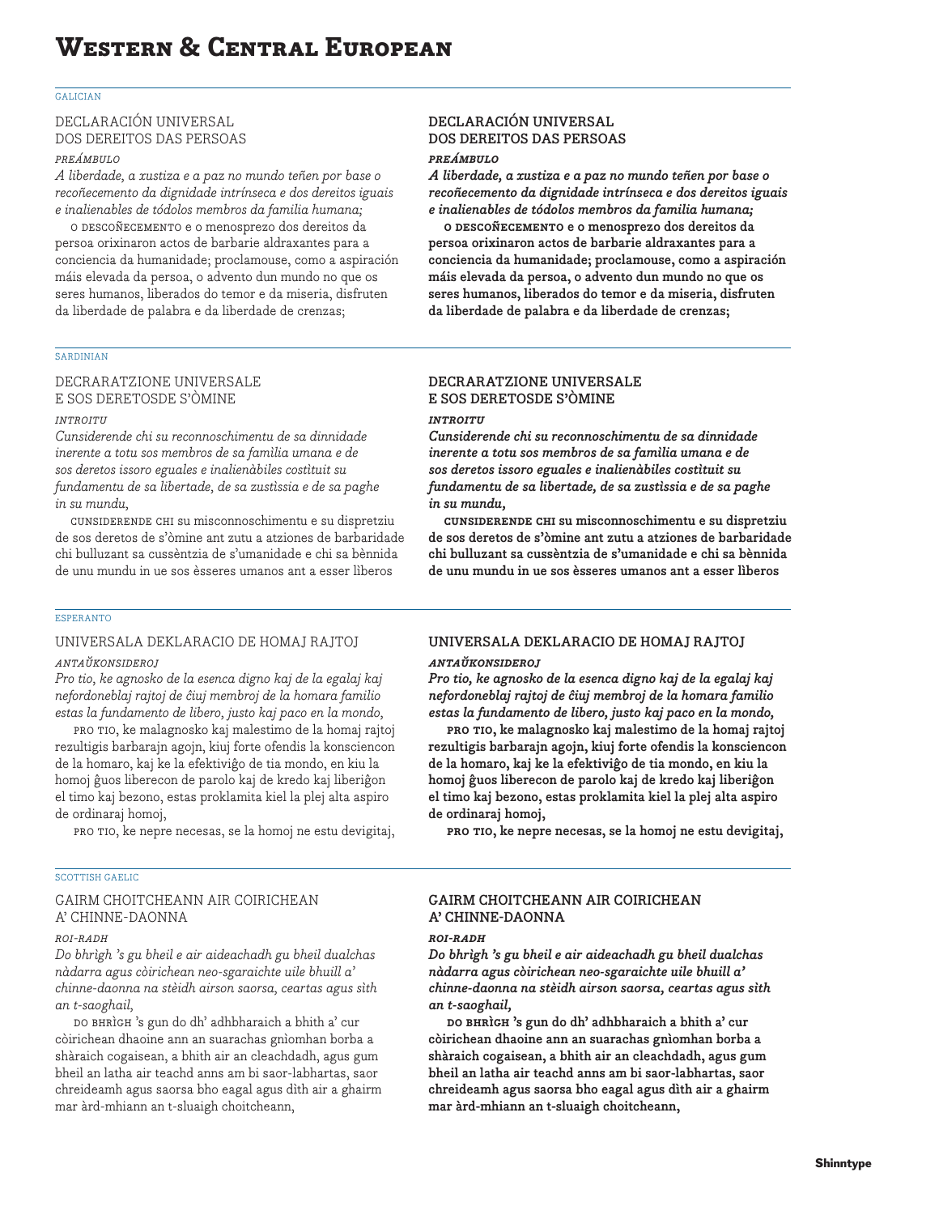# Western & Central European

GALICIAN

DECLARACIÓN UNIVERSAL
DOS DEREITOS DAS PERSOAS

*PREÁMBULO*

*A liberdade, a xustiza e a paz no mundo teñen por base o recoñecemento da dignidade intrínseca e dos dereitos iguais e inalienables de tódolos membros da familia humana;*

O DESCOÑECEMENTO e o menosprezo dos dereitos da persoa orixinaron actos de barbarie aldraxantes para a conciencia da humanidade; proclamouse, como a aspiración máis elevada da persoa, o advento dun mundo no que os seres humanos, liberados do temor e da miseria, disfruten da liberdade de palabra e da liberdade de crenzas;

**DECLARACIÓN UNIVERSAL
DOS DEREITOS DAS PERSOAS**

***PREÁMBULO***

***A liberdade, a xustiza e a paz no mundo teñen por base o recoñecemento da dignidade intrínseca e dos dereitos iguais e inalienables de tódolos membros da familia humana;***

**O DESCOÑECEMENTO e o menosprezo dos dereitos da persoa orixinaron actos de barbarie aldraxantes para a conciencia da humanidade; proclamouse, como a aspiración máis elevada da persoa, o advento dun mundo no que os seres humanos, liberados do temor e da miseria, disfruten da liberdade de palabra e da liberdade de crenzas;**

SARDINIAN

DECRARATZIONE UNIVERSALE
E SOS DERETOSDE S'ÒMINE

*INTROITU*

*Cunsiderende chi su reconnoschimentu de sa dinnidade inerente a totu sos membros de sa famìlia umana e de sos deretos issoro eguales e inalienàbiles costituit su fundamentu de sa libertade, de sa zustìssia e de sa paghe in su mundu,*

CUNSIDERENDE CHI su misconnoschimentu e su dispretziu de sos deretos de s'òmine ant zutu a atziones de barbaridade chi bulluzant sa cussèntzia de s'umanidade e chi sa bènnida de unu mundu in ue sos èsseres umanos ant a esser lìberos

**DECRARATZIONE UNIVERSALE
E SOS DERETOSDE S'ÒMINE**

***INTROITU***

***Cunsiderende chi su reconnoschimentu de sa dinnidade inerente a totu sos membros de sa famìlia umana e de sos deretos issoro eguales e inalienàbiles costituit su fundamentu de sa libertade, de sa zustìssia e de sa paghe in su mundu,***

**CUNSIDERENDE CHI su misconnoschimentu e su dispretziu de sos deretos de s'òmine ant zutu a atziones de barbaridade chi bulluzant sa cussèntzia de s'umanidade e chi sa bènnida de unu mundu in ue sos èsseres umanos ant a esser lìberos**

ESPERANTO

UNIVERSALA DEKLARACIO DE HOMAJ RAJTOJ

*ANTAŬKONSIDEROJ*

*Pro tio, ke agnosko de la esenca digno kaj de la egalaj kaj nefordoneblaj rajtoj de ĉiuj membroj de la homara familio estas la fundamento de libero, justo kaj paco en la mondo,*

PRO TIO, ke malagnosko kaj malestimo de la homaj rajtoj rezultigis barbarajn agojn, kiuj forte ofendis la konsciencon de la homaro, kaj ke la efektiviĝo de tia mondo, en kiu la homoj ĝuos liberecon de parolo kaj de kredo kaj liberiĝon el timo kaj bezono, estas proklamita kiel la plej alta aspiro de ordinaraj homoj,

PRO TIO, ke nepre necesas, se la homoj ne estu devigitaj,

**UNIVERSALA DEKLARACIO DE HOMAJ RAJTOJ**

***ANTAŬKONSIDEROJ***

***Pro tio, ke agnosko de la esenca digno kaj de la egalaj kaj nefordoneblaj rajtoj de ĉiuj membroj de la homara familio estas la fundamento de libero, justo kaj paco en la mondo,***

**PRO TIO, ke malagnosko kaj malestimo de la homaj rajtoj rezultigis barbarajn agojn, kiuj forte ofendis la konsciencon de la homaro, kaj ke la efektiviĝo de tia mondo, en kiu la homoj ĝuos liberecon de parolo kaj de kredo kaj liberiĝon el timo kaj bezono, estas proklamita kiel la plej alta aspiro de ordinaraj homoj,**

**PRO TIO, ke nepre necesas, se la homoj ne estu devigitaj,**

SCOTTISH GAELIC

GAIRM CHOITCHEANN AIR COIRICHEAN
A' CHINNE-DAONNA

*ROI-RADH*

*Do bhrìgh 's gu bheil e air aideachadh gu bheil dualchas nàdarra agus còirichean neo-sgaraichte uile bhuill a' chinne-daonna na stèidh airson saorsa, ceartas agus sìth an t-saoghail,*

DO BHRÌGH 's gun do dh' adhbharaich a bhith a' cur còirichean dhaoine ann an suarachas gnìomhan borba a shàraich cogaisean, a bhith air an cleachdadh, agus gum bheil an latha air teachd anns am bi saor-labhartas, saor chreideamh agus saorsa bho eagal agus dìth air a ghairm mar àrd-mhiann an t-sluaigh choitcheann,

**GAIRM CHOITCHEANN AIR COIRICHEAN
A' CHINNE-DAONNA**

***ROI-RADH***

***Do bhrìgh 's gu bheil e air aideachadh gu bheil dualchas nàdarra agus còirichean neo-sgaraichte uile bhuill a' chinne-daonna na stèidh airson saorsa, ceartas agus sìth an t-saoghail,***

**DO BHRÌGH 's gun do dh' adhbharaich a bhith a' cur còirichean dhaoine ann an suarachas gnìomhan borba a shàraich cogaisean, a bhith air an cleachdadh, agus gum bheil an latha air teachd anns am bi saor-labhartas, saor chreideamh agus saorsa bho eagal agus dìth air a ghairm mar àrd-mhiann an t-sluaigh choitcheann,**